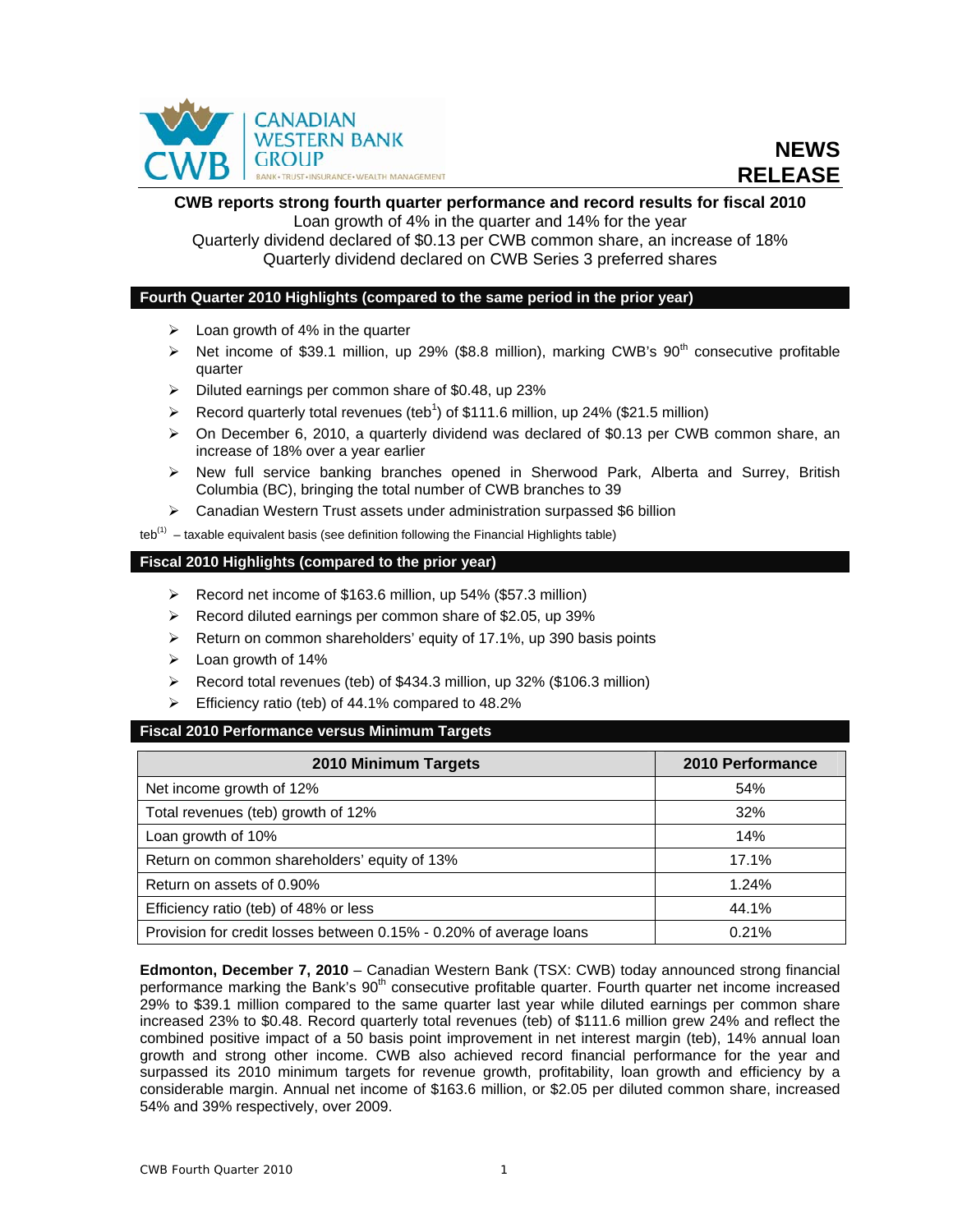# NEWS RELEASE

**CWB reports strong fourth quarter performance and record results for fiscal 2010**

Loan growth of 4% in the quarter and 14% for the year

Quarterly dividend declared of $0.13 per CWB common share, an increase of 18%

Quarterly dividend declared on CWB Series 3 preferred shares

## Fourth Quarter 2010 Highlights (compared to the same period in the prior year)

- Loan growth of 4% in the quarter
- Net income of $39.1 million, up 29% ($8.8 million), marking CWB's 90th consecutive profitable quarter
- Diluted earnings per common share of $0.48, up 23%
- Record quarterly total revenues (teb[1]) of $111.6 million, up 24% ($21.5 million)
- On December 6, 2010, a quarterly dividend was declared of $0.13 per CWB common share, an increase of 18% over a year earlier
- New full service banking branches opened in Sherwood Park, Alberta and Surrey, British Columbia (BC), bringing the total number of CWB branches to 39
- Canadian Western Trust assets under administration surpassed $6 billion

teb[(1)] – taxable equivalent basis (see definition following the Financial Highlights table)

## Fiscal 2010 Highlights (compared to the prior year)

- Record net income of $163.6 million, up 54% ($57.3 million)
- Record diluted earnings per common share of $2.05, up 39%
- Return on common shareholders' equity of 17.1%, up 390 basis points
- Loan growth of 14%
- Record total revenues (teb) of $434.3 million, up 32% ($106.3 million)
- Efficiency ratio (teb) of 44.1% compared to 48.2%

## Fiscal 2010 Performance versus Minimum Targets

| 2010 Minimum Targets | 2010 Performance |
|---|---|
| Net income growth of 12% | 54% |
| Total revenues (teb) growth of 12% | 32% |
| Loan growth of 10% | 14% |
| Return on common shareholders' equity of 13% | 17.1% |
| Return on assets of 0.90% | 1.24% |
| Efficiency ratio (teb) of 48% or less | 44.1% |
| Provision for credit losses between 0.15% - 0.20% of average loans | 0.21% |

**Edmonton, December 7, 2010** – Canadian Western Bank (TSX: CWB) today announced strong financial performance marking the Bank's 90th consecutive profitable quarter. Fourth quarter net income increased 29% to $39.1 million compared to the same quarter last year while diluted earnings per common share increased 23% to $0.48. Record quarterly total revenues (teb) of $111.6 million grew 24% and reflect the combined positive impact of a 50 basis point improvement in net interest margin (teb), 14% annual loan growth and strong other income. CWB also achieved record financial performance for the year and surpassed its 2010 minimum targets for revenue growth, profitability, loan growth and efficiency by a considerable margin. Annual net income of $163.6 million, or $2.05 per diluted common share, increased 54% and 39% respectively, over 2009.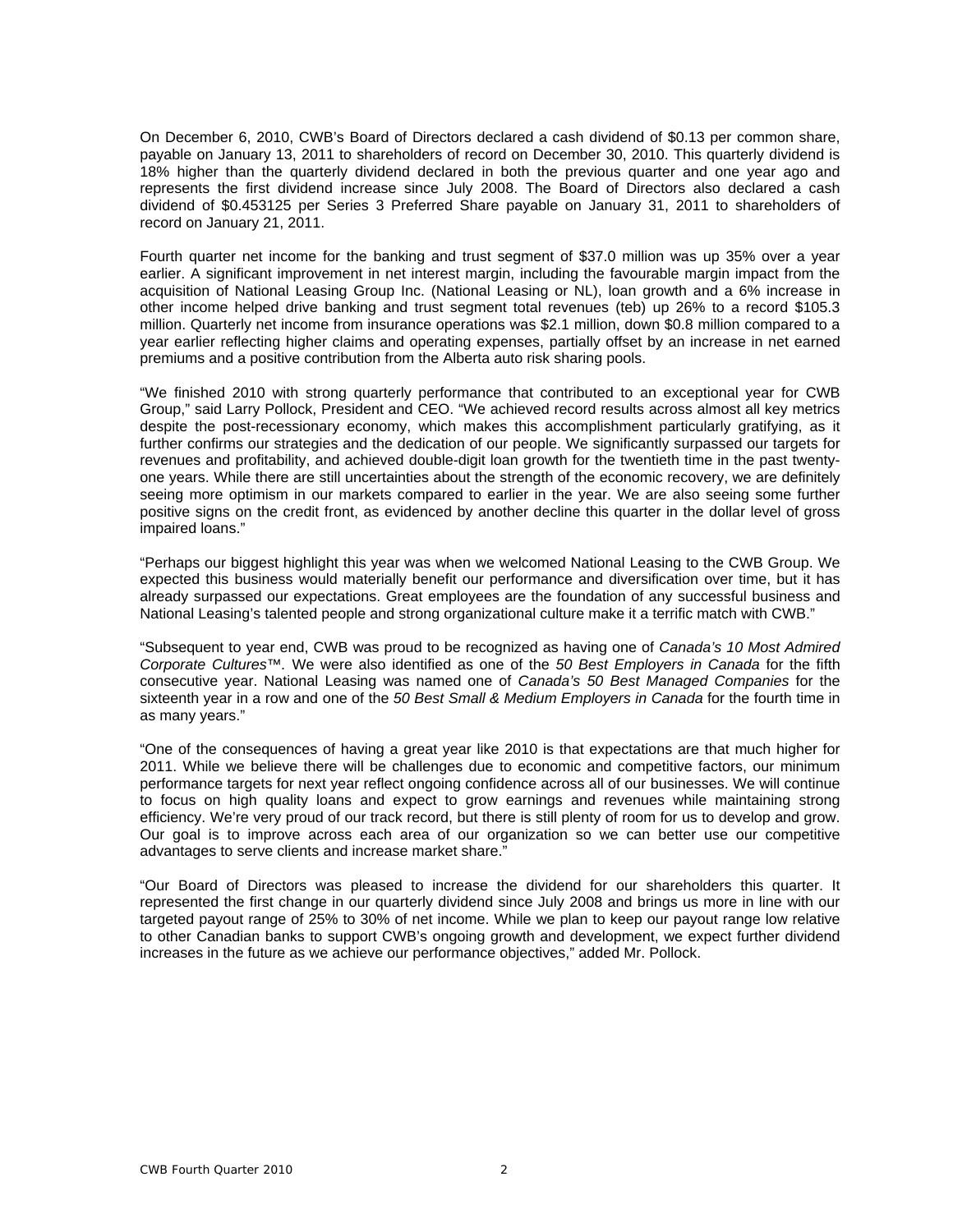On December 6, 2010, CWB's Board of Directors declared a cash dividend of $0.13 per common share, payable on January 13, 2011 to shareholders of record on December 30, 2010. This quarterly dividend is 18% higher than the quarterly dividend declared in both the previous quarter and one year ago and represents the first dividend increase since July 2008. The Board of Directors also declared a cash dividend of $0.453125 per Series 3 Preferred Share payable on January 31, 2011 to shareholders of record on January 21, 2011.

Fourth quarter net income for the banking and trust segment of $37.0 million was up 35% over a year earlier. A significant improvement in net interest margin, including the favourable margin impact from the acquisition of National Leasing Group Inc. (National Leasing or NL), loan growth and a 6% increase in other income helped drive banking and trust segment total revenues (teb) up 26% to a record $105.3 million. Quarterly net income from insurance operations was $2.1 million, down $0.8 million compared to a year earlier reflecting higher claims and operating expenses, partially offset by an increase in net earned premiums and a positive contribution from the Alberta auto risk sharing pools.

"We finished 2010 with strong quarterly performance that contributed to an exceptional year for CWB Group," said Larry Pollock, President and CEO. "We achieved record results across almost all key metrics despite the post-recessionary economy, which makes this accomplishment particularly gratifying, as it further confirms our strategies and the dedication of our people. We significantly surpassed our targets for revenues and profitability, and achieved double-digit loan growth for the twentieth time in the past twenty-one years. While there are still uncertainties about the strength of the economic recovery, we are definitely seeing more optimism in our markets compared to earlier in the year. We are also seeing some further positive signs on the credit front, as evidenced by another decline this quarter in the dollar level of gross impaired loans."

"Perhaps our biggest highlight this year was when we welcomed National Leasing to the CWB Group. We expected this business would materially benefit our performance and diversification over time, but it has already surpassed our expectations. Great employees are the foundation of any successful business and National Leasing's talented people and strong organizational culture make it a terrific match with CWB."

"Subsequent to year end, CWB was proud to be recognized as having one of *Canada's 10 Most Admired Corporate Cultures*™. We were also identified as one of the *50 Best Employers in Canada* for the fifth consecutive year. National Leasing was named one of *Canada's 50 Best Managed Companies* for the sixteenth year in a row and one of the *50 Best Small & Medium Employers in Canada* for the fourth time in as many years."

"One of the consequences of having a great year like 2010 is that expectations are that much higher for 2011. While we believe there will be challenges due to economic and competitive factors, our minimum performance targets for next year reflect ongoing confidence across all of our businesses. We will continue to focus on high quality loans and expect to grow earnings and revenues while maintaining strong efficiency. We're very proud of our track record, but there is still plenty of room for us to develop and grow. Our goal is to improve across each area of our organization so we can better use our competitive advantages to serve clients and increase market share."

"Our Board of Directors was pleased to increase the dividend for our shareholders this quarter. It represented the first change in our quarterly dividend since July 2008 and brings us more in line with our targeted payout range of 25% to 30% of net income. While we plan to keep our payout range low relative to other Canadian banks to support CWB's ongoing growth and development, we expect further dividend increases in the future as we achieve our performance objectives," added Mr. Pollock.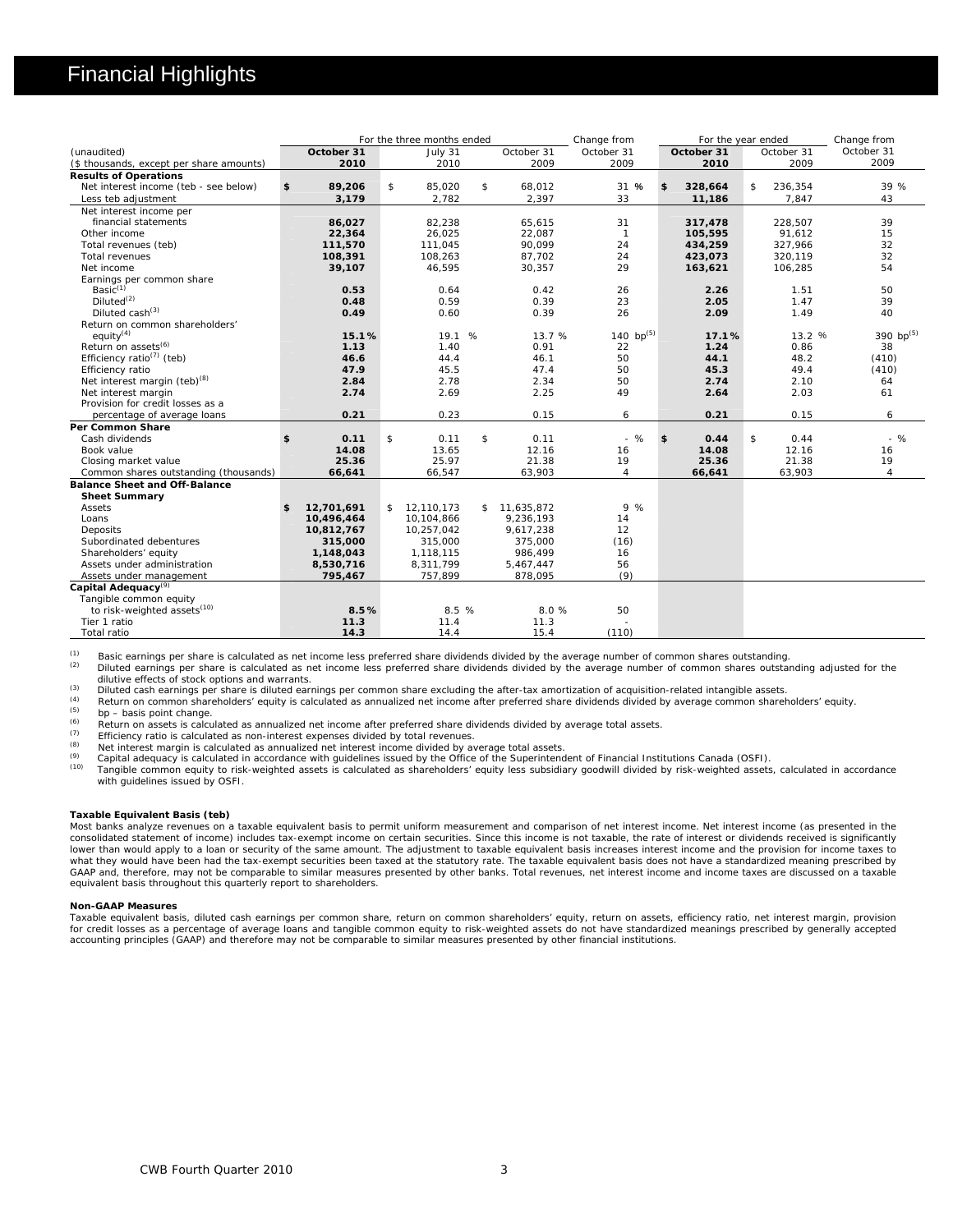# Financial Highlights

| (unaudited) ($ thousands, except per share amounts) | For the three months ended October 31 2010 | July 31 2010 | October 31 2009 | Change from October 31 2009 | For the year ended October 31 2010 | October 31 2009 | Change from October 31 2009 |
|---|---|---|---|---|---|---|---|
| **Results of Operations** | | | | | | | |
| Net interest income (teb - see below) | **$ 89,206** | $ 85,020 | $ 68,012 | 31 % | **$ 328,664** | $ 236,354 | 39 % |
| Less teb adjustment | **3,179** | 2,782 | 2,397 | 33 | **11,186** | 7,847 | 43 |
| Net interest income per financial statements | **86,027** | 82,238 | 65,615 | 31 | **317,478** | 228,507 | 39 |
| Other income | **22,364** | 26,025 | 22,087 | 1 | **105,595** | 91,612 | 15 |
| Total revenues (teb) | **111,570** | 111,045 | 90,099 | 24 | **434,259** | 327,966 | 32 |
| Total revenues | **108,391** | 108,263 | 87,702 | 24 | **423,073** | 320,119 | 32 |
| Net income | **39,107** | 46,595 | 30,357 | 29 | **163,621** | 106,285 | 54 |
| Earnings per common share | | | | | | | |
| Basic[1] | **0.53** | 0.64 | 0.42 | 26 | **2.26** | 1.51 | 50 |
| Diluted[2] | **0.48** | 0.59 | 0.39 | 23 | **2.05** | 1.47 | 39 |
| Diluted cash[3] | **0.49** | 0.60 | 0.39 | 26 | **2.09** | 1.49 | 40 |
| Return on common shareholders' equity[4] | **15.1%** | 19.1 % | 13.7 % | 140 bp[5] | **17.1%** | 13.2 % | 390 bp[5] |
| Return on assets[6] | **1.13** | 1.40 | 0.91 | 22 | **1.24** | 0.86 | 38 |
| Efficiency ratio[7] (teb) | **46.6** | 44.4 | 46.1 | 50 | **44.1** | 48.2 | (410) |
| Efficiency ratio | **47.9** | 45.5 | 47.4 | 50 | **45.3** | 49.4 | (410) |
| Net interest margin (teb)[8] | **2.84** | 2.78 | 2.34 | 50 | **2.74** | 2.10 | 64 |
| Net interest margin | **2.74** | 2.69 | 2.25 | 49 | **2.64** | 2.03 | 61 |
| Provision for credit losses as a percentage of average loans | **0.21** | 0.23 | 0.15 | 6 | **0.21** | 0.15 | 6 |
| **Per Common Share** | | | | | | | |
| Cash dividends | **$ 0.11** | $ 0.11 | $ 0.11 | - % | **$ 0.44** | $ 0.44 | - % |
| Book value | **14.08** | 13.65 | 12.16 | 16 | **14.08** | 12.16 | 16 |
| Closing market value | **25.36** | 25.97 | 21.38 | 19 | **25.36** | 21.38 | 19 |
| Common shares outstanding (thousands) | **66,641** | 66,547 | 63,903 | 4 | **66,641** | 63,903 | 4 |
| **Balance Sheet and Off-Balance Sheet Summary** | | | | | | | |
| Assets | **$ 12,701,691** | $ 12,110,173 | $ 11,635,872 | 9 % | | | |
| Loans | **10,496,464** | 10,104,866 | 9,236,193 | 14 | | | |
| Deposits | **10,812,767** | 10,257,042 | 9,617,238 | 12 | | | |
| Subordinated debentures | **315,000** | 315,000 | 375,000 | (16) | | | |
| Shareholders' equity | **1,148,043** | 1,118,115 | 986,499 | 16 | | | |
| Assets under administration | **8,530,716** | 8,311,799 | 5,467,447 | 56 | | | |
| Assets under management | **795,467** | 757,899 | 878,095 | (9) | | | |
| **Capital Adequacy**[9] | | | | | | | |
| Tangible common equity to risk-weighted assets[10] | **8.5%** | 8.5 % | 8.0 % | 50 | | | |
| Tier 1 ratio | **11.3** | 11.4 | 11.3 | - | | | |
| Total ratio | **14.3** | 14.4 | 15.4 | (110) | | | |

[1] Basic earnings per share is calculated as net income less preferred share dividends divided by the average number of common shares outstanding.
[2] Diluted earnings per share is calculated as net income less preferred share dividends divided by the average number of common shares outstanding adjusted for the dilutive effects of stock options and warrants.
[3] Diluted cash earnings per share is diluted earnings per common share excluding the after-tax amortization of acquisition-related intangible assets.
[4] Return on common shareholders' equity is calculated as annualized net income after preferred share dividends divided by average common shareholders' equity.
[5] bp – basis point change.
[6] Return on assets is calculated as annualized net income after preferred share dividends divided by average total assets.
[7] Efficiency ratio is calculated as non-interest expenses divided by total revenues.
[8] Net interest margin is calculated as annualized net interest income divided by average total assets.
[9] Capital adequacy is calculated in accordance with guidelines issued by the Office of the Superintendent of Financial Institutions Canada (OSFI).
[10] Tangible common equity to risk-weighted assets is calculated as shareholders' equity less subsidiary goodwill divided by risk-weighted assets, calculated in accordance with guidelines issued by OSFI.

**Taxable Equivalent Basis (teb)**
Most banks analyze revenues on a taxable equivalent basis to permit uniform measurement and comparison of net interest income. Net interest income (as presented in the consolidated statement of income) includes tax-exempt income on certain securities. Since this income is not taxable, the rate of interest or dividends received is significantly lower than would apply to a loan or security of the same amount. The adjustment to taxable equivalent basis increases interest income and the provision for income taxes to what they would have been had the tax-exempt securities been taxed at the statutory rate. The taxable equivalent basis does not have a standardized meaning prescribed by GAAP and, therefore, may not be comparable to similar measures presented by other banks. Total revenues, net interest income and income taxes are discussed on a taxable equivalent basis throughout this quarterly report to shareholders.

**Non-GAAP Measures**
Taxable equivalent basis, diluted cash earnings per common share, return on common shareholders' equity, return on assets, efficiency ratio, net interest margin, provision for credit losses as a percentage of average loans and tangible common equity to risk-weighted assets do not have standardized meanings prescribed by generally accepted accounting principles (GAAP) and therefore may not be comparable to similar measures presented by other financial institutions.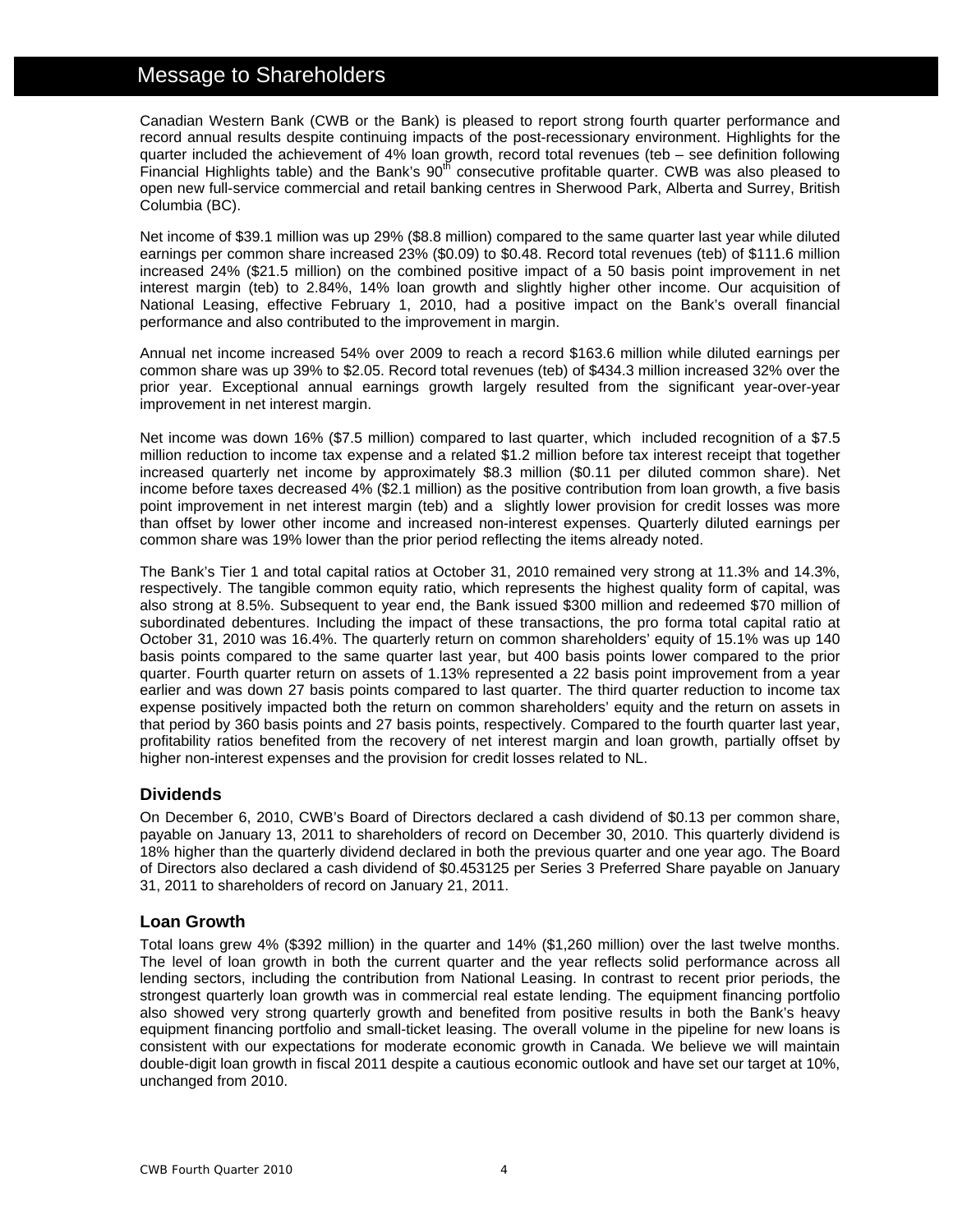# Message to Shareholders

Canadian Western Bank (CWB or the Bank) is pleased to report strong fourth quarter performance and record annual results despite continuing impacts of the post-recessionary environment. Highlights for the quarter included the achievement of 4% loan growth, record total revenues (teb – see definition following Financial Highlights table) and the Bank's 90th consecutive profitable quarter. CWB was also pleased to open new full-service commercial and retail banking centres in Sherwood Park, Alberta and Surrey, British Columbia (BC).

Net income of $39.1 million was up 29% ($8.8 million) compared to the same quarter last year while diluted earnings per common share increased 23% ($0.09) to $0.48. Record total revenues (teb) of $111.6 million increased 24% ($21.5 million) on the combined positive impact of a 50 basis point improvement in net interest margin (teb) to 2.84%, 14% loan growth and slightly higher other income. Our acquisition of National Leasing, effective February 1, 2010, had a positive impact on the Bank's overall financial performance and also contributed to the improvement in margin.

Annual net income increased 54% over 2009 to reach a record $163.6 million while diluted earnings per common share was up 39% to $2.05. Record total revenues (teb) of $434.3 million increased 32% over the prior year. Exceptional annual earnings growth largely resulted from the significant year-over-year improvement in net interest margin.

Net income was down 16% ($7.5 million) compared to last quarter, which included recognition of a $7.5 million reduction to income tax expense and a related $1.2 million before tax interest receipt that together increased quarterly net income by approximately $8.3 million ($0.11 per diluted common share). Net income before taxes decreased 4% ($2.1 million) as the positive contribution from loan growth, a five basis point improvement in net interest margin (teb) and a slightly lower provision for credit losses was more than offset by lower other income and increased non-interest expenses. Quarterly diluted earnings per common share was 19% lower than the prior period reflecting the items already noted.

The Bank's Tier 1 and total capital ratios at October 31, 2010 remained very strong at 11.3% and 14.3%, respectively. The tangible common equity ratio, which represents the highest quality form of capital, was also strong at 8.5%. Subsequent to year end, the Bank issued $300 million and redeemed $70 million of subordinated debentures. Including the impact of these transactions, the pro forma total capital ratio at October 31, 2010 was 16.4%. The quarterly return on common shareholders' equity of 15.1% was up 140 basis points compared to the same quarter last year, but 400 basis points lower compared to the prior quarter. Fourth quarter return on assets of 1.13% represented a 22 basis point improvement from a year earlier and was down 27 basis points compared to last quarter. The third quarter reduction to income tax expense positively impacted both the return on common shareholders' equity and the return on assets in that period by 360 basis points and 27 basis points, respectively. Compared to the fourth quarter last year, profitability ratios benefited from the recovery of net interest margin and loan growth, partially offset by higher non-interest expenses and the provision for credit losses related to NL.

## Dividends

On December 6, 2010, CWB's Board of Directors declared a cash dividend of $0.13 per common share, payable on January 13, 2011 to shareholders of record on December 30, 2010. This quarterly dividend is 18% higher than the quarterly dividend declared in both the previous quarter and one year ago. The Board of Directors also declared a cash dividend of $0.453125 per Series 3 Preferred Share payable on January 31, 2011 to shareholders of record on January 21, 2011.

## Loan Growth

Total loans grew 4% ($392 million) in the quarter and 14% ($1,260 million) over the last twelve months. The level of loan growth in both the current quarter and the year reflects solid performance across all lending sectors, including the contribution from National Leasing. In contrast to recent prior periods, the strongest quarterly loan growth was in commercial real estate lending. The equipment financing portfolio also showed very strong quarterly growth and benefited from positive results in both the Bank's heavy equipment financing portfolio and small-ticket leasing. The overall volume in the pipeline for new loans is consistent with our expectations for moderate economic growth in Canada. We believe we will maintain double-digit loan growth in fiscal 2011 despite a cautious economic outlook and have set our target at 10%, unchanged from 2010.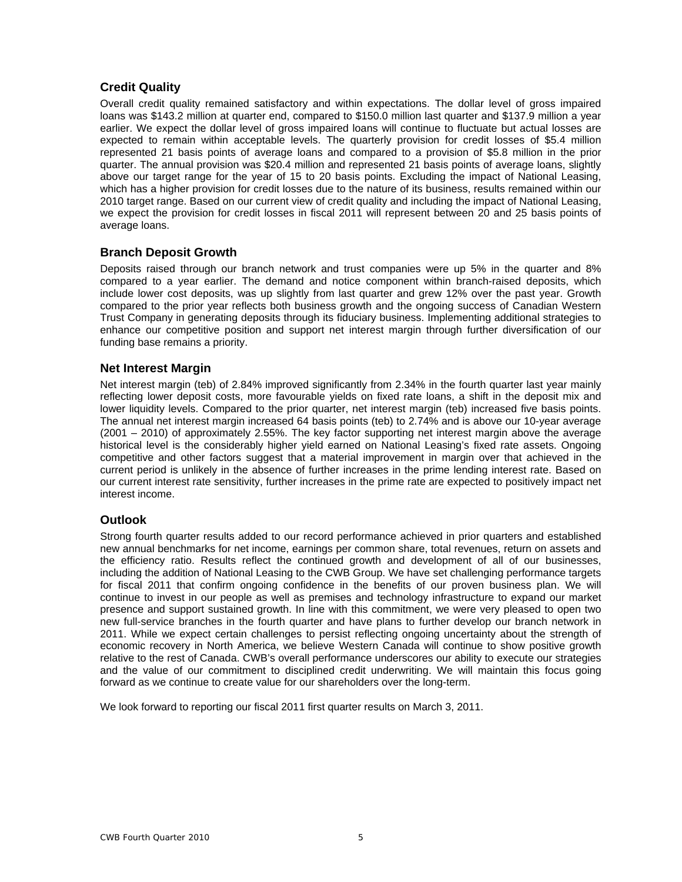## Credit Quality

Overall credit quality remained satisfactory and within expectations. The dollar level of gross impaired loans was $143.2 million at quarter end, compared to $150.0 million last quarter and $137.9 million a year earlier. We expect the dollar level of gross impaired loans will continue to fluctuate but actual losses are expected to remain within acceptable levels. The quarterly provision for credit losses of $5.4 million represented 21 basis points of average loans and compared to a provision of $5.8 million in the prior quarter. The annual provision was $20.4 million and represented 21 basis points of average loans, slightly above our target range for the year of 15 to 20 basis points. Excluding the impact of National Leasing, which has a higher provision for credit losses due to the nature of its business, results remained within our 2010 target range. Based on our current view of credit quality and including the impact of National Leasing, we expect the provision for credit losses in fiscal 2011 will represent between 20 and 25 basis points of average loans.

## Branch Deposit Growth

Deposits raised through our branch network and trust companies were up 5% in the quarter and 8% compared to a year earlier. The demand and notice component within branch-raised deposits, which include lower cost deposits, was up slightly from last quarter and grew 12% over the past year. Growth compared to the prior year reflects both business growth and the ongoing success of Canadian Western Trust Company in generating deposits through its fiduciary business. Implementing additional strategies to enhance our competitive position and support net interest margin through further diversification of our funding base remains a priority.

## Net Interest Margin

Net interest margin (teb) of 2.84% improved significantly from 2.34% in the fourth quarter last year mainly reflecting lower deposit costs, more favourable yields on fixed rate loans, a shift in the deposit mix and lower liquidity levels. Compared to the prior quarter, net interest margin (teb) increased five basis points. The annual net interest margin increased 64 basis points (teb) to 2.74% and is above our 10-year average (2001 – 2010) of approximately 2.55%. The key factor supporting net interest margin above the average historical level is the considerably higher yield earned on National Leasing's fixed rate assets. Ongoing competitive and other factors suggest that a material improvement in margin over that achieved in the current period is unlikely in the absence of further increases in the prime lending interest rate. Based on our current interest rate sensitivity, further increases in the prime rate are expected to positively impact net interest income.

## Outlook

Strong fourth quarter results added to our record performance achieved in prior quarters and established new annual benchmarks for net income, earnings per common share, total revenues, return on assets and the efficiency ratio. Results reflect the continued growth and development of all of our businesses, including the addition of National Leasing to the CWB Group. We have set challenging performance targets for fiscal 2011 that confirm ongoing confidence in the benefits of our proven business plan. We will continue to invest in our people as well as premises and technology infrastructure to expand our market presence and support sustained growth. In line with this commitment, we were very pleased to open two new full-service branches in the fourth quarter and have plans to further develop our branch network in 2011. While we expect certain challenges to persist reflecting ongoing uncertainty about the strength of economic recovery in North America, we believe Western Canada will continue to show positive growth relative to the rest of Canada. CWB's overall performance underscores our ability to execute our strategies and the value of our commitment to disciplined credit underwriting. We will maintain this focus going forward as we continue to create value for our shareholders over the long-term.

We look forward to reporting our fiscal 2011 first quarter results on March 3, 2011.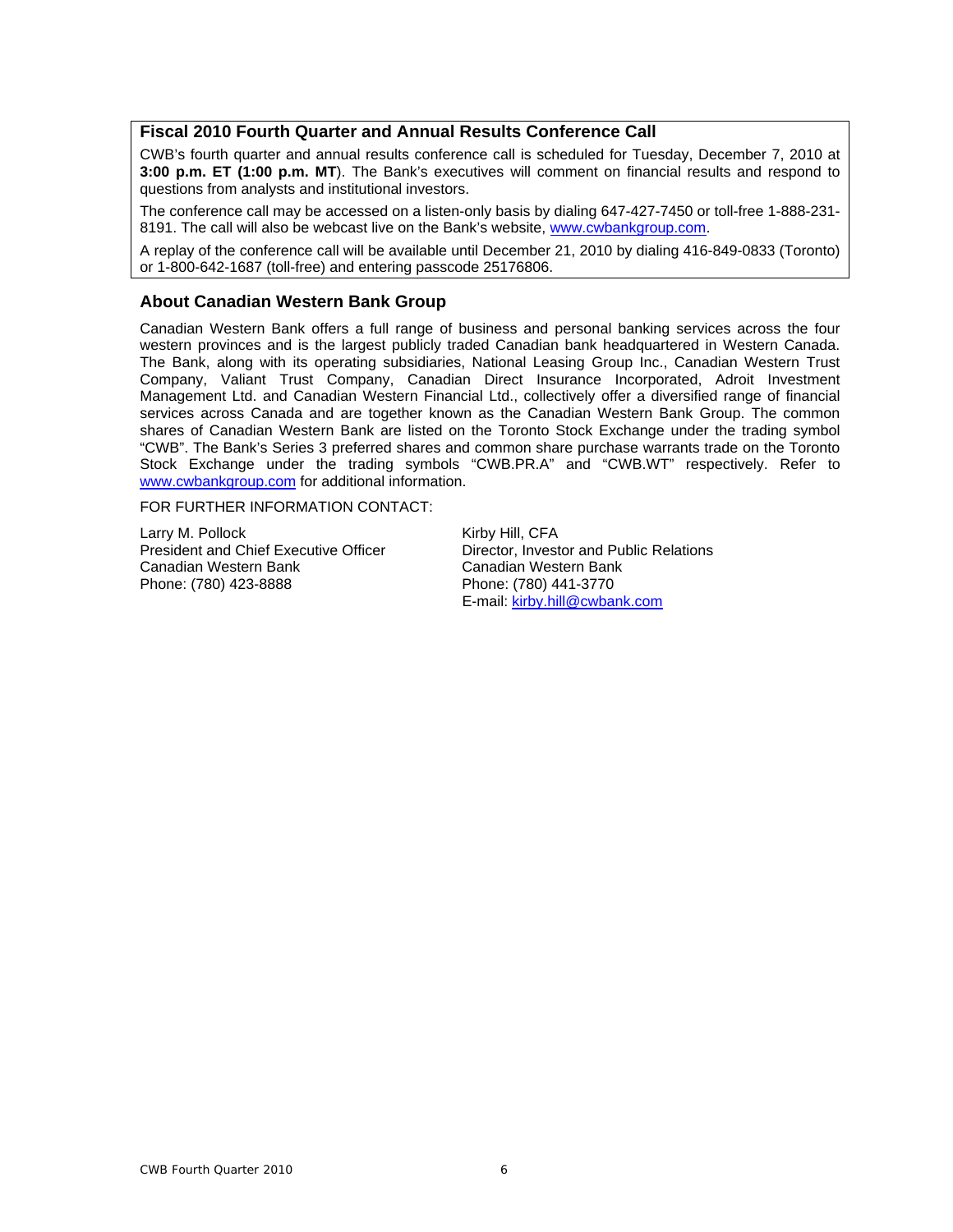## Fiscal 2010 Fourth Quarter and Annual Results Conference Call

CWB's fourth quarter and annual results conference call is scheduled for Tuesday, December 7, 2010 at **3:00 p.m. ET (1:00 p.m. MT**). The Bank's executives will comment on financial results and respond to questions from analysts and institutional investors.

The conference call may be accessed on a listen-only basis by dialing 647-427-7450 or toll-free 1-888-231-8191. The call will also be webcast live on the Bank's website, www.cwbankgroup.com.

A replay of the conference call will be available until December 21, 2010 by dialing 416-849-0833 (Toronto) or 1-800-642-1687 (toll-free) and entering passcode 25176806.

## About Canadian Western Bank Group

Canadian Western Bank offers a full range of business and personal banking services across the four western provinces and is the largest publicly traded Canadian bank headquartered in Western Canada. The Bank, along with its operating subsidiaries, National Leasing Group Inc., Canadian Western Trust Company, Valiant Trust Company, Canadian Direct Insurance Incorporated, Adroit Investment Management Ltd. and Canadian Western Financial Ltd., collectively offer a diversified range of financial services across Canada and are together known as the Canadian Western Bank Group. The common shares of Canadian Western Bank are listed on the Toronto Stock Exchange under the trading symbol "CWB". The Bank's Series 3 preferred shares and common share purchase warrants trade on the Toronto Stock Exchange under the trading symbols "CWB.PR.A" and "CWB.WT" respectively. Refer to www.cwbankgroup.com for additional information.

FOR FURTHER INFORMATION CONTACT:

Larry M. Pollock
President and Chief Executive Officer
Canadian Western Bank
Phone: (780) 423-8888

Kirby Hill, CFA
Director, Investor and Public Relations
Canadian Western Bank
Phone: (780) 441-3770
E-mail: kirby.hill@cwbank.com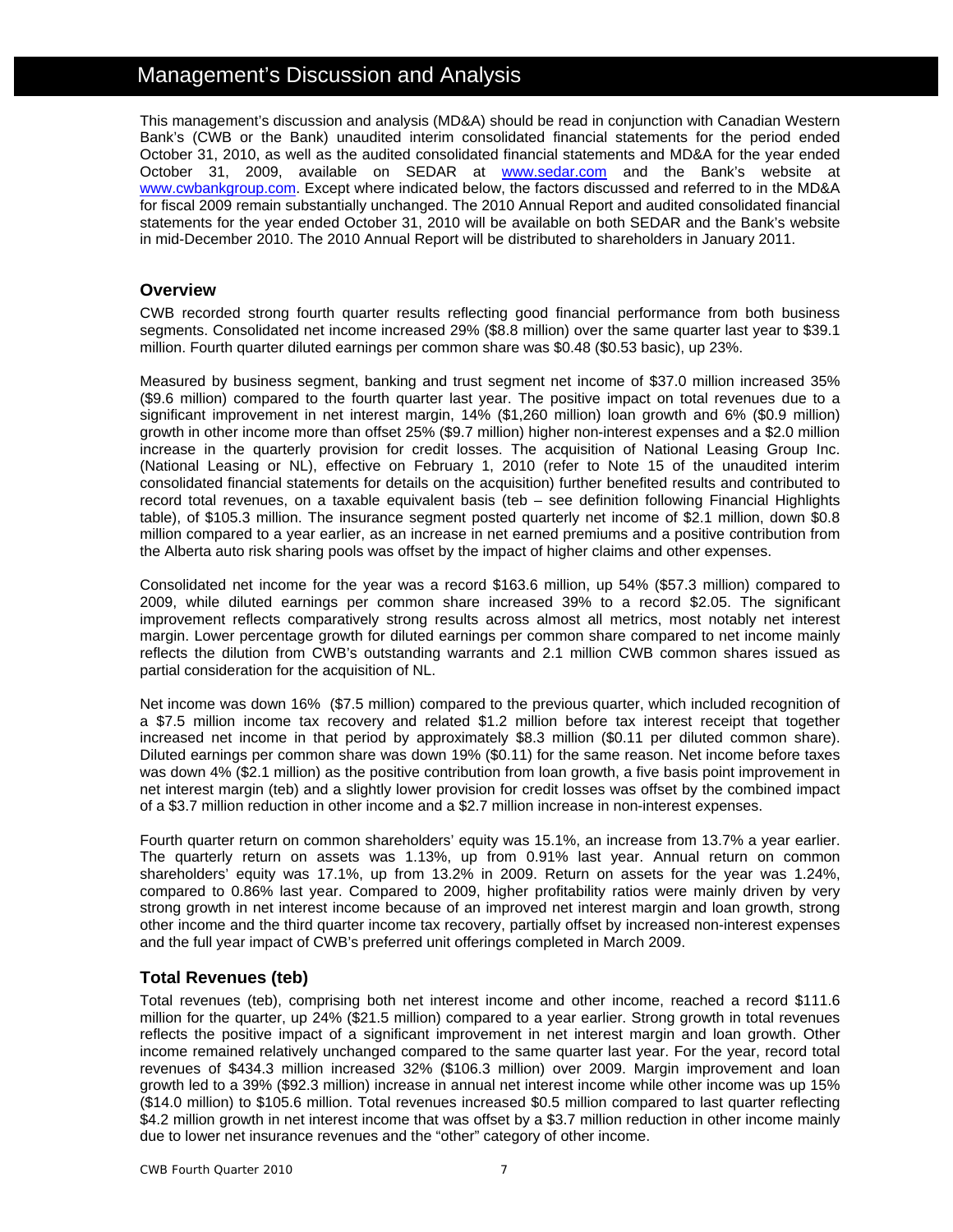# Management's Discussion and Analysis

This management's discussion and analysis (MD&A) should be read in conjunction with Canadian Western Bank's (CWB or the Bank) unaudited interim consolidated financial statements for the period ended October 31, 2010, as well as the audited consolidated financial statements and MD&A for the year ended October 31, 2009, available on SEDAR at www.sedar.com and the Bank's website at www.cwbankgroup.com. Except where indicated below, the factors discussed and referred to in the MD&A for fiscal 2009 remain substantially unchanged. The 2010 Annual Report and audited consolidated financial statements for the year ended October 31, 2010 will be available on both SEDAR and the Bank's website in mid-December 2010. The 2010 Annual Report will be distributed to shareholders in January 2011.

## Overview

CWB recorded strong fourth quarter results reflecting good financial performance from both business segments. Consolidated net income increased 29% ($8.8 million) over the same quarter last year to $39.1 million. Fourth quarter diluted earnings per common share was $0.48 ($0.53 basic), up 23%.

Measured by business segment, banking and trust segment net income of $37.0 million increased 35% ($9.6 million) compared to the fourth quarter last year. The positive impact on total revenues due to a significant improvement in net interest margin, 14% ($1,260 million) loan growth and 6% ($0.9 million) growth in other income more than offset 25% ($9.7 million) higher non-interest expenses and a $2.0 million increase in the quarterly provision for credit losses. The acquisition of National Leasing Group Inc. (National Leasing or NL), effective on February 1, 2010 (refer to Note 15 of the unaudited interim consolidated financial statements for details on the acquisition) further benefited results and contributed to record total revenues, on a taxable equivalent basis (teb – see definition following Financial Highlights table), of $105.3 million. The insurance segment posted quarterly net income of $2.1 million, down $0.8 million compared to a year earlier, as an increase in net earned premiums and a positive contribution from the Alberta auto risk sharing pools was offset by the impact of higher claims and other expenses.

Consolidated net income for the year was a record $163.6 million, up 54% ($57.3 million) compared to 2009, while diluted earnings per common share increased 39% to a record $2.05. The significant improvement reflects comparatively strong results across almost all metrics, most notably net interest margin. Lower percentage growth for diluted earnings per common share compared to net income mainly reflects the dilution from CWB's outstanding warrants and 2.1 million CWB common shares issued as partial consideration for the acquisition of NL.

Net income was down 16% ($7.5 million) compared to the previous quarter, which included recognition of a $7.5 million income tax recovery and related $1.2 million before tax interest receipt that together increased net income in that period by approximately $8.3 million ($0.11 per diluted common share). Diluted earnings per common share was down 19% ($0.11) for the same reason. Net income before taxes was down 4% ($2.1 million) as the positive contribution from loan growth, a five basis point improvement in net interest margin (teb) and a slightly lower provision for credit losses was offset by the combined impact of a $3.7 million reduction in other income and a $2.7 million increase in non-interest expenses.

Fourth quarter return on common shareholders' equity was 15.1%, an increase from 13.7% a year earlier. The quarterly return on assets was 1.13%, up from 0.91% last year. Annual return on common shareholders' equity was 17.1%, up from 13.2% in 2009. Return on assets for the year was 1.24%, compared to 0.86% last year. Compared to 2009, higher profitability ratios were mainly driven by very strong growth in net interest income because of an improved net interest margin and loan growth, strong other income and the third quarter income tax recovery, partially offset by increased non-interest expenses and the full year impact of CWB's preferred unit offerings completed in March 2009.

## Total Revenues (teb)

Total revenues (teb), comprising both net interest income and other income, reached a record $111.6 million for the quarter, up 24% ($21.5 million) compared to a year earlier. Strong growth in total revenues reflects the positive impact of a significant improvement in net interest margin and loan growth. Other income remained relatively unchanged compared to the same quarter last year. For the year, record total revenues of $434.3 million increased 32% ($106.3 million) over 2009. Margin improvement and loan growth led to a 39% ($92.3 million) increase in annual net interest income while other income was up 15% ($14.0 million) to $105.6 million. Total revenues increased $0.5 million compared to last quarter reflecting $4.2 million growth in net interest income that was offset by a $3.7 million reduction in other income mainly due to lower net insurance revenues and the "other" category of other income.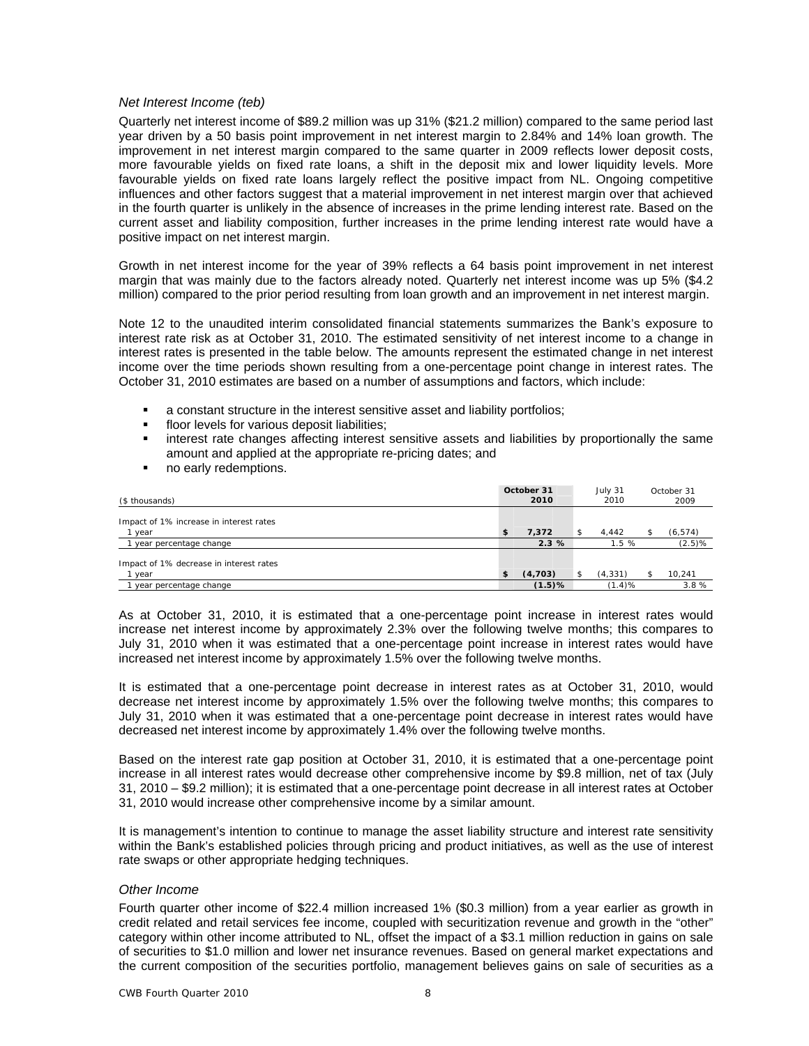### *Net Interest Income (teb)*

Quarterly net interest income of $89.2 million was up 31% ($21.2 million) compared to the same period last year driven by a 50 basis point improvement in net interest margin to 2.84% and 14% loan growth. The improvement in net interest margin compared to the same quarter in 2009 reflects lower deposit costs, more favourable yields on fixed rate loans, a shift in the deposit mix and lower liquidity levels. More favourable yields on fixed rate loans largely reflect the positive impact from NL. Ongoing competitive influences and other factors suggest that a material improvement in net interest margin over that achieved in the fourth quarter is unlikely in the absence of increases in the prime lending interest rate. Based on the current asset and liability composition, further increases in the prime lending interest rate would have a positive impact on net interest margin.

Growth in net interest income for the year of 39% reflects a 64 basis point improvement in net interest margin that was mainly due to the factors already noted. Quarterly net interest income was up 5% ($4.2 million) compared to the prior period resulting from loan growth and an improvement in net interest margin.

Note 12 to the unaudited interim consolidated financial statements summarizes the Bank's exposure to interest rate risk as at October 31, 2010. The estimated sensitivity of net interest income to a change in interest rates is presented in the table below. The amounts represent the estimated change in net interest income over the time periods shown resulting from a one-percentage point change in interest rates. The October 31, 2010 estimates are based on a number of assumptions and factors, which include:

- a constant structure in the interest sensitive asset and liability portfolios;
- floor levels for various deposit liabilities;
- interest rate changes affecting interest sensitive assets and liabilities by proportionally the same amount and applied at the appropriate re-pricing dates; and
- no early redemptions.

| ($ thousands) | October 31 2010 | July 31 2010 | October 31 2009 |
|---|---|---|---|
| Impact of 1% increase in interest rates | | | |
| 1 year | **$ 7,372** | $ 4,442 | $ (6,574) |
| 1 year percentage change | **2.3 %** | 1.5 % | (2.5)% |
| Impact of 1% decrease in interest rates | | | |
| 1 year | **$ (4,703)** | $ (4,331) | $ 10,241 |
| 1 year percentage change | **(1.5)%** | (1.4)% | 3.8 % |

As at October 31, 2010, it is estimated that a one-percentage point increase in interest rates would increase net interest income by approximately 2.3% over the following twelve months; this compares to July 31, 2010 when it was estimated that a one-percentage point increase in interest rates would have increased net interest income by approximately 1.5% over the following twelve months.

It is estimated that a one-percentage point decrease in interest rates as at October 31, 2010, would decrease net interest income by approximately 1.5% over the following twelve months; this compares to July 31, 2010 when it was estimated that a one-percentage point decrease in interest rates would have decreased net interest income by approximately 1.4% over the following twelve months.

Based on the interest rate gap position at October 31, 2010, it is estimated that a one-percentage point increase in all interest rates would decrease other comprehensive income by $9.8 million, net of tax (July 31, 2010 – $9.2 million); it is estimated that a one-percentage point decrease in all interest rates at October 31, 2010 would increase other comprehensive income by a similar amount.

It is management's intention to continue to manage the asset liability structure and interest rate sensitivity within the Bank's established policies through pricing and product initiatives, as well as the use of interest rate swaps or other appropriate hedging techniques.

### *Other Income*

Fourth quarter other income of $22.4 million increased 1% ($0.3 million) from a year earlier as growth in credit related and retail services fee income, coupled with securitization revenue and growth in the "other" category within other income attributed to NL, offset the impact of a $3.1 million reduction in gains on sale of securities to $1.0 million and lower net insurance revenues. Based on general market expectations and the current composition of the securities portfolio, management believes gains on sale of securities as a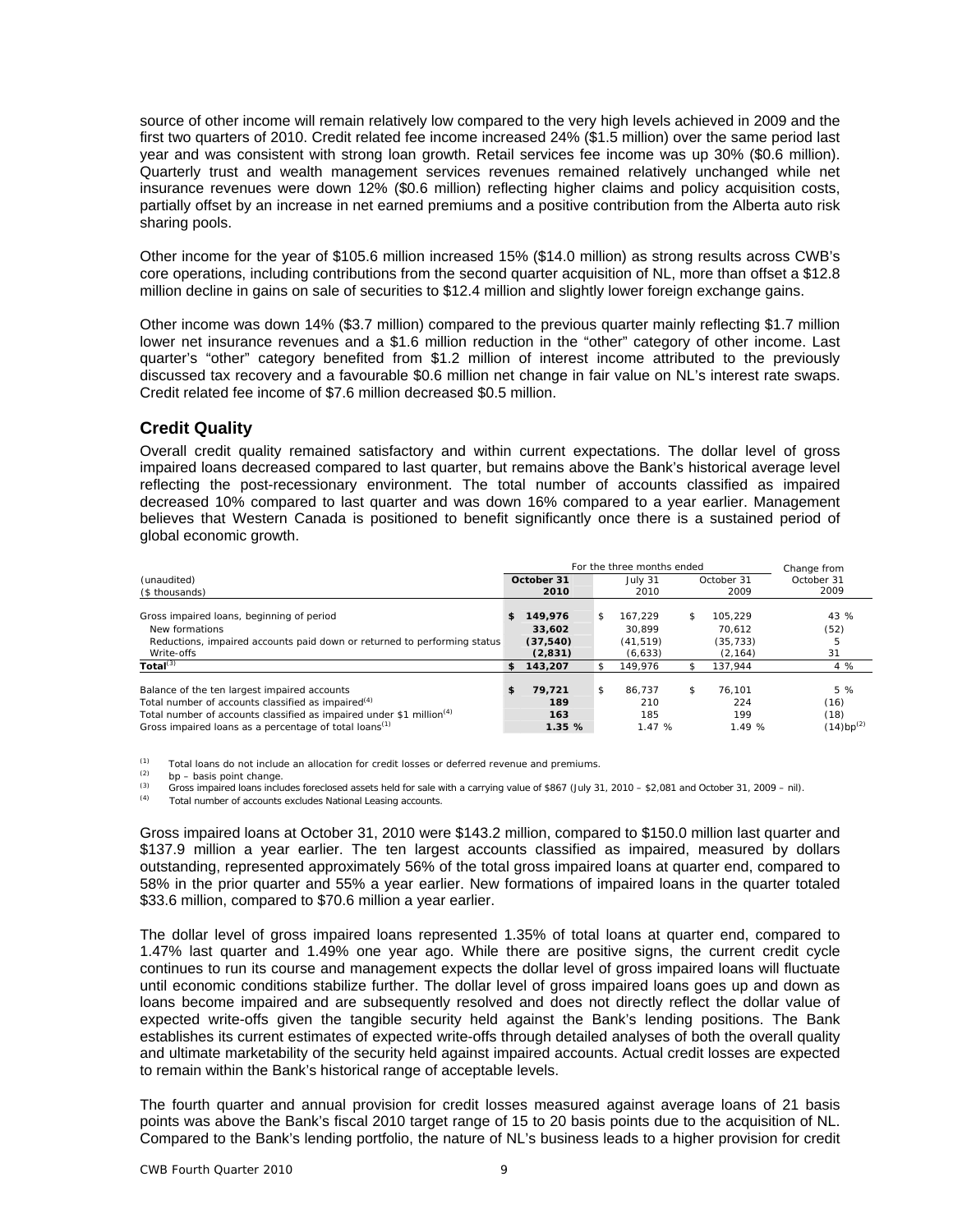source of other income will remain relatively low compared to the very high levels achieved in 2009 and the first two quarters of 2010. Credit related fee income increased 24% ($1.5 million) over the same period last year and was consistent with strong loan growth. Retail services fee income was up 30% ($0.6 million). Quarterly trust and wealth management services revenues remained relatively unchanged while net insurance revenues were down 12% ($0.6 million) reflecting higher claims and policy acquisition costs, partially offset by an increase in net earned premiums and a positive contribution from the Alberta auto risk sharing pools.

Other income for the year of $105.6 million increased 15% ($14.0 million) as strong results across CWB's core operations, including contributions from the second quarter acquisition of NL, more than offset a $12.8 million decline in gains on sale of securities to $12.4 million and slightly lower foreign exchange gains.

Other income was down 14% ($3.7 million) compared to the previous quarter mainly reflecting $1.7 million lower net insurance revenues and a $1.6 million reduction in the "other" category of other income. Last quarter's "other" category benefited from $1.2 million of interest income attributed to the previously discussed tax recovery and a favourable $0.6 million net change in fair value on NL's interest rate swaps. Credit related fee income of $7.6 million decreased $0.5 million.

## Credit Quality

Overall credit quality remained satisfactory and within current expectations. The dollar level of gross impaired loans decreased compared to last quarter, but remains above the Bank's historical average level reflecting the post-recessionary environment. The total number of accounts classified as impaired decreased 10% compared to last quarter and was down 16% compared to a year earlier. Management believes that Western Canada is positioned to benefit significantly once there is a sustained period of global economic growth.

| (unaudited) ($ thousands) | For the three months ended October 31 2010 | July 31 2010 | October 31 2009 | Change from October 31 2009 |
|---|---|---|---|---|
| Gross impaired loans, beginning of period | **$ 149,976** | $ 167,229 | $ 105,229 | 43 % |
| New formations | **33,602** | 30,899 | 70,612 | (52) |
| Reductions, impaired accounts paid down or returned to performing status | **(37,540)** | (41,519) | (35,733) | 5 |
| Write-offs | **(2,831)** | (6,633) | (2,164) | 31 |
| **Total**[3] | **$ 143,207** | $ 149,976 | $ 137,944 | 4 % |
| Balance of the ten largest impaired accounts | **$ 79,721** | $ 86,737 | $ 76,101 | 5 % |
| Total number of accounts classified as impaired[4] | **189** | 210 | 224 | (16) |
| Total number of accounts classified as impaired under $1 million[4] | **163** | 185 | 199 | (18) |
| Gross impaired loans as a percentage of total loans[1] | **1.35 %** | 1.47 % | 1.49 % | (14)bp[2] |

(1) Total loans do not include an allocation for credit losses or deferred revenue and premiums.
(2) bp – basis point change.
(3) Gross impaired loans includes foreclosed assets held for sale with a carrying value of $867 (July 31, 2010 – $2,081 and October 31, 2009 – nil).
(4) Total number of accounts excludes National Leasing accounts.

Gross impaired loans at October 31, 2010 were $143.2 million, compared to $150.0 million last quarter and $137.9 million a year earlier. The ten largest accounts classified as impaired, measured by dollars outstanding, represented approximately 56% of the total gross impaired loans at quarter end, compared to 58% in the prior quarter and 55% a year earlier. New formations of impaired loans in the quarter totaled $33.6 million, compared to $70.6 million a year earlier.

The dollar level of gross impaired loans represented 1.35% of total loans at quarter end, compared to 1.47% last quarter and 1.49% one year ago. While there are positive signs, the current credit cycle continues to run its course and management expects the dollar level of gross impaired loans will fluctuate until economic conditions stabilize further. The dollar level of gross impaired loans goes up and down as loans become impaired and are subsequently resolved and does not directly reflect the dollar value of expected write-offs given the tangible security held against the Bank's lending positions. The Bank establishes its current estimates of expected write-offs through detailed analyses of both the overall quality and ultimate marketability of the security held against impaired accounts. Actual credit losses are expected to remain within the Bank's historical range of acceptable levels.

The fourth quarter and annual provision for credit losses measured against average loans of 21 basis points was above the Bank's fiscal 2010 target range of 15 to 20 basis points due to the acquisition of NL. Compared to the Bank's lending portfolio, the nature of NL's business leads to a higher provision for credit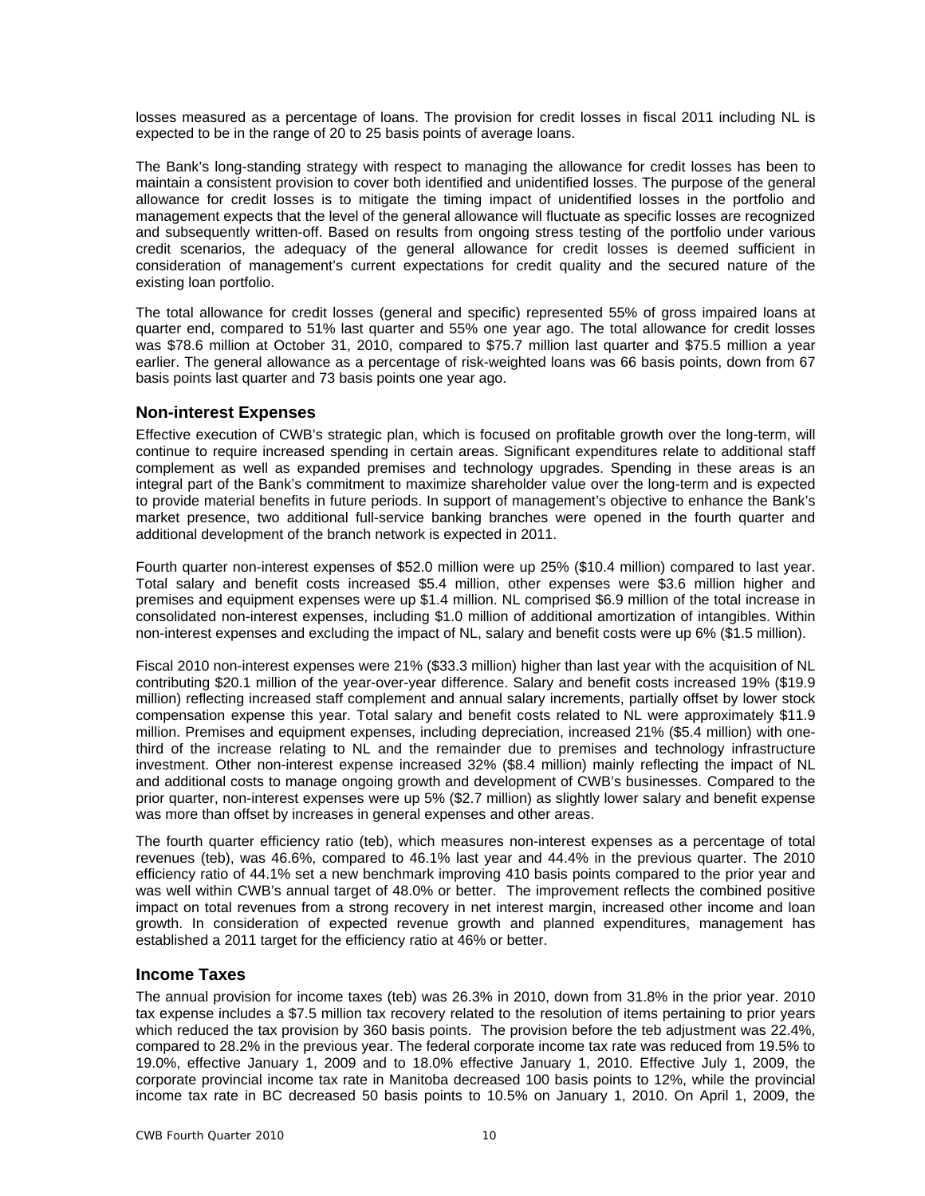losses measured as a percentage of loans. The provision for credit losses in fiscal 2011 including NL is expected to be in the range of 20 to 25 basis points of average loans.

The Bank's long-standing strategy with respect to managing the allowance for credit losses has been to maintain a consistent provision to cover both identified and unidentified losses. The purpose of the general allowance for credit losses is to mitigate the timing impact of unidentified losses in the portfolio and management expects that the level of the general allowance will fluctuate as specific losses are recognized and subsequently written-off. Based on results from ongoing stress testing of the portfolio under various credit scenarios, the adequacy of the general allowance for credit losses is deemed sufficient in consideration of management's current expectations for credit quality and the secured nature of the existing loan portfolio.

The total allowance for credit losses (general and specific) represented 55% of gross impaired loans at quarter end, compared to 51% last quarter and 55% one year ago. The total allowance for credit losses was $78.6 million at October 31, 2010, compared to $75.7 million last quarter and $75.5 million a year earlier. The general allowance as a percentage of risk-weighted loans was 66 basis points, down from 67 basis points last quarter and 73 basis points one year ago.

## Non-interest Expenses

Effective execution of CWB's strategic plan, which is focused on profitable growth over the long-term, will continue to require increased spending in certain areas. Significant expenditures relate to additional staff complement as well as expanded premises and technology upgrades. Spending in these areas is an integral part of the Bank's commitment to maximize shareholder value over the long-term and is expected to provide material benefits in future periods. In support of management's objective to enhance the Bank's market presence, two additional full-service banking branches were opened in the fourth quarter and additional development of the branch network is expected in 2011.

Fourth quarter non-interest expenses of $52.0 million were up 25% ($10.4 million) compared to last year. Total salary and benefit costs increased $5.4 million, other expenses were $3.6 million higher and premises and equipment expenses were up $1.4 million. NL comprised $6.9 million of the total increase in consolidated non-interest expenses, including $1.0 million of additional amortization of intangibles. Within non-interest expenses and excluding the impact of NL, salary and benefit costs were up 6% ($1.5 million).

Fiscal 2010 non-interest expenses were 21% ($33.3 million) higher than last year with the acquisition of NL contributing $20.1 million of the year-over-year difference. Salary and benefit costs increased 19% ($19.9 million) reflecting increased staff complement and annual salary increments, partially offset by lower stock compensation expense this year. Total salary and benefit costs related to NL were approximately $11.9 million. Premises and equipment expenses, including depreciation, increased 21% ($5.4 million) with one-third of the increase relating to NL and the remainder due to premises and technology infrastructure investment. Other non-interest expense increased 32% ($8.4 million) mainly reflecting the impact of NL and additional costs to manage ongoing growth and development of CWB's businesses. Compared to the prior quarter, non-interest expenses were up 5% ($2.7 million) as slightly lower salary and benefit expense was more than offset by increases in general expenses and other areas.

The fourth quarter efficiency ratio (teb), which measures non-interest expenses as a percentage of total revenues (teb), was 46.6%, compared to 46.1% last year and 44.4% in the previous quarter. The 2010 efficiency ratio of 44.1% set a new benchmark improving 410 basis points compared to the prior year and was well within CWB's annual target of 48.0% or better. The improvement reflects the combined positive impact on total revenues from a strong recovery in net interest margin, increased other income and loan growth. In consideration of expected revenue growth and planned expenditures, management has established a 2011 target for the efficiency ratio at 46% or better.

## Income Taxes

The annual provision for income taxes (teb) was 26.3% in 2010, down from 31.8% in the prior year. 2010 tax expense includes a $7.5 million tax recovery related to the resolution of items pertaining to prior years which reduced the tax provision by 360 basis points. The provision before the teb adjustment was 22.4%, compared to 28.2% in the previous year. The federal corporate income tax rate was reduced from 19.5% to 19.0%, effective January 1, 2009 and to 18.0% effective January 1, 2010. Effective July 1, 2009, the corporate provincial income tax rate in Manitoba decreased 100 basis points to 12%, while the provincial income tax rate in BC decreased 50 basis points to 10.5% on January 1, 2010. On April 1, 2009, the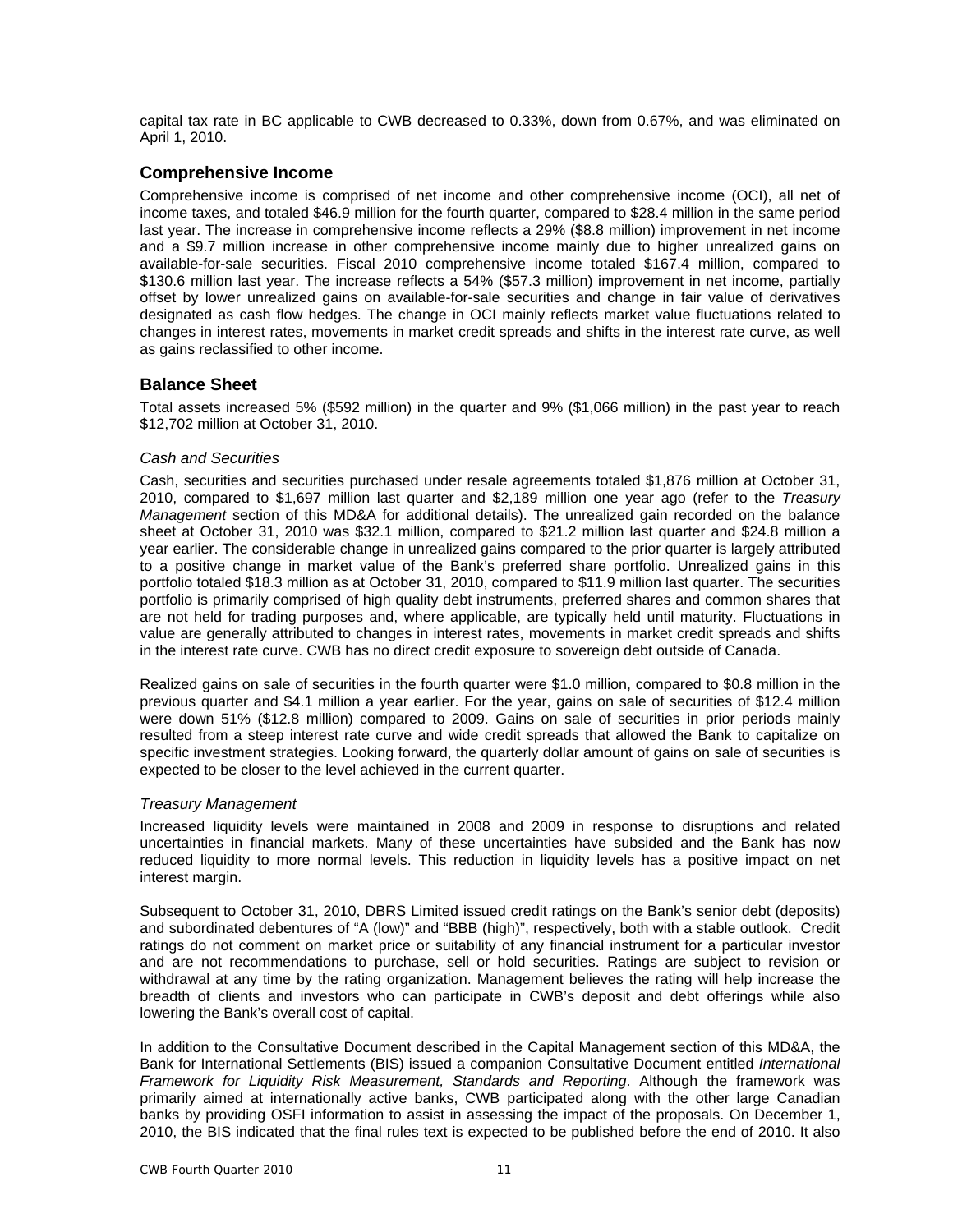capital tax rate in BC applicable to CWB decreased to 0.33%, down from 0.67%, and was eliminated on April 1, 2010.

## Comprehensive Income

Comprehensive income is comprised of net income and other comprehensive income (OCI), all net of income taxes, and totaled $46.9 million for the fourth quarter, compared to $28.4 million in the same period last year. The increase in comprehensive income reflects a 29% ($8.8 million) improvement in net income and a $9.7 million increase in other comprehensive income mainly due to higher unrealized gains on available-for-sale securities. Fiscal 2010 comprehensive income totaled $167.4 million, compared to $130.6 million last year. The increase reflects a 54% ($57.3 million) improvement in net income, partially offset by lower unrealized gains on available-for-sale securities and change in fair value of derivatives designated as cash flow hedges. The change in OCI mainly reflects market value fluctuations related to changes in interest rates, movements in market credit spreads and shifts in the interest rate curve, as well as gains reclassified to other income.

## Balance Sheet

Total assets increased 5% ($592 million) in the quarter and 9% ($1,066 million) in the past year to reach $12,702 million at October 31, 2010.

### *Cash and Securities*

Cash, securities and securities purchased under resale agreements totaled $1,876 million at October 31, 2010, compared to $1,697 million last quarter and $2,189 million one year ago (refer to the *Treasury Management* section of this MD&A for additional details). The unrealized gain recorded on the balance sheet at October 31, 2010 was $32.1 million, compared to $21.2 million last quarter and $24.8 million a year earlier. The considerable change in unrealized gains compared to the prior quarter is largely attributed to a positive change in market value of the Bank's preferred share portfolio. Unrealized gains in this portfolio totaled $18.3 million as at October 31, 2010, compared to $11.9 million last quarter. The securities portfolio is primarily comprised of high quality debt instruments, preferred shares and common shares that are not held for trading purposes and, where applicable, are typically held until maturity. Fluctuations in value are generally attributed to changes in interest rates, movements in market credit spreads and shifts in the interest rate curve. CWB has no direct credit exposure to sovereign debt outside of Canada.

Realized gains on sale of securities in the fourth quarter were $1.0 million, compared to $0.8 million in the previous quarter and $4.1 million a year earlier. For the year, gains on sale of securities of $12.4 million were down 51% ($12.8 million) compared to 2009. Gains on sale of securities in prior periods mainly resulted from a steep interest rate curve and wide credit spreads that allowed the Bank to capitalize on specific investment strategies. Looking forward, the quarterly dollar amount of gains on sale of securities is expected to be closer to the level achieved in the current quarter.

### *Treasury Management*

Increased liquidity levels were maintained in 2008 and 2009 in response to disruptions and related uncertainties in financial markets. Many of these uncertainties have subsided and the Bank has now reduced liquidity to more normal levels. This reduction in liquidity levels has a positive impact on net interest margin.

Subsequent to October 31, 2010, DBRS Limited issued credit ratings on the Bank's senior debt (deposits) and subordinated debentures of "A (low)" and "BBB (high)", respectively, both with a stable outlook. Credit ratings do not comment on market price or suitability of any financial instrument for a particular investor and are not recommendations to purchase, sell or hold securities. Ratings are subject to revision or withdrawal at any time by the rating organization. Management believes the rating will help increase the breadth of clients and investors who can participate in CWB's deposit and debt offerings while also lowering the Bank's overall cost of capital.

In addition to the Consultative Document described in the Capital Management section of this MD&A, the Bank for International Settlements (BIS) issued a companion Consultative Document entitled *International Framework for Liquidity Risk Measurement, Standards and Reporting*. Although the framework was primarily aimed at internationally active banks, CWB participated along with the other large Canadian banks by providing OSFI information to assist in assessing the impact of the proposals. On December 1, 2010, the BIS indicated that the final rules text is expected to be published before the end of 2010. It also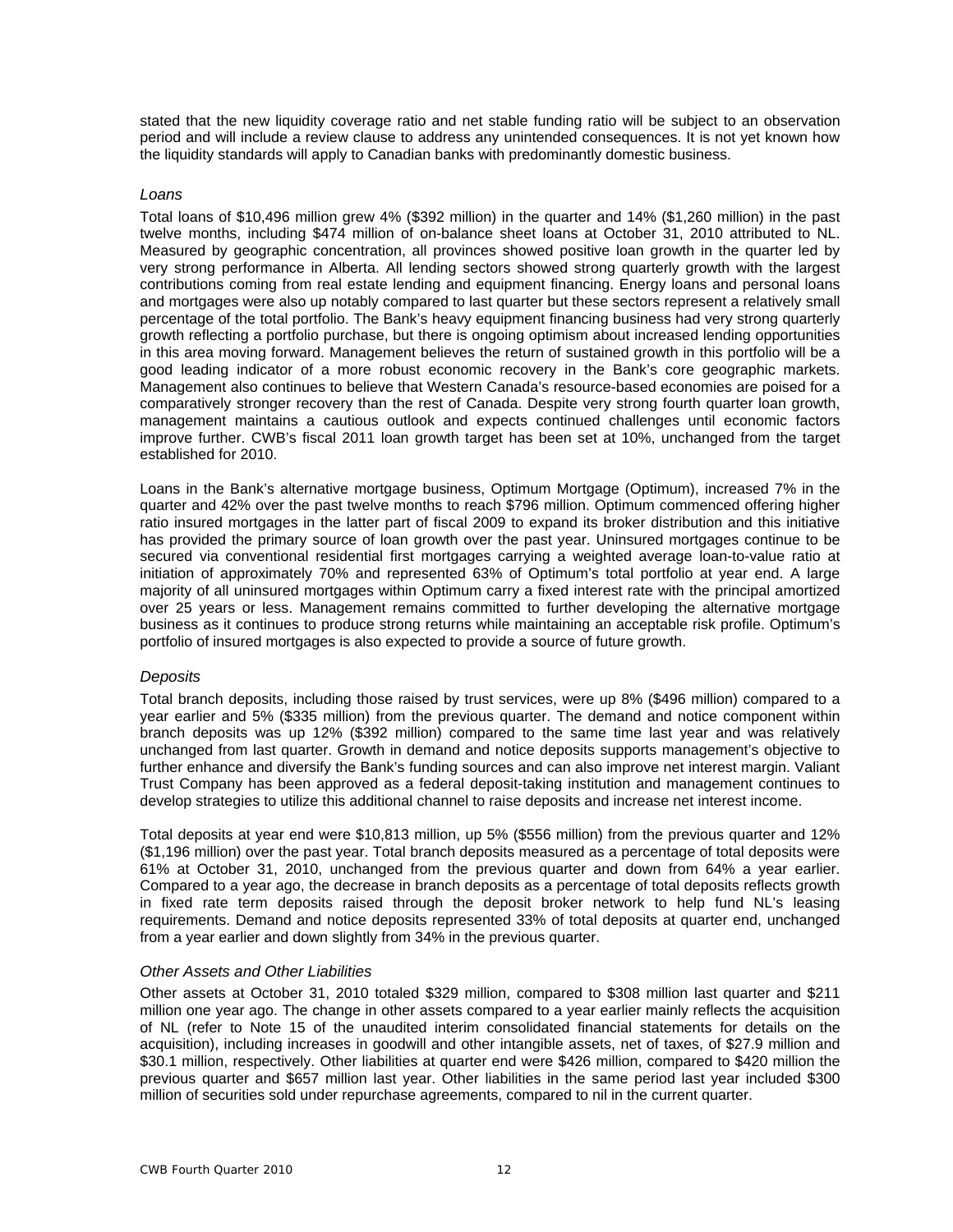stated that the new liquidity coverage ratio and net stable funding ratio will be subject to an observation period and will include a review clause to address any unintended consequences. It is not yet known how the liquidity standards will apply to Canadian banks with predominantly domestic business.

### *Loans*

Total loans of $10,496 million grew 4% ($392 million) in the quarter and 14% ($1,260 million) in the past twelve months, including $474 million of on-balance sheet loans at October 31, 2010 attributed to NL. Measured by geographic concentration, all provinces showed positive loan growth in the quarter led by very strong performance in Alberta. All lending sectors showed strong quarterly growth with the largest contributions coming from real estate lending and equipment financing. Energy loans and personal loans and mortgages were also up notably compared to last quarter but these sectors represent a relatively small percentage of the total portfolio. The Bank's heavy equipment financing business had very strong quarterly growth reflecting a portfolio purchase, but there is ongoing optimism about increased lending opportunities in this area moving forward. Management believes the return of sustained growth in this portfolio will be a good leading indicator of a more robust economic recovery in the Bank's core geographic markets. Management also continues to believe that Western Canada's resource-based economies are poised for a comparatively stronger recovery than the rest of Canada. Despite very strong fourth quarter loan growth, management maintains a cautious outlook and expects continued challenges until economic factors improve further. CWB's fiscal 2011 loan growth target has been set at 10%, unchanged from the target established for 2010.

Loans in the Bank's alternative mortgage business, Optimum Mortgage (Optimum), increased 7% in the quarter and 42% over the past twelve months to reach $796 million. Optimum commenced offering higher ratio insured mortgages in the latter part of fiscal 2009 to expand its broker distribution and this initiative has provided the primary source of loan growth over the past year. Uninsured mortgages continue to be secured via conventional residential first mortgages carrying a weighted average loan-to-value ratio at initiation of approximately 70% and represented 63% of Optimum's total portfolio at year end. A large majority of all uninsured mortgages within Optimum carry a fixed interest rate with the principal amortized over 25 years or less. Management remains committed to further developing the alternative mortgage business as it continues to produce strong returns while maintaining an acceptable risk profile. Optimum's portfolio of insured mortgages is also expected to provide a source of future growth.

### *Deposits*

Total branch deposits, including those raised by trust services, were up 8% ($496 million) compared to a year earlier and 5% ($335 million) from the previous quarter. The demand and notice component within branch deposits was up 12% ($392 million) compared to the same time last year and was relatively unchanged from last quarter. Growth in demand and notice deposits supports management's objective to further enhance and diversify the Bank's funding sources and can also improve net interest margin. Valiant Trust Company has been approved as a federal deposit-taking institution and management continues to develop strategies to utilize this additional channel to raise deposits and increase net interest income.

Total deposits at year end were $10,813 million, up 5% ($556 million) from the previous quarter and 12% ($1,196 million) over the past year. Total branch deposits measured as a percentage of total deposits were 61% at October 31, 2010, unchanged from the previous quarter and down from 64% a year earlier. Compared to a year ago, the decrease in branch deposits as a percentage of total deposits reflects growth in fixed rate term deposits raised through the deposit broker network to help fund NL's leasing requirements. Demand and notice deposits represented 33% of total deposits at quarter end, unchanged from a year earlier and down slightly from 34% in the previous quarter.

### *Other Assets and Other Liabilities*

Other assets at October 31, 2010 totaled $329 million, compared to $308 million last quarter and $211 million one year ago. The change in other assets compared to a year earlier mainly reflects the acquisition of NL (refer to Note 15 of the unaudited interim consolidated financial statements for details on the acquisition), including increases in goodwill and other intangible assets, net of taxes, of $27.9 million and $30.1 million, respectively. Other liabilities at quarter end were $426 million, compared to $420 million the previous quarter and $657 million last year. Other liabilities in the same period last year included $300 million of securities sold under repurchase agreements, compared to nil in the current quarter.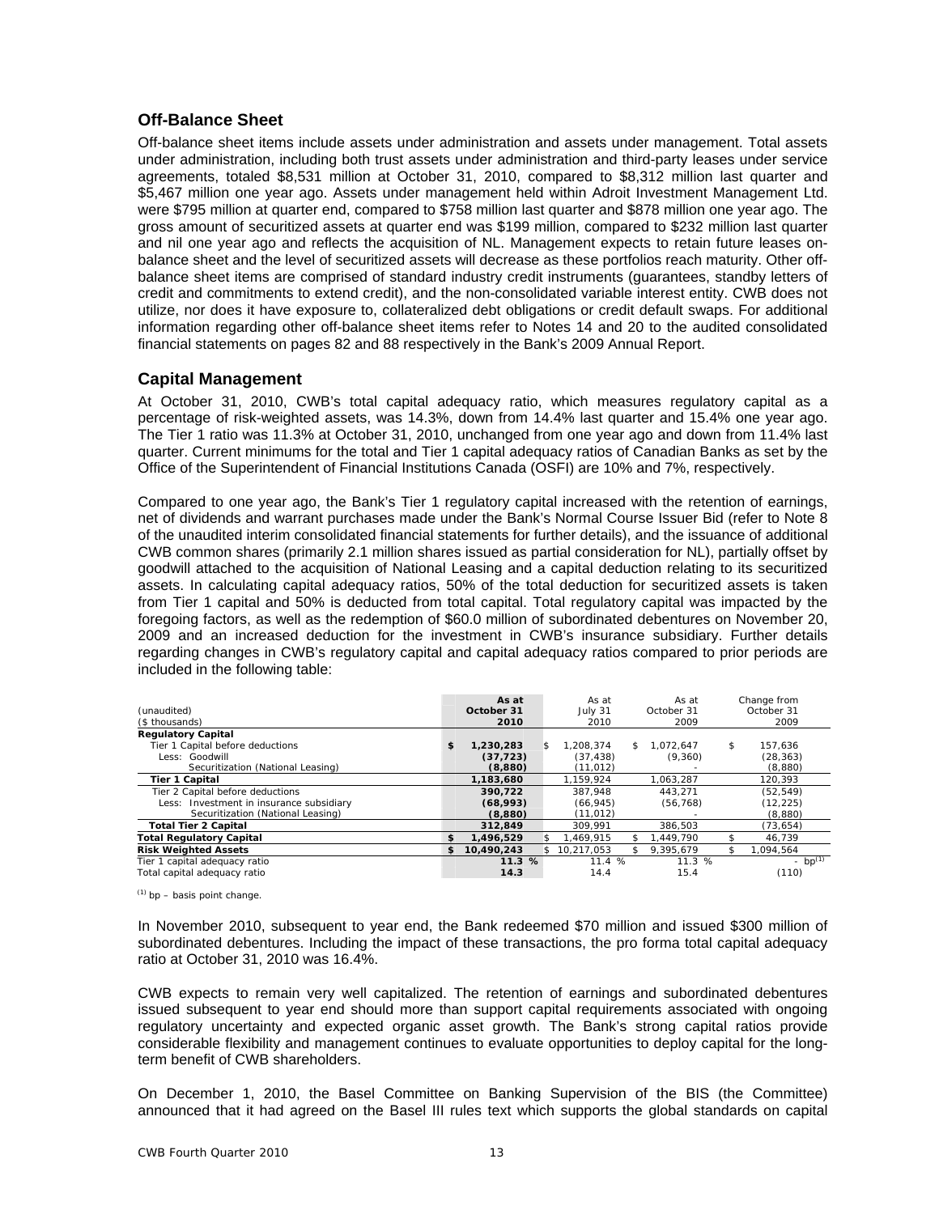## Off-Balance Sheet

Off-balance sheet items include assets under administration and assets under management. Total assets under administration, including both trust assets under administration and third-party leases under service agreements, totaled $8,531 million at October 31, 2010, compared to $8,312 million last quarter and $5,467 million one year ago. Assets under management held within Adroit Investment Management Ltd. were $795 million at quarter end, compared to $758 million last quarter and $878 million one year ago. The gross amount of securitized assets at quarter end was $199 million, compared to $232 million last quarter and nil one year ago and reflects the acquisition of NL. Management expects to retain future leases on-balance sheet and the level of securitized assets will decrease as these portfolios reach maturity. Other off-balance sheet items are comprised of standard industry credit instruments (guarantees, standby letters of credit and commitments to extend credit), and the non-consolidated variable interest entity. CWB does not utilize, nor does it have exposure to, collateralized debt obligations or credit default swaps. For additional information regarding other off-balance sheet items refer to Notes 14 and 20 to the audited consolidated financial statements on pages 82 and 88 respectively in the Bank's 2009 Annual Report.

## Capital Management

At October 31, 2010, CWB's total capital adequacy ratio, which measures regulatory capital as a percentage of risk-weighted assets, was 14.3%, down from 14.4% last quarter and 15.4% one year ago. The Tier 1 ratio was 11.3% at October 31, 2010, unchanged from one year ago and down from 11.4% last quarter. Current minimums for the total and Tier 1 capital adequacy ratios of Canadian Banks as set by the Office of the Superintendent of Financial Institutions Canada (OSFI) are 10% and 7%, respectively.

Compared to one year ago, the Bank's Tier 1 regulatory capital increased with the retention of earnings, net of dividends and warrant purchases made under the Bank's Normal Course Issuer Bid (refer to Note 8 of the unaudited interim consolidated financial statements for further details), and the issuance of additional CWB common shares (primarily 2.1 million shares issued as partial consideration for NL), partially offset by goodwill attached to the acquisition of National Leasing and a capital deduction relating to its securitized assets. In calculating capital adequacy ratios, 50% of the total deduction for securitized assets is taken from Tier 1 capital and 50% is deducted from total capital. Total regulatory capital was impacted by the foregoing factors, as well as the redemption of $60.0 million of subordinated debentures on November 20, 2009 and an increased deduction for the investment in CWB's insurance subsidiary. Further details regarding changes in CWB's regulatory capital and capital adequacy ratios compared to prior periods are included in the following table:

| (unaudited)<br>($ thousands) | **As at October 31 2010** | As at July 31 2010 | As at October 31 2009 | Change from October 31 2009 |
|---|---|---|---|---|
| **Regulatory Capital** | | | | |
| Tier 1 Capital before deductions | **$ 1,230,283** | $ 1,208,374 | $ 1,072,647 | $ 157,636 |
| Less: Goodwill | **(37,723)** | (37,438) | (9,360) | (28,363) |
| Securitization (National Leasing) | **(8,880)** | (11,012) | - | (8,880) |
| **Tier 1 Capital** | **1,183,680** | 1,159,924 | 1,063,287 | 120,393 |
| Tier 2 Capital before deductions | **390,722** | 387,948 | 443,271 | (52,549) |
| Less: Investment in insurance subsidiary | **(68,993)** | (66,945) | (56,768) | (12,225) |
| Securitization (National Leasing) | **(8,880)** | (11,012) | - | (8,880) |
| **Total Tier 2 Capital** | **312,849** | 309,991 | 386,503 | (73,654) |
| **Total Regulatory Capital** | **$ 1,496,529** | $ 1,469,915 | $ 1,449,790 | $ 46,739 |
| **Risk Weighted Assets** | **$ 10,490,243** | $ 10,217,053 | $ 9,395,679 | $ 1,094,564 |
| Tier 1 capital adequacy ratio | **11.3 %** | 11.4 % | 11.3 % | - bp[1] |
| Total capital adequacy ratio | **14.3** | 14.4 | 15.4 | (110) |

[1] bp – basis point change.

In November 2010, subsequent to year end, the Bank redeemed $70 million and issued $300 million of subordinated debentures. Including the impact of these transactions, the pro forma total capital adequacy ratio at October 31, 2010 was 16.4%.

CWB expects to remain very well capitalized. The retention of earnings and subordinated debentures issued subsequent to year end should more than support capital requirements associated with ongoing regulatory uncertainty and expected organic asset growth. The Bank's strong capital ratios provide considerable flexibility and management continues to evaluate opportunities to deploy capital for the long-term benefit of CWB shareholders.

On December 1, 2010, the Basel Committee on Banking Supervision of the BIS (the Committee) announced that it had agreed on the Basel III rules text which supports the global standards on capital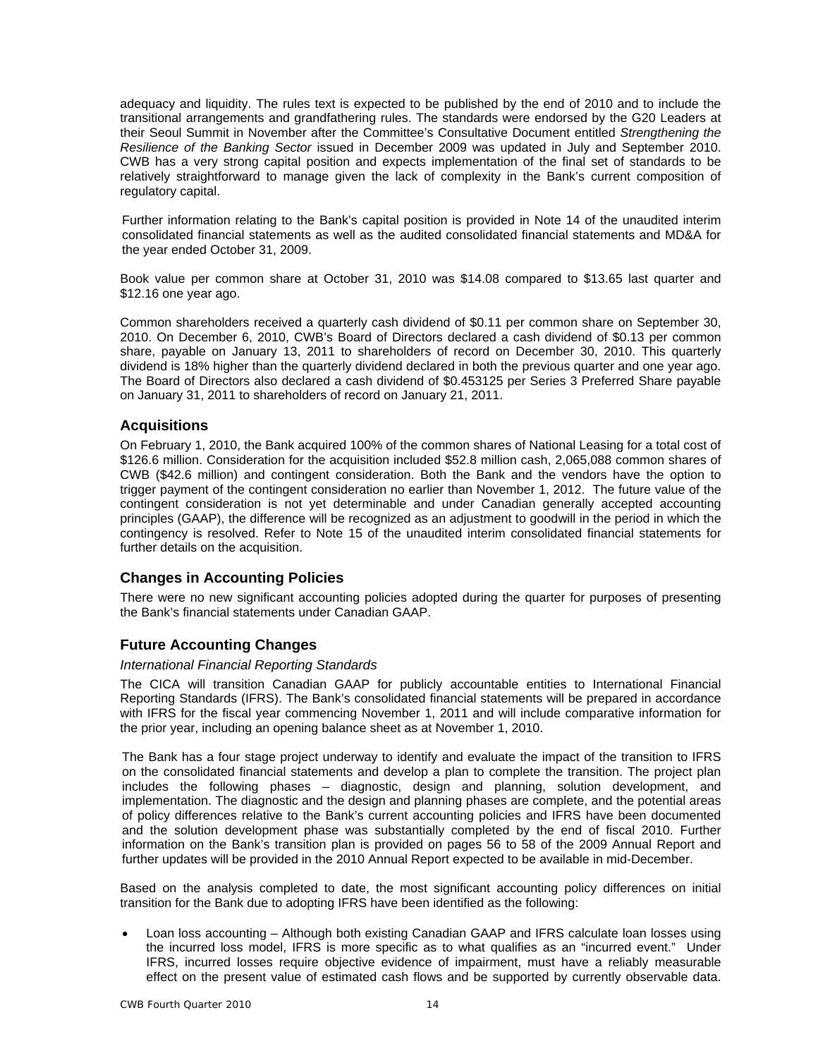adequacy and liquidity. The rules text is expected to be published by the end of 2010 and to include the transitional arrangements and grandfathering rules. The standards were endorsed by the G20 Leaders at their Seoul Summit in November after the Committee's Consultative Document entitled *Strengthening the Resilience of the Banking Sector* issued in December 2009 was updated in July and September 2010. CWB has a very strong capital position and expects implementation of the final set of standards to be relatively straightforward to manage given the lack of complexity in the Bank's current composition of regulatory capital.

Further information relating to the Bank's capital position is provided in Note 14 of the unaudited interim consolidated financial statements as well as the audited consolidated financial statements and MD&A for the year ended October 31, 2009.

Book value per common share at October 31, 2010 was $14.08 compared to $13.65 last quarter and $12.16 one year ago.

Common shareholders received a quarterly cash dividend of $0.11 per common share on September 30, 2010. On December 6, 2010, CWB's Board of Directors declared a cash dividend of $0.13 per common share, payable on January 13, 2011 to shareholders of record on December 30, 2010. This quarterly dividend is 18% higher than the quarterly dividend declared in both the previous quarter and one year ago. The Board of Directors also declared a cash dividend of $0.453125 per Series 3 Preferred Share payable on January 31, 2011 to shareholders of record on January 21, 2011.

## Acquisitions

On February 1, 2010, the Bank acquired 100% of the common shares of National Leasing for a total cost of $126.6 million. Consideration for the acquisition included $52.8 million cash, 2,065,088 common shares of CWB ($42.6 million) and contingent consideration. Both the Bank and the vendors have the option to trigger payment of the contingent consideration no earlier than November 1, 2012. The future value of the contingent consideration is not yet determinable and under Canadian generally accepted accounting principles (GAAP), the difference will be recognized as an adjustment to goodwill in the period in which the contingency is resolved. Refer to Note 15 of the unaudited interim consolidated financial statements for further details on the acquisition.

## Changes in Accounting Policies

There were no new significant accounting policies adopted during the quarter for purposes of presenting the Bank's financial statements under Canadian GAAP.

## Future Accounting Changes

*International Financial Reporting Standards*

The CICA will transition Canadian GAAP for publicly accountable entities to International Financial Reporting Standards (IFRS). The Bank's consolidated financial statements will be prepared in accordance with IFRS for the fiscal year commencing November 1, 2011 and will include comparative information for the prior year, including an opening balance sheet as at November 1, 2010.

The Bank has a four stage project underway to identify and evaluate the impact of the transition to IFRS on the consolidated financial statements and develop a plan to complete the transition. The project plan includes the following phases – diagnostic, design and planning, solution development, and implementation. The diagnostic and the design and planning phases are complete, and the potential areas of policy differences relative to the Bank's current accounting policies and IFRS have been documented and the solution development phase was substantially completed by the end of fiscal 2010. Further information on the Bank's transition plan is provided on pages 56 to 58 of the 2009 Annual Report and further updates will be provided in the 2010 Annual Report expected to be available in mid-December.

Based on the analysis completed to date, the most significant accounting policy differences on initial transition for the Bank due to adopting IFRS have been identified as the following:

- Loan loss accounting – Although both existing Canadian GAAP and IFRS calculate loan losses using the incurred loss model, IFRS is more specific as to what qualifies as an "incurred event." Under IFRS, incurred losses require objective evidence of impairment, must have a reliably measurable effect on the present value of estimated cash flows and be supported by currently observable data.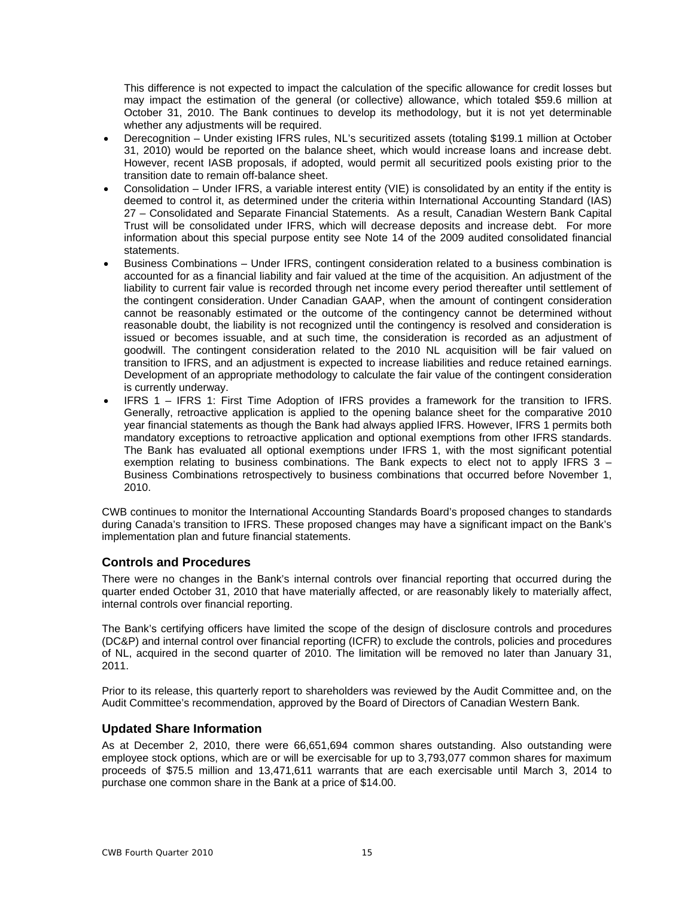This difference is not expected to impact the calculation of the specific allowance for credit losses but may impact the estimation of the general (or collective) allowance, which totaled $59.6 million at October 31, 2010. The Bank continues to develop its methodology, but it is not yet determinable whether any adjustments will be required.

- Derecognition – Under existing IFRS rules, NL's securitized assets (totaling $199.1 million at October 31, 2010) would be reported on the balance sheet, which would increase loans and increase debt. However, recent IASB proposals, if adopted, would permit all securitized pools existing prior to the transition date to remain off-balance sheet.
- Consolidation – Under IFRS, a variable interest entity (VIE) is consolidated by an entity if the entity is deemed to control it, as determined under the criteria within International Accounting Standard (IAS) 27 – Consolidated and Separate Financial Statements. As a result, Canadian Western Bank Capital Trust will be consolidated under IFRS, which will decrease deposits and increase debt. For more information about this special purpose entity see Note 14 of the 2009 audited consolidated financial statements.
- Business Combinations – Under IFRS, contingent consideration related to a business combination is accounted for as a financial liability and fair valued at the time of the acquisition. An adjustment of the liability to current fair value is recorded through net income every period thereafter until settlement of the contingent consideration. Under Canadian GAAP, when the amount of contingent consideration cannot be reasonably estimated or the outcome of the contingency cannot be determined without reasonable doubt, the liability is not recognized until the contingency is resolved and consideration is issued or becomes issuable, and at such time, the consideration is recorded as an adjustment of goodwill. The contingent consideration related to the 2010 NL acquisition will be fair valued on transition to IFRS, and an adjustment is expected to increase liabilities and reduce retained earnings. Development of an appropriate methodology to calculate the fair value of the contingent consideration is currently underway.
- IFRS 1 – IFRS 1: First Time Adoption of IFRS provides a framework for the transition to IFRS. Generally, retroactive application is applied to the opening balance sheet for the comparative 2010 year financial statements as though the Bank had always applied IFRS. However, IFRS 1 permits both mandatory exceptions to retroactive application and optional exemptions from other IFRS standards. The Bank has evaluated all optional exemptions under IFRS 1, with the most significant potential exemption relating to business combinations. The Bank expects to elect not to apply IFRS 3 – Business Combinations retrospectively to business combinations that occurred before November 1, 2010.

CWB continues to monitor the International Accounting Standards Board's proposed changes to standards during Canada's transition to IFRS. These proposed changes may have a significant impact on the Bank's implementation plan and future financial statements.

## Controls and Procedures

There were no changes in the Bank's internal controls over financial reporting that occurred during the quarter ended October 31, 2010 that have materially affected, or are reasonably likely to materially affect, internal controls over financial reporting.

The Bank's certifying officers have limited the scope of the design of disclosure controls and procedures (DC&P) and internal control over financial reporting (ICFR) to exclude the controls, policies and procedures of NL, acquired in the second quarter of 2010. The limitation will be removed no later than January 31, 2011.

Prior to its release, this quarterly report to shareholders was reviewed by the Audit Committee and, on the Audit Committee's recommendation, approved by the Board of Directors of Canadian Western Bank.

## Updated Share Information

As at December 2, 2010, there were 66,651,694 common shares outstanding. Also outstanding were employee stock options, which are or will be exercisable for up to 3,793,077 common shares for maximum proceeds of $75.5 million and 13,471,611 warrants that are each exercisable until March 3, 2014 to purchase one common share in the Bank at a price of $14.00.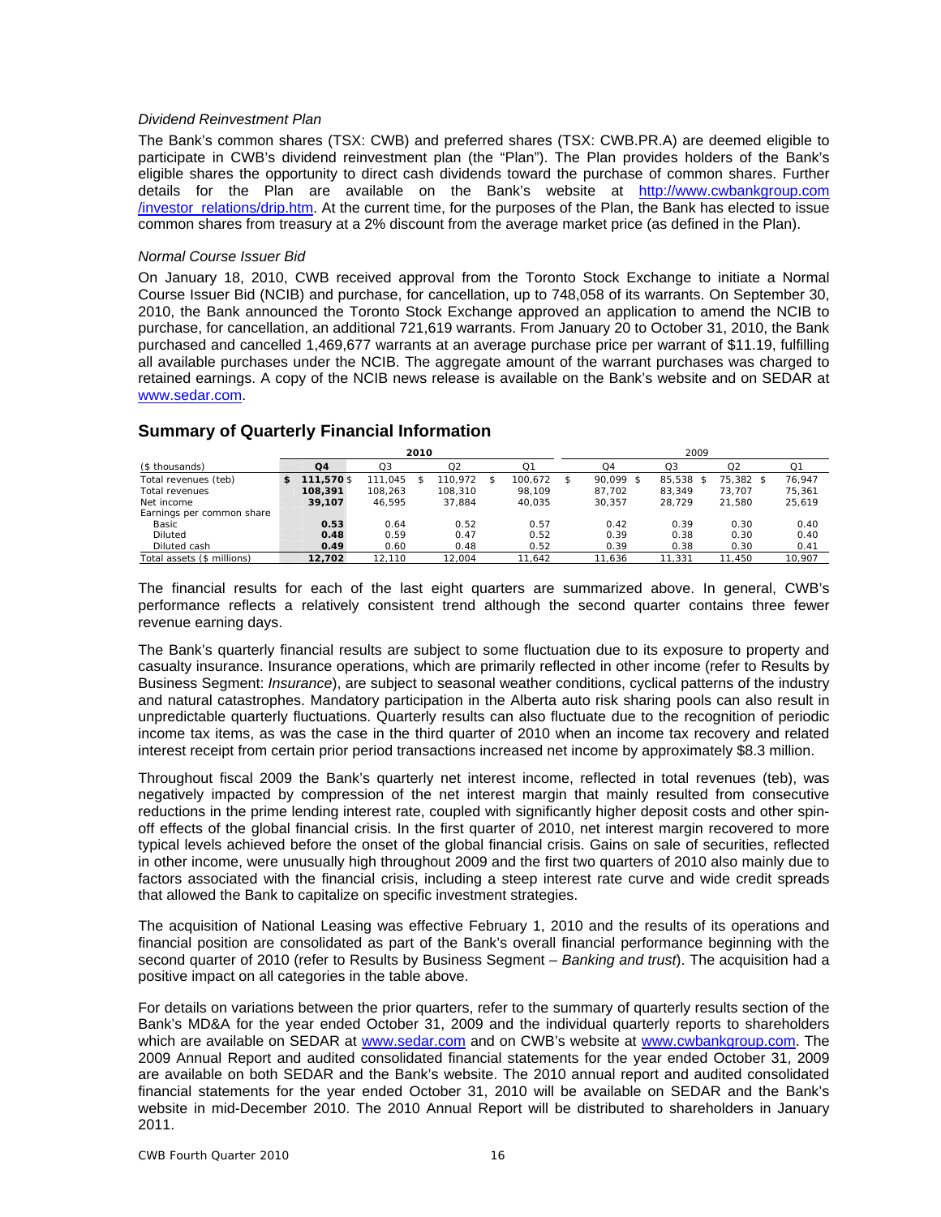*Dividend Reinvestment Plan*

The Bank's common shares (TSX: CWB) and preferred shares (TSX: CWB.PR.A) are deemed eligible to participate in CWB's dividend reinvestment plan (the "Plan"). The Plan provides holders of the Bank's eligible shares the opportunity to direct cash dividends toward the purchase of common shares. Further details for the Plan are available on the Bank's website at http://www.cwbankgroup.com/investor_relations/drip.htm. At the current time, for the purposes of the Plan, the Bank has elected to issue common shares from treasury at a 2% discount from the average market price (as defined in the Plan).

*Normal Course Issuer Bid*

On January 18, 2010, CWB received approval from the Toronto Stock Exchange to initiate a Normal Course Issuer Bid (NCIB) and purchase, for cancellation, up to 748,058 of its warrants. On September 30, 2010, the Bank announced the Toronto Stock Exchange approved an application to amend the NCIB to purchase, for cancellation, an additional 721,619 warrants. From January 20 to October 31, 2010, the Bank purchased and cancelled 1,469,677 warrants at an average purchase price per warrant of $11.19, fulfilling all available purchases under the NCIB. The aggregate amount of the warrant purchases was charged to retained earnings. A copy of the NCIB news release is available on the Bank's website and on SEDAR at www.sedar.com.

## Summary of Quarterly Financial Information

| | 2010 | | | | 2009 | | | |
|---|---|---|---|---|---|---|---|---|
| ($ thousands) | **Q4** | Q3 | Q2 | Q1 | Q4 | Q3 | Q2 | Q1 |
| Total revenues (teb) | **$ 111,570** | $ 111,045 | $ 110,972 | $ 100,672 | $ 90,099 | $ 85,538 | $ 75,382 | $ 76,947 |
| Total revenues | **108,391** | 108,263 | 108,310 | 98,109 | 87,702 | 83,349 | 73,707 | 75,361 |
| Net income | **39,107** | 46,595 | 37,884 | 40,035 | 30,357 | 28,729 | 21,580 | 25,619 |
| Earnings per common share | | | | | | | | |
| Basic | **0.53** | 0.64 | 0.52 | 0.57 | 0.42 | 0.39 | 0.30 | 0.40 |
| Diluted | **0.48** | 0.59 | 0.47 | 0.52 | 0.39 | 0.38 | 0.30 | 0.40 |
| Diluted cash | **0.49** | 0.60 | 0.48 | 0.52 | 0.39 | 0.38 | 0.30 | 0.41 |
| Total assets ($ millions) | **12,702** | 12,110 | 12,004 | 11,642 | 11,636 | 11,331 | 11,450 | 10,907 |

The financial results for each of the last eight quarters are summarized above. In general, CWB's performance reflects a relatively consistent trend although the second quarter contains three fewer revenue earning days.

The Bank's quarterly financial results are subject to some fluctuation due to its exposure to property and casualty insurance. Insurance operations, which are primarily reflected in other income (refer to Results by Business Segment: *Insurance*), are subject to seasonal weather conditions, cyclical patterns of the industry and natural catastrophes. Mandatory participation in the Alberta auto risk sharing pools can also result in unpredictable quarterly fluctuations. Quarterly results can also fluctuate due to the recognition of periodic income tax items, as was the case in the third quarter of 2010 when an income tax recovery and related interest receipt from certain prior period transactions increased net income by approximately $8.3 million.

Throughout fiscal 2009 the Bank's quarterly net interest income, reflected in total revenues (teb), was negatively impacted by compression of the net interest margin that mainly resulted from consecutive reductions in the prime lending interest rate, coupled with significantly higher deposit costs and other spin-off effects of the global financial crisis. In the first quarter of 2010, net interest margin recovered to more typical levels achieved before the onset of the global financial crisis. Gains on sale of securities, reflected in other income, were unusually high throughout 2009 and the first two quarters of 2010 also mainly due to factors associated with the financial crisis, including a steep interest rate curve and wide credit spreads that allowed the Bank to capitalize on specific investment strategies.

The acquisition of National Leasing was effective February 1, 2010 and the results of its operations and financial position are consolidated as part of the Bank's overall financial performance beginning with the second quarter of 2010 (refer to Results by Business Segment – *Banking and trust*). The acquisition had a positive impact on all categories in the table above.

For details on variations between the prior quarters, refer to the summary of quarterly results section of the Bank's MD&A for the year ended October 31, 2009 and the individual quarterly reports to shareholders which are available on SEDAR at www.sedar.com and on CWB's website at www.cwbankgroup.com. The 2009 Annual Report and audited consolidated financial statements for the year ended October 31, 2009 are available on both SEDAR and the Bank's website. The 2010 annual report and audited consolidated financial statements for the year ended October 31, 2010 will be available on SEDAR and the Bank's website in mid-December 2010. The 2010 Annual Report will be distributed to shareholders in January 2011.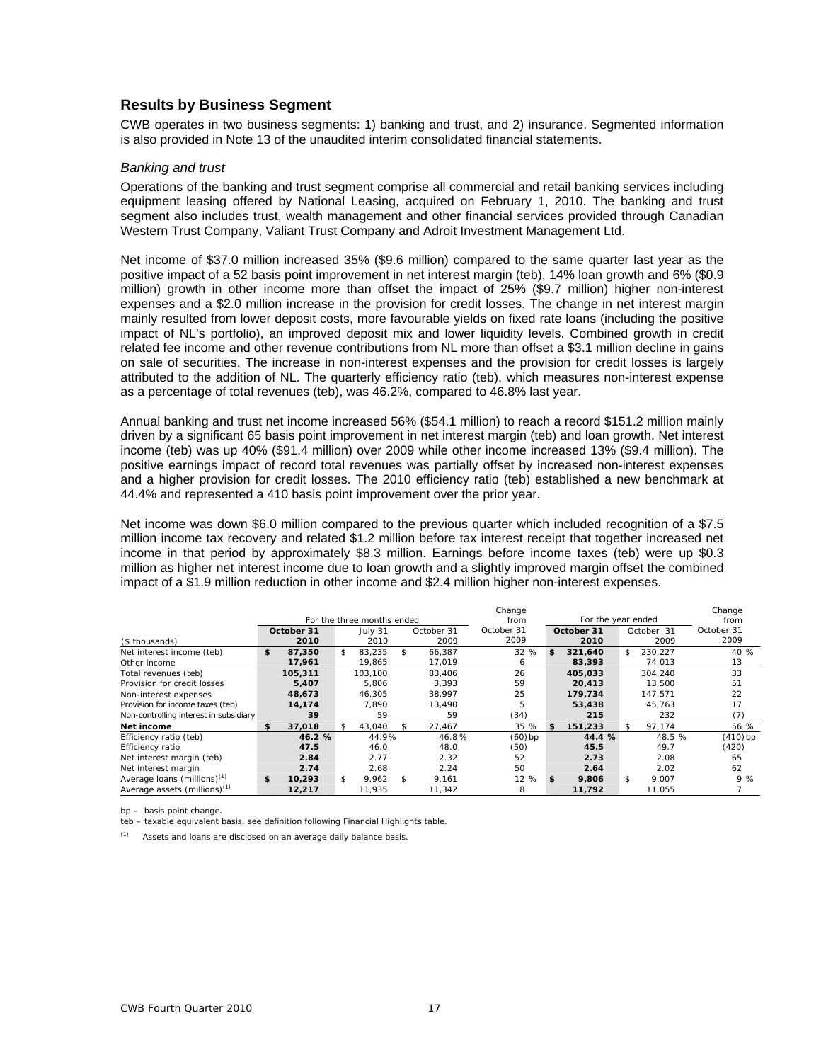## Results by Business Segment

CWB operates in two business segments: 1) banking and trust, and 2) insurance. Segmented information is also provided in Note 13 of the unaudited interim consolidated financial statements.

### *Banking and trust*

Operations of the banking and trust segment comprise all commercial and retail banking services including equipment leasing offered by National Leasing, acquired on February 1, 2010. The banking and trust segment also includes trust, wealth management and other financial services provided through Canadian Western Trust Company, Valiant Trust Company and Adroit Investment Management Ltd.

Net income of $37.0 million increased 35% ($9.6 million) compared to the same quarter last year as the positive impact of a 52 basis point improvement in net interest margin (teb), 14% loan growth and 6% ($0.9 million) growth in other income more than offset the impact of 25% ($9.7 million) higher non-interest expenses and a $2.0 million increase in the provision for credit losses. The change in net interest margin mainly resulted from lower deposit costs, more favourable yields on fixed rate loans (including the positive impact of NL's portfolio), an improved deposit mix and lower liquidity levels. Combined growth in credit related fee income and other revenue contributions from NL more than offset a $3.1 million decline in gains on sale of securities. The increase in non-interest expenses and the provision for credit losses is largely attributed to the addition of NL. The quarterly efficiency ratio (teb), which measures non-interest expense as a percentage of total revenues (teb), was 46.2%, compared to 46.8% last year.

Annual banking and trust net income increased 56% ($54.1 million) to reach a record $151.2 million mainly driven by a significant 65 basis point improvement in net interest margin (teb) and loan growth. Net interest income (teb) was up 40% ($91.4 million) over 2009 while other income increased 13% ($9.4 million). The positive earnings impact of record total revenues was partially offset by increased non-interest expenses and a higher provision for credit losses. The 2010 efficiency ratio (teb) established a new benchmark at 44.4% and represented a 410 basis point improvement over the prior year.

Net income was down $6.0 million compared to the previous quarter which included recognition of a $7.5 million income tax recovery and related $1.2 million before tax interest receipt that together increased net income in that period by approximately $8.3 million. Earnings before income taxes (teb) were up $0.3 million as higher net interest income due to loan growth and a slightly improved margin offset the combined impact of a $1.9 million reduction in other income and $2.4 million higher non-interest expenses.

| | For the three months ended | | | Change from | For the year ended | | Change from |
|---|---|---|---|---|---|---|---|
| ($ thousands) | **October 31 2010** | July 31 2010 | October 31 2009 | October 31 2009 | **October 31 2010** | October 31 2009 | October 31 2009 |
| Net interest income (teb) | **$ 87,350** | $ 83,235 | $ 66,387 | 32 % | **$ 321,640** | $ 230,227 | 40 % |
| Other income | **17,961** | 19,865 | 17,019 | 6 | **83,393** | 74,013 | 13 |
| Total revenues (teb) | **105,311** | 103,100 | 83,406 | 26 | **405,033** | 304,240 | 33 |
| Provision for credit losses | **5,407** | 5,806 | 3,393 | 59 | **20,413** | 13,500 | 51 |
| Non-interest expenses | **48,673** | 46,305 | 38,997 | 25 | **179,734** | 147,571 | 22 |
| Provision for income taxes (teb) | **14,174** | 7,890 | 13,490 | 5 | **53,438** | 45,763 | 17 |
| Non-controlling interest in subsidiary | **39** | 59 | 59 | (34) | **215** | 232 | (7) |
| **Net income** | **$ 37,018** | $ 43,040 | $ 27,467 | 35 % | **$ 151,233** | $ 97,174 | 56 % |
| Efficiency ratio (teb) | **46.2 %** | 44.9% | 46.8% | (60) bp | **44.4 %** | 48.5 % | (410) bp |
| Efficiency ratio | **47.5** | 46.0 | 48.0 | (50) | **45.5** | 49.7 | (420) |
| Net interest margin (teb) | **2.84** | 2.77 | 2.32 | 52 | **2.73** | 2.08 | 65 |
| Net interest margin | **2.74** | 2.68 | 2.24 | 50 | **2.64** | 2.02 | 62 |
| Average loans (millions)[(1)] | **$ 10,293** | $ 9,962 | $ 9,161 | 12 % | **$ 9,806** | $ 9,007 | 9 % |
| Average assets (millions)[(1)] | **12,217** | 11,935 | 11,342 | 8 | **11,792** | 11,055 | 7 |

bp – basis point change.

teb – taxable equivalent basis, see definition following Financial Highlights table.

(1) Assets and loans are disclosed on an average daily balance basis.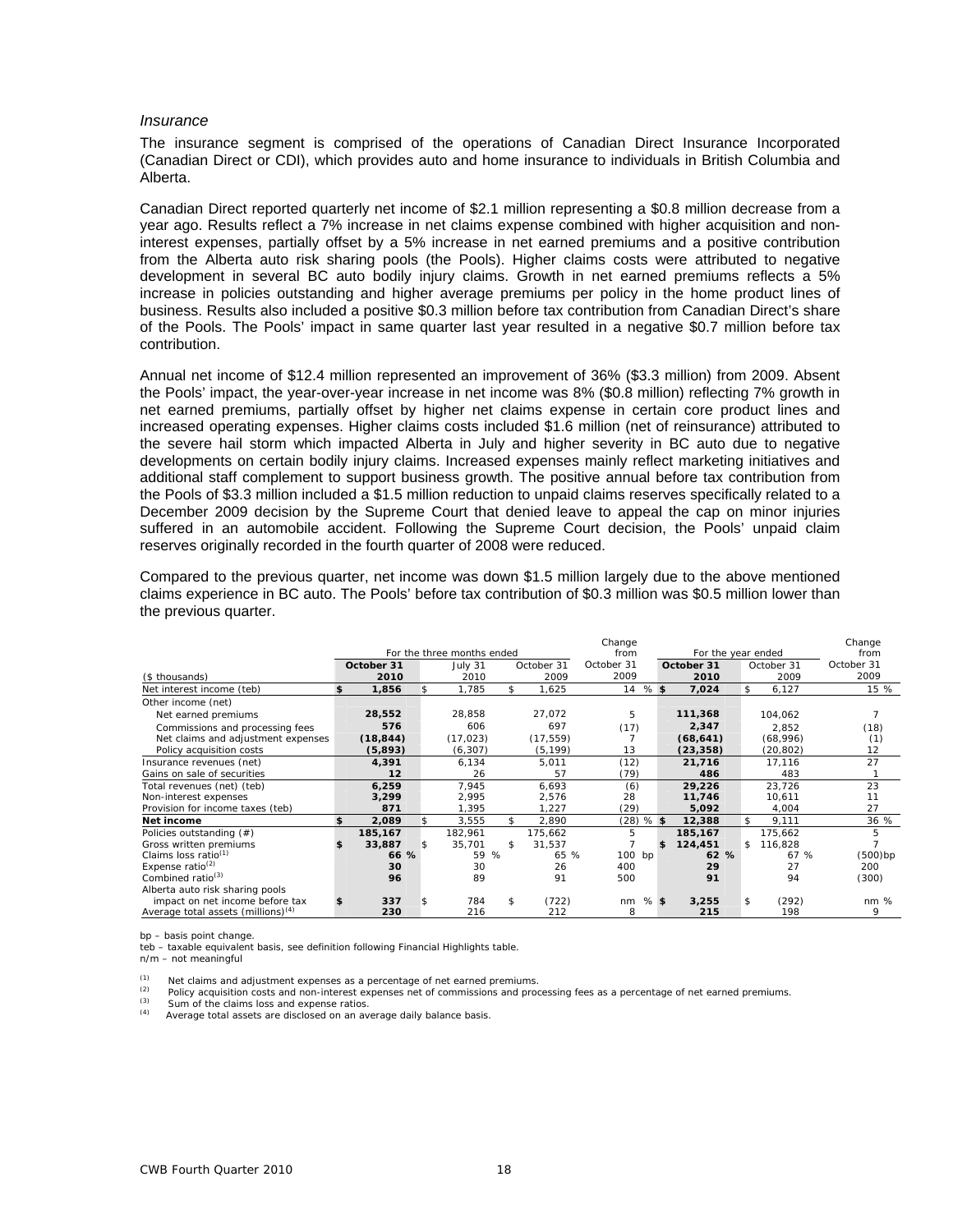*Insurance*

The insurance segment is comprised of the operations of Canadian Direct Insurance Incorporated (Canadian Direct or CDI), which provides auto and home insurance to individuals in British Columbia and Alberta.

Canadian Direct reported quarterly net income of $2.1 million representing a $0.8 million decrease from a year ago. Results reflect a 7% increase in net claims expense combined with higher acquisition and non-interest expenses, partially offset by a 5% increase in net earned premiums and a positive contribution from the Alberta auto risk sharing pools (the Pools). Higher claims costs were attributed to negative development in several BC auto bodily injury claims. Growth in net earned premiums reflects a 5% increase in policies outstanding and higher average premiums per policy in the home product lines of business. Results also included a positive $0.3 million before tax contribution from Canadian Direct's share of the Pools. The Pools' impact in same quarter last year resulted in a negative $0.7 million before tax contribution.

Annual net income of $12.4 million represented an improvement of 36% ($3.3 million) from 2009. Absent the Pools' impact, the year-over-year increase in net income was 8% ($0.8 million) reflecting 7% growth in net earned premiums, partially offset by higher net claims expense in certain core product lines and increased operating expenses. Higher claims costs included $1.6 million (net of reinsurance) attributed to the severe hail storm which impacted Alberta in July and higher severity in BC auto due to negative developments on certain bodily injury claims. Increased expenses mainly reflect marketing initiatives and additional staff complement to support business growth. The positive annual before tax contribution from the Pools of $3.3 million included a $1.5 million reduction to unpaid claims reserves specifically related to a December 2009 decision by the Supreme Court that denied leave to appeal the cap on minor injuries suffered in an automobile accident. Following the Supreme Court decision, the Pools' unpaid claim reserves originally recorded in the fourth quarter of 2008 were reduced.

Compared to the previous quarter, net income was down $1.5 million largely due to the above mentioned claims experience in BC auto. The Pools' before tax contribution of $0.3 million was $0.5 million lower than the previous quarter.

| ($ thousands) | For the three months ended | | | Change from | For the year ended | | Change from |
|---|---|---|---|---|---|---|---|
| | **October 31 2010** | July 31 2010 | October 31 2009 | October 31 2009 | **October 31 2010** | October 31 2009 | October 31 2009 |
| Net interest income (teb) | **$ 1,856** | $ 1,785 | $ 1,625 | 14 % | **$ 7,024** | $ 6,127 | 15 % |
| Other income (net) | | | | | | | |
| Net earned premiums | **28,552** | 28,858 | 27,072 | 5 | **111,368** | 104,062 | 7 |
| Commissions and processing fees | **576** | 606 | 697 | (17) | **2,347** | 2,852 | (18) |
| Net claims and adjustment expenses | **(18,844)** | (17,023) | (17,559) | 7 | **(68,641)** | (68,996) | (1) |
| Policy acquisition costs | **(5,893)** | (6,307) | (5,199) | 13 | **(23,358)** | (20,802) | 12 |
| Insurance revenues (net) | **4,391** | 6,134 | 5,011 | (12) | **21,716** | 17,116 | 27 |
| Gains on sale of securities | **12** | 26 | 57 | (79) | **486** | 483 | 1 |
| Total revenues (net) (teb) | **6,259** | 7,945 | 6,693 | (6) | **29,226** | 23,726 | 23 |
| Non-interest expenses | **3,299** | 2,995 | 2,576 | 28 | **11,746** | 10,611 | 11 |
| Provision for income taxes (teb) | **871** | 1,395 | 1,227 | (29) | **5,092** | 4,004 | 27 |
| **Net income** | **$ 2,089** | $ 3,555 | $ 2,890 | (28) % | **$ 12,388** | $ 9,111 | 36 % |
| Policies outstanding (#) | **185,167** | 182,961 | 175,662 | 5 | **185,167** | 175,662 | 5 |
| Gross written premiums | **$ 33,887** | $ 35,701 | $ 31,537 | 7 | **$ 124,451** | $ 116,828 | 7 |
| Claims loss ratio[(1)] | **66 %** | 59 % | 65 % | 100 bp | **62 %** | 67 % | (500)bp |
| Expense ratio[(2)] | **30** | 30 | 26 | 400 | **29** | 27 | 200 |
| Combined ratio[(3)] | **96** | 89 | 91 | 500 | **91** | 94 | (300) |
| Alberta auto risk sharing pools impact on net income before tax | **$ 337** | $ 784 | $ (722) | nm % | **$ 3,255** | $ (292) | nm % |
| Average total assets (millions)[(4)] | **230** | 216 | 212 | 8 | **215** | 198 | 9 |

bp – basis point change.
teb – taxable equivalent basis, see definition following Financial Highlights table.
n/m – not meaningful

(1) Net claims and adjustment expenses as a percentage of net earned premiums.
(2) Policy acquisition costs and non-interest expenses net of commissions and processing fees as a percentage of net earned premiums.
(3) Sum of the claims loss and expense ratios.
(4) Average total assets are disclosed on an average daily balance basis.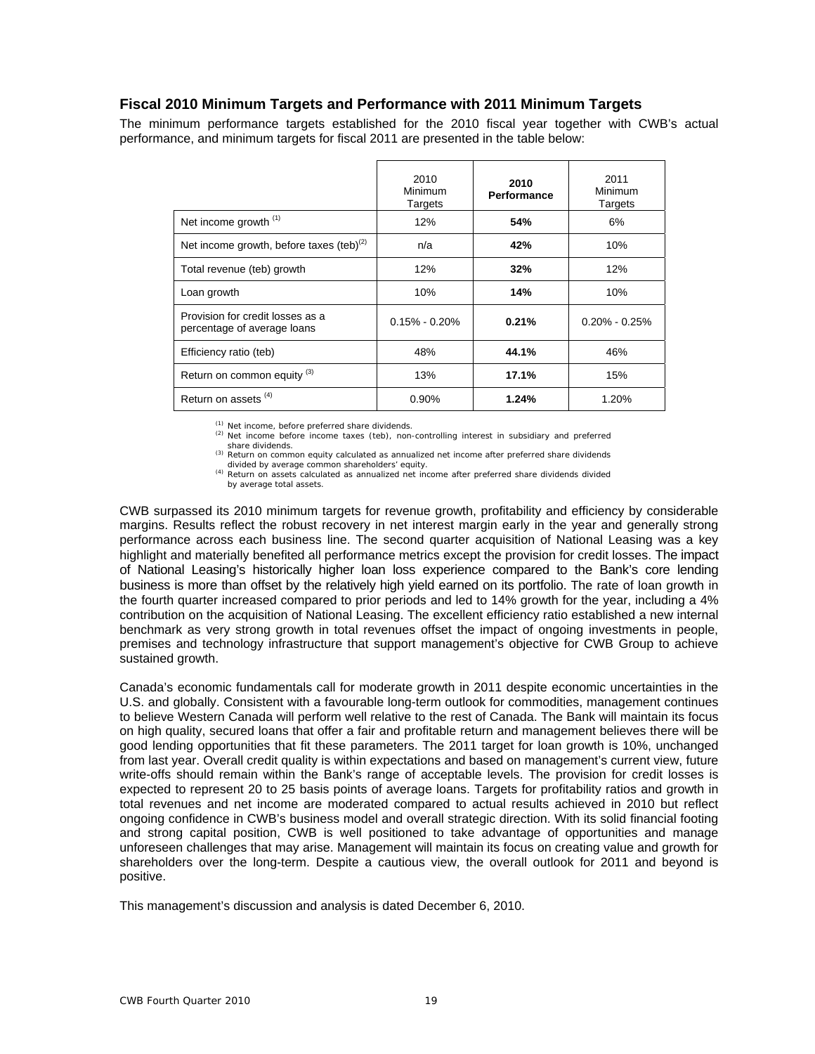## Fiscal 2010 Minimum Targets and Performance with 2011 Minimum Targets

The minimum performance targets established for the 2010 fiscal year together with CWB's actual performance, and minimum targets for fiscal 2011 are presented in the table below:

| | 2010 Minimum Targets | **2010 Performance** | 2011 Minimum Targets |
|---|---|---|---|
| Net income growth [(1)] | 12% | **54%** | 6% |
| Net income growth, before taxes (teb)[(2)] | n/a | **42%** | 10% |
| Total revenue (teb) growth | 12% | **32%** | 12% |
| Loan growth | 10% | **14%** | 10% |
| Provision for credit losses as a percentage of average loans | 0.15% - 0.20% | **0.21%** | 0.20% - 0.25% |
| Efficiency ratio (teb) | 48% | **44.1%** | 46% |
| Return on common equity [(3)] | 13% | **17.1%** | 15% |
| Return on assets [(4)] | 0.90% | **1.24%** | 1.20% |

(1) Net income, before preferred share dividends.
(2) Net income before income taxes (teb), non-controlling interest in subsidiary and preferred share dividends.
(3) Return on common equity calculated as annualized net income after preferred share dividends divided by average common shareholders' equity.
(4) Return on assets calculated as annualized net income after preferred share dividends divided by average total assets.

CWB surpassed its 2010 minimum targets for revenue growth, profitability and efficiency by considerable margins. Results reflect the robust recovery in net interest margin early in the year and generally strong performance across each business line. The second quarter acquisition of National Leasing was a key highlight and materially benefited all performance metrics except the provision for credit losses. The impact of National Leasing's historically higher loan loss experience compared to the Bank's core lending business is more than offset by the relatively high yield earned on its portfolio. The rate of loan growth in the fourth quarter increased compared to prior periods and led to 14% growth for the year, including a 4% contribution on the acquisition of National Leasing. The excellent efficiency ratio established a new internal benchmark as very strong growth in total revenues offset the impact of ongoing investments in people, premises and technology infrastructure that support management's objective for CWB Group to achieve sustained growth.

Canada's economic fundamentals call for moderate growth in 2011 despite economic uncertainties in the U.S. and globally. Consistent with a favourable long-term outlook for commodities, management continues to believe Western Canada will perform well relative to the rest of Canada. The Bank will maintain its focus on high quality, secured loans that offer a fair and profitable return and management believes there will be good lending opportunities that fit these parameters. The 2011 target for loan growth is 10%, unchanged from last year. Overall credit quality is within expectations and based on management's current view, future write-offs should remain within the Bank's range of acceptable levels. The provision for credit losses is expected to represent 20 to 25 basis points of average loans. Targets for profitability ratios and growth in total revenues and net income are moderated compared to actual results achieved in 2010 but reflect ongoing confidence in CWB's business model and overall strategic direction. With its solid financial footing and strong capital position, CWB is well positioned to take advantage of opportunities and manage unforeseen challenges that may arise. Management will maintain its focus on creating value and growth for shareholders over the long-term. Despite a cautious view, the overall outlook for 2011 and beyond is positive.

This management's discussion and analysis is dated December 6, 2010.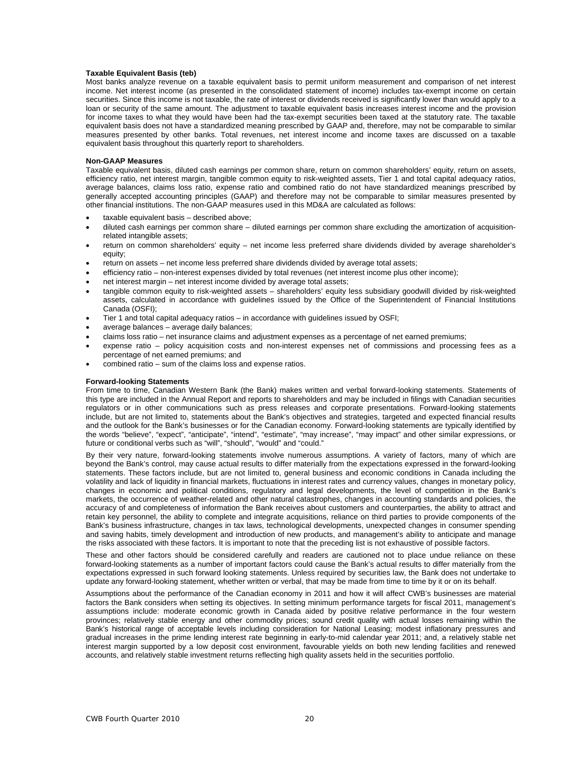**Taxable Equivalent Basis (teb)**

Most banks analyze revenue on a taxable equivalent basis to permit uniform measurement and comparison of net interest income. Net interest income (as presented in the consolidated statement of income) includes tax-exempt income on certain securities. Since this income is not taxable, the rate of interest or dividends received is significantly lower than would apply to a loan or security of the same amount. The adjustment to taxable equivalent basis increases interest income and the provision for income taxes to what they would have been had the tax-exempt securities been taxed at the statutory rate. The taxable equivalent basis does not have a standardized meaning prescribed by GAAP and, therefore, may not be comparable to similar measures presented by other banks. Total revenues, net interest income and income taxes are discussed on a taxable equivalent basis throughout this quarterly report to shareholders.

**Non-GAAP Measures**

Taxable equivalent basis, diluted cash earnings per common share, return on common shareholders' equity, return on assets, efficiency ratio, net interest margin, tangible common equity to risk-weighted assets, Tier 1 and total capital adequacy ratios, average balances, claims loss ratio, expense ratio and combined ratio do not have standardized meanings prescribed by generally accepted accounting principles (GAAP) and therefore may not be comparable to similar measures presented by other financial institutions. The non-GAAP measures used in this MD&A are calculated as follows:

- taxable equivalent basis – described above;
- diluted cash earnings per common share – diluted earnings per common share excluding the amortization of acquisition-related intangible assets;
- return on common shareholders' equity – net income less preferred share dividends divided by average shareholder's equity;
- return on assets – net income less preferred share dividends divided by average total assets;
- efficiency ratio – non-interest expenses divided by total revenues (net interest income plus other income);
- net interest margin – net interest income divided by average total assets;
- tangible common equity to risk-weighted assets – shareholders' equity less subsidiary goodwill divided by risk-weighted assets, calculated in accordance with guidelines issued by the Office of the Superintendent of Financial Institutions Canada (OSFI);
- Tier 1 and total capital adequacy ratios – in accordance with guidelines issued by OSFI;
- average balances – average daily balances;
- claims loss ratio – net insurance claims and adjustment expenses as a percentage of net earned premiums;
- expense ratio – policy acquisition costs and non-interest expenses net of commissions and processing fees as a percentage of net earned premiums; and
- combined ratio – sum of the claims loss and expense ratios.

**Forward-looking Statements**

From time to time, Canadian Western Bank (the Bank) makes written and verbal forward-looking statements. Statements of this type are included in the Annual Report and reports to shareholders and may be included in filings with Canadian securities regulators or in other communications such as press releases and corporate presentations. Forward-looking statements include, but are not limited to, statements about the Bank's objectives and strategies, targeted and expected financial results and the outlook for the Bank's businesses or for the Canadian economy. Forward-looking statements are typically identified by the words "believe", "expect", "anticipate", "intend", "estimate", "may increase", "may impact" and other similar expressions, or future or conditional verbs such as "will", "should", "would" and "could."

By their very nature, forward-looking statements involve numerous assumptions. A variety of factors, many of which are beyond the Bank's control, may cause actual results to differ materially from the expectations expressed in the forward-looking statements. These factors include, but are not limited to, general business and economic conditions in Canada including the volatility and lack of liquidity in financial markets, fluctuations in interest rates and currency values, changes in monetary policy, changes in economic and political conditions, regulatory and legal developments, the level of competition in the Bank's markets, the occurrence of weather-related and other natural catastrophes, changes in accounting standards and policies, the accuracy of and completeness of information the Bank receives about customers and counterparties, the ability to attract and retain key personnel, the ability to complete and integrate acquisitions, reliance on third parties to provide components of the Bank's business infrastructure, changes in tax laws, technological developments, unexpected changes in consumer spending and saving habits, timely development and introduction of new products, and management's ability to anticipate and manage the risks associated with these factors. It is important to note that the preceding list is not exhaustive of possible factors.

These and other factors should be considered carefully and readers are cautioned not to place undue reliance on these forward-looking statements as a number of important factors could cause the Bank's actual results to differ materially from the expectations expressed in such forward looking statements. Unless required by securities law, the Bank does not undertake to update any forward-looking statement, whether written or verbal, that may be made from time to time by it or on its behalf.

Assumptions about the performance of the Canadian economy in 2011 and how it will affect CWB's businesses are material factors the Bank considers when setting its objectives. In setting minimum performance targets for fiscal 2011, management's assumptions include: moderate economic growth in Canada aided by positive relative performance in the four western provinces; relatively stable energy and other commodity prices; sound credit quality with actual losses remaining within the Bank's historical range of acceptable levels including consideration for National Leasing; modest inflationary pressures and gradual increases in the prime lending interest rate beginning in early-to-mid calendar year 2011; and, a relatively stable net interest margin supported by a low deposit cost environment, favourable yields on both new lending facilities and renewed accounts, and relatively stable investment returns reflecting high quality assets held in the securities portfolio.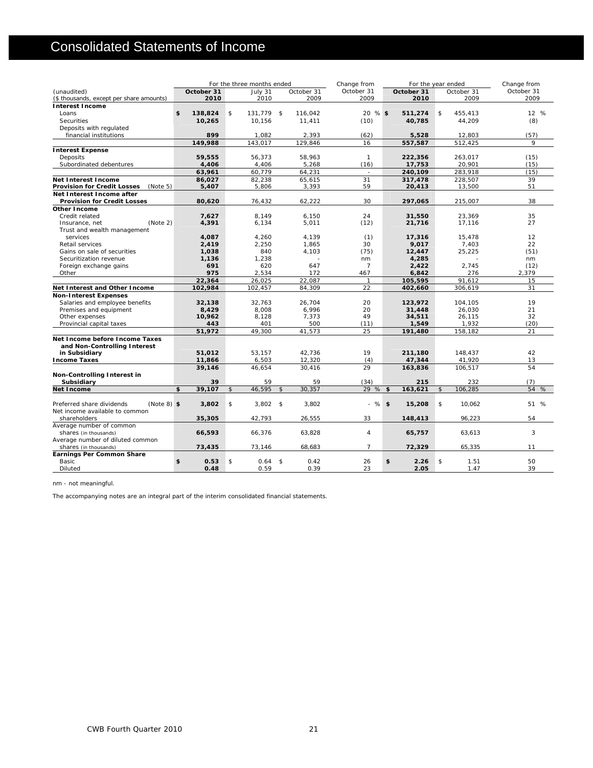# Consolidated Statements of Income

| (unaudited) ($ thousands, except per share amounts) | For the three months ended October 31 2010 | July 31 2010 | October 31 2009 | Change from October 31 2009 | For the year ended October 31 2010 | October 31 2009 | Change from October 31 2009 |
|---|---|---|---|---|---|---|---|
| **Interest Income** | | | | | | | |
| Loans | **$ 138,824** | $ 131,779 | $ 116,042 | 20 % | **$ 511,274** | $ 455,413 | 12 % |
| Securities | **10,265** | 10,156 | 11,411 | (10) | **40,785** | 44,209 | (8) |
| Deposits with regulated financial institutions | **899** | 1,082 | 2,393 | (62) | **5,528** | 12,803 | (57) |
| | **149,988** | 143,017 | 129,846 | 16 | **557,587** | 512,425 | 9 |
| **Interest Expense** | | | | | | | |
| Deposits | **59,555** | 56,373 | 58,963 | 1 | **222,356** | 263,017 | (15) |
| Subordinated debentures | **4,406** | 4,406 | 5,268 | (16) | **17,753** | 20,901 | (15) |
| | **63,961** | 60,779 | 64,231 | - | **240,109** | 283,918 | (15) |
| **Net Interest Income** | **86,027** | 82,238 | 65,615 | 31 | **317,478** | 228,507 | 39 |
| **Provision for Credit Losses** (Note 5) | **5,407** | 5,806 | 3,393 | 59 | **20,413** | 13,500 | 51 |
| **Net Interest Income after Provision for Credit Losses** | **80,620** | 76,432 | 62,222 | 30 | **297,065** | 215,007 | 38 |
| **Other Income** | | | | | | | |
| Credit related | **7,627** | 8,149 | 6,150 | 24 | **31,550** | 23,369 | 35 |
| Insurance, net (Note 2) | **4,391** | 6,134 | 5,011 | (12) | **21,716** | 17,116 | 27 |
| Trust and wealth management services | **4,087** | 4,260 | 4,139 | (1) | **17,316** | 15,478 | 12 |
| Retail services | **2,419** | 2,250 | 1,865 | 30 | **9,017** | 7,403 | 22 |
| Gains on sale of securities | **1,038** | 840 | 4,103 | (75) | **12,447** | 25,225 | (51) |
| Securitization revenue | **1,136** | 1,238 | - | nm | **4,285** | - | nm |
| Foreign exchange gains | **691** | 620 | 647 | 7 | **2,422** | 2,745 | (12) |
| Other | **975** | 2,534 | 172 | 467 | **6,842** | 276 | 2,379 |
| | **22,364** | 26,025 | 22,087 | 1 | **105,595** | 91,612 | 15 |
| **Net Interest and Other Income** | **102,984** | 102,457 | 84,309 | 22 | **402,660** | 306,619 | 31 |
| **Non-Interest Expenses** | | | | | | | |
| Salaries and employee benefits | **32,138** | 32,763 | 26,704 | 20 | **123,972** | 104,105 | 19 |
| Premises and equipment | **8,429** | 8,008 | 6,996 | 20 | **31,448** | 26,030 | 21 |
| Other expenses | **10,962** | 8,128 | 7,373 | 49 | **34,511** | 26,115 | 32 |
| Provincial capital taxes | **443** | 401 | 500 | (11) | **1,549** | 1,932 | (20) |
| | **51,972** | 49,300 | 41,573 | 25 | **191,480** | 158,182 | 21 |
| **Net Income before Income Taxes and Non-Controlling Interest in Subsidiary** | **51,012** | 53,157 | 42,736 | 19 | **211,180** | 148,437 | 42 |
| **Income Taxes** | **11,866** | 6,503 | 12,320 | (4) | **47,344** | 41,920 | 13 |
| | **39,146** | 46,654 | 30,416 | 29 | **163,836** | 106,517 | 54 |
| **Non-Controlling Interest in Subsidiary** | **39** | 59 | 59 | (34) | **215** | 232 | (7) |
| **Net Income** | **$ 39,107** | $ 46,595 | $ 30,357 | 29 % | **$ 163,621** | $ 106,285 | 54 % |
| Preferred share dividends (Note 8) | **$ 3,802** | $ 3,802 | $ 3,802 | - % | **$ 15,208** | $ 10,062 | 51 % |
| Net income available to common shareholders | **35,305** | 42,793 | 26,555 | 33 | **148,413** | 96,223 | 54 |
| Average number of common shares (in thousands) | **66,593** | 66,376 | 63,828 | 4 | **65,757** | 63,613 | 3 |
| Average number of diluted common shares (in thousands) | **73,435** | 73,146 | 68,683 | 7 | **72,329** | 65,335 | 11 |
| **Earnings Per Common Share** | | | | | | | |
| Basic | **$ 0.53** | $ 0.64 | $ 0.42 | 26 | **$ 2.26** | $ 1.51 | 50 |
| Diluted | **0.48** | 0.59 | 0.39 | 23 | **2.05** | 1.47 | 39 |

nm - not meaningful.

The accompanying notes are an integral part of the interim consolidated financial statements.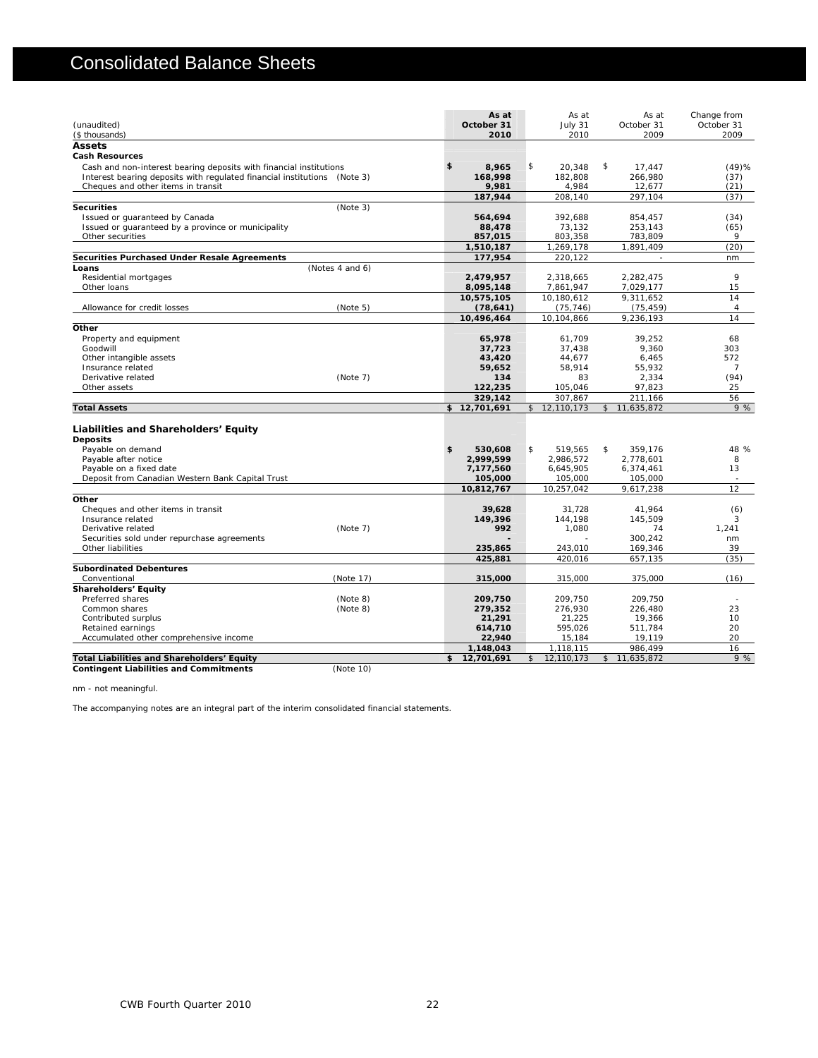# Consolidated Balance Sheets

| (unaudited) ($ thousands) | | As at October 31 2010 | As at July 31 2010 | As at October 31 2009 | Change from October 31 2009 |
|---|---|---|---|---|---|
| **Assets** | | | | | |
| **Cash Resources** | | | | | |
| Cash and non-interest bearing deposits with financial institutions | | $ 8,965 | $ 20,348 | $ 17,447 | (49)% |
| Interest bearing deposits with regulated financial institutions | (Note 3) | 168,998 | 182,808 | 266,980 | (37) |
| Cheques and other items in transit | | 9,981 | 4,984 | 12,677 | (21) |
| | | 187,944 | 208,140 | 297,104 | (37) |
| **Securities** | (Note 3) | | | | |
| Issued or guaranteed by Canada | | 564,694 | 392,688 | 854,457 | (34) |
| Issued or guaranteed by a province or municipality | | 88,478 | 73,132 | 253,143 | (65) |
| Other securities | | 857,015 | 803,358 | 783,809 | 9 |
| | | 1,510,187 | 1,269,178 | 1,891,409 | (20) |
| **Securities Purchased Under Resale Agreements** | | 177,954 | 220,122 | - | nm |
| **Loans** | (Notes 4 and 6) | | | | |
| Residential mortgages | | 2,479,957 | 2,318,665 | 2,282,475 | 9 |
| Other loans | | 8,095,148 | 7,861,947 | 7,029,177 | 15 |
| | | 10,575,105 | 10,180,612 | 9,311,652 | 14 |
| Allowance for credit losses | (Note 5) | (78,641) | (75,746) | (75,459) | 4 |
| | | 10,496,464 | 10,104,866 | 9,236,193 | 14 |
| **Other** | | | | | |
| Property and equipment | | 65,978 | 61,709 | 39,252 | 68 |
| Goodwill | | 37,723 | 37,438 | 9,360 | 303 |
| Other intangible assets | | 43,420 | 44,677 | 6,465 | 572 |
| Insurance related | | 59,652 | 58,914 | 55,932 | 7 |
| Derivative related | (Note 7) | 134 | 83 | 2,334 | (94) |
| Other assets | | 122,235 | 105,046 | 97,823 | 25 |
| | | 329,142 | 307,867 | 211,166 | 56 |
| **Total Assets** | | $ 12,701,691 | $ 12,110,173 | $ 11,635,872 | 9 % |
| **Liabilities and Shareholders' Equity** | | | | | |
| **Deposits** | | | | | |
| Payable on demand | | $ 530,608 | $ 519,565 | $ 359,176 | 48 % |
| Payable after notice | | 2,999,599 | 2,986,572 | 2,778,601 | 8 |
| Payable on a fixed date | | 7,177,560 | 6,645,905 | 6,374,461 | 13 |
| Deposit from Canadian Western Bank Capital Trust | | 105,000 | 105,000 | 105,000 | - |
| | | 10,812,767 | 10,257,042 | 9,617,238 | 12 |
| **Other** | | | | | |
| Cheques and other items in transit | | 39,628 | 31,728 | 41,964 | (6) |
| Insurance related | | 149,396 | 144,198 | 145,509 | 3 |
| Derivative related | (Note 7) | 992 | 1,080 | 74 | 1,241 |
| Securities sold under repurchase agreements | | - | - | 300,242 | nm |
| Other liabilities | | 235,865 | 243,010 | 169,346 | 39 |
| | | 425,881 | 420,016 | 657,135 | (35) |
| **Subordinated Debentures** | | | | | |
| Conventional | (Note 17) | 315,000 | 315,000 | 375,000 | (16) |
| **Shareholders' Equity** | | | | | |
| Preferred shares | (Note 8) | 209,750 | 209,750 | 209,750 | - |
| Common shares | (Note 8) | 279,352 | 276,930 | 226,480 | 23 |
| Contributed surplus | | 21,291 | 21,225 | 19,366 | 10 |
| Retained earnings | | 614,710 | 595,026 | 511,784 | 20 |
| Accumulated other comprehensive income | | 22,940 | 15,184 | 19,119 | 20 |
| | | 1,148,043 | 1,118,115 | 986,499 | 16 |
| **Total Liabilities and Shareholders' Equity** | | $ 12,701,691 | $ 12,110,173 | $ 11,635,872 | 9 % |
| **Contingent Liabilities and Commitments** | (Note 10) | | | | |

nm - not meaningful.

The accompanying notes are an integral part of the interim consolidated financial statements.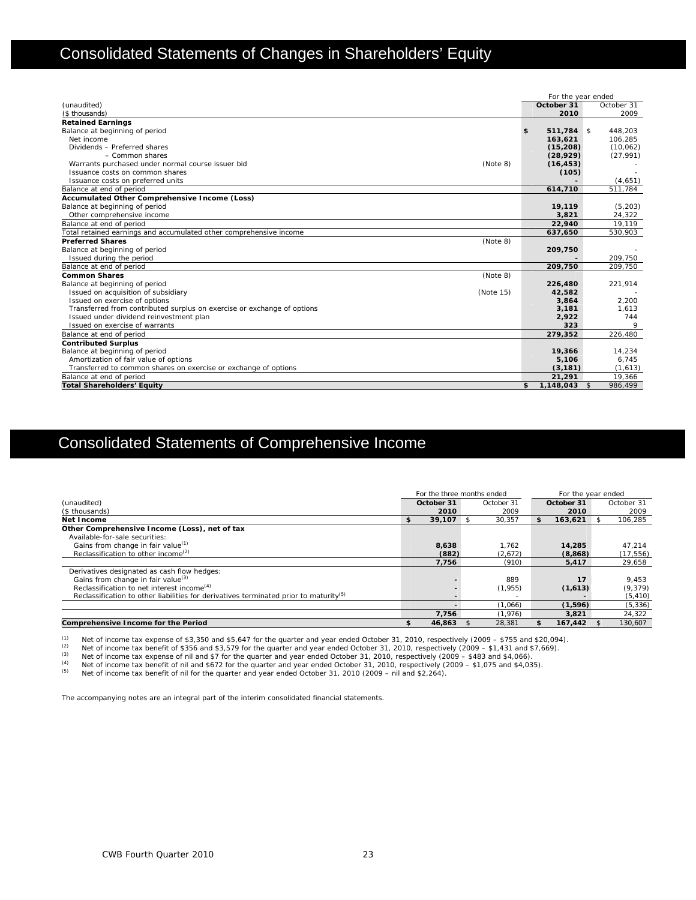# Consolidated Statements of Changes in Shareholders' Equity

| (unaudited)<br>($ thousands) | | For the year ended<br>October 31<br>2010 | October 31<br>2009 |
|---|---|---|---|
| **Retained Earnings** | | | |
| Balance at beginning of period | | **$ 511,784** | $ 448,203 |
| Net income | | **163,621** | 106,285 |
| Dividends – Preferred shares | | **(15,208)** | (10,062) |
| – Common shares | | **(28,929)** | (27,991) |
| Warrants purchased under normal course issuer bid | (Note 8) | **(16,453)** | - |
| Issuance costs on common shares | | **(105)** | - |
| Issuance costs on preferred units | | **-** | (4,651) |
| Balance at end of period | | **614,710** | 511,784 |
| **Accumulated Other Comprehensive Income (Loss)** | | | |
| Balance at beginning of period | | **19,119** | (5,203) |
| Other comprehensive income | | **3,821** | 24,322 |
| Balance at end of period | | **22,940** | 19,119 |
| Total retained earnings and accumulated other comprehensive income | | **637,650** | 530,903 |
| **Preferred Shares** | (Note 8) | | |
| Balance at beginning of period | | **209,750** | - |
| Issued during the period | | **-** | 209,750 |
| Balance at end of period | | **209,750** | 209,750 |
| **Common Shares** | (Note 8) | | |
| Balance at beginning of period | | **226,480** | 221,914 |
| Issued on acquisition of subsidiary | (Note 15) | **42,582** | - |
| Issued on exercise of options | | **3,864** | 2,200 |
| Transferred from contributed surplus on exercise or exchange of options | | **3,181** | 1,613 |
| Issued under dividend reinvestment plan | | **2,922** | 744 |
| Issued on exercise of warrants | | **323** | 9 |
| Balance at end of period | | **279,352** | 226,480 |
| **Contributed Surplus** | | | |
| Balance at beginning of period | | **19,366** | 14,234 |
| Amortization of fair value of options | | **5,106** | 6,745 |
| Transferred to common shares on exercise or exchange of options | | **(3,181)** | (1,613) |
| Balance at end of period | | **21,291** | 19,366 |
| **Total Shareholders' Equity** | | **$ 1,148,043** | $ 986,499 |

# Consolidated Statements of Comprehensive Income

| (unaudited)<br>($ thousands) | For the three months ended<br>October 31<br>2010 | October 31<br>2009 | For the year ended<br>October 31<br>2010 | October 31<br>2009 |
|---|---|---|---|---|
| **Net Income** | **$ 39,107** | $ 30,357 | **$ 163,621** | $ 106,285 |
| **Other Comprehensive Income (Loss), net of tax** | | | | |
| Available-for-sale securities: | | | | |
| Gains from change in fair value[1] | **8,638** | 1,762 | **14,285** | 47,214 |
| Reclassification to other income[2] | **(882)** | (2,672) | **(8,868)** | (17,556) |
| | **7,756** | (910) | **5,417** | 29,658 |
| Derivatives designated as cash flow hedges: | | | | |
| Gains from change in fair value[3] | **-** | 889 | **17** | 9,453 |
| Reclassification to net interest income[4] | **-** | (1,955) | **(1,613)** | (9,379) |
| Reclassification to other liabilities for derivatives terminated prior to maturity[5] | **-** | - | **-** | (5,410) |
| | **-** | (1,066) | **(1,596)** | (5,336) |
| | **7,756** | (1,976) | **3,821** | 24,322 |
| **Comprehensive Income for the Period** | **$ 46,863** | $ 28,381 | **$ 167,442** | $ 130,607 |

(1) Net of income tax expense of $3,350 and $5,647 for the quarter and year ended October 31, 2010, respectively (2009 – $755 and $20,094).
(2) Net of income tax benefit of $356 and $3,579 for the quarter and year ended October 31, 2010, respectively (2009 – $1,431 and $7,669).
(3) Net of income tax expense of nil and $7 for the quarter and year ended October 31, 2010, respectively (2009 – $483 and $4,066).
(4) Net of income tax benefit of nil and $672 for the quarter and year ended October 31, 2010, respectively (2009 – $1,075 and $4,035).
(5) Net of income tax benefit of nil for the quarter and year ended October 31, 2010 (2009 – nil and $2,264).

The accompanying notes are an integral part of the interim consolidated financial statements.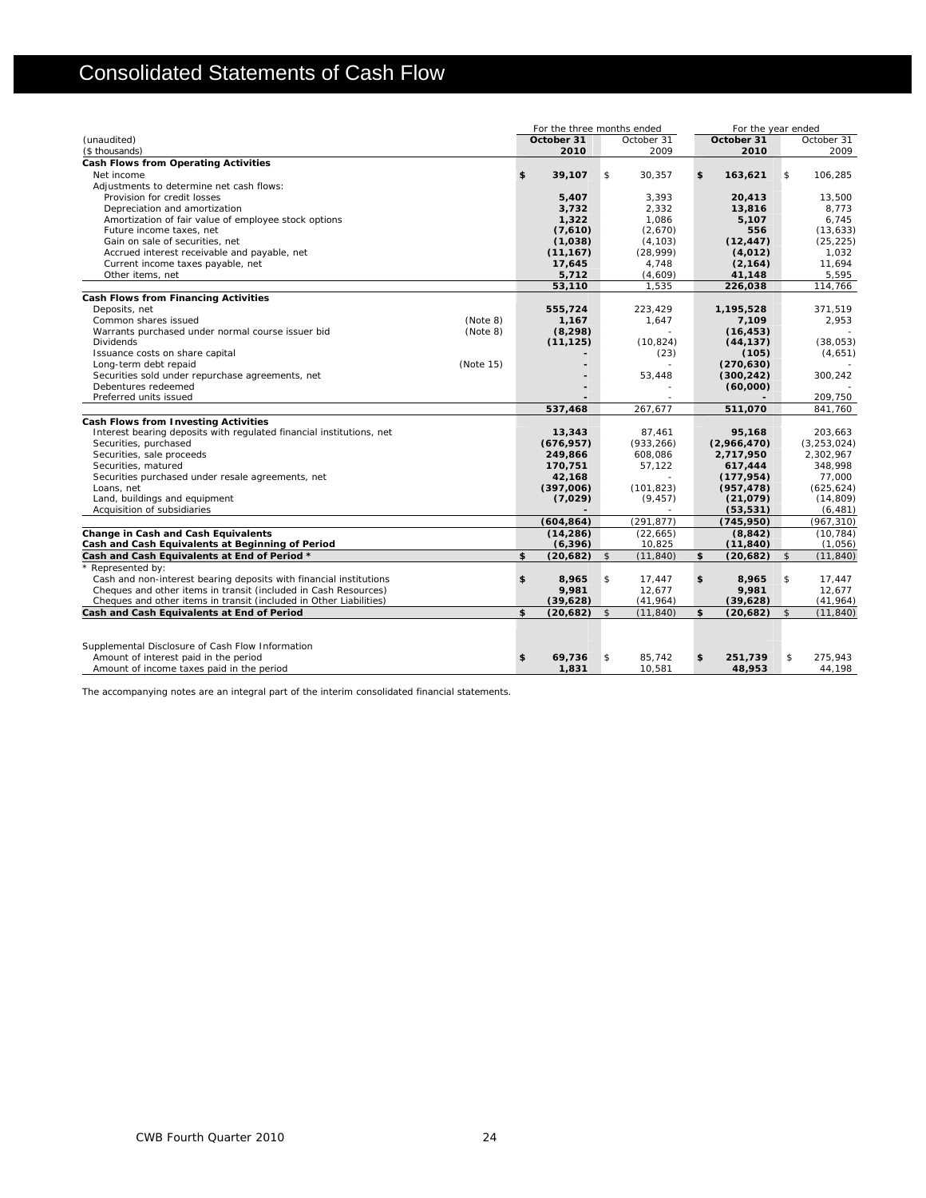# Consolidated Statements of Cash Flow

| (unaudited) | | For the three months ended | | For the year ended | |
|---|---|---|---|---|---|
| ($ thousands) | | **October 31 2010** | October 31 2009 | **October 31 2010** | October 31 2009 |
| **Cash Flows from Operating Activities** | | | | | |
| Net income | | **$ 39,107** | $ 30,357 | **$ 163,621** | $ 106,285 |
| Adjustments to determine net cash flows: | | | | | |
| Provision for credit losses | | **5,407** | 3,393 | **20,413** | 13,500 |
| Depreciation and amortization | | **3,732** | 2,332 | **13,816** | 8,773 |
| Amortization of fair value of employee stock options | | **1,322** | 1,086 | **5,107** | 6,745 |
| Future income taxes, net | | **(7,610)** | (2,670) | **556** | (13,633) |
| Gain on sale of securities, net | | **(1,038)** | (4,103) | **(12,447)** | (25,225) |
| Accrued interest receivable and payable, net | | **(11,167)** | (28,999) | **(4,012)** | 1,032 |
| Current income taxes payable, net | | **17,645** | 4,748 | **(2,164)** | 11,694 |
| Other items, net | | **5,712** | (4,609) | **41,148** | 5,595 |
| | | **53,110** | 1,535 | **226,038** | 114,766 |
| **Cash Flows from Financing Activities** | | | | | |
| Deposits, net | | **555,724** | 223,429 | **1,195,528** | 371,519 |
| Common shares issued | (Note 8) | **1,167** | 1,647 | **7,109** | 2,953 |
| Warrants purchased under normal course issuer bid | (Note 8) | **(8,298)** | - | **(16,453)** | - |
| Dividends | | **(11,125)** | (10,824) | **(44,137)** | (38,053) |
| Issuance costs on share capital | | **-** | (23) | **(105)** | (4,651) |
| Long-term debt repaid | (Note 15) | **-** | - | **(270,630)** | - |
| Securities sold under repurchase agreements, net | | **-** | 53,448 | **(300,242)** | 300,242 |
| Debentures redeemed | | **-** | - | **(60,000)** | - |
| Preferred units issued | | **-** | - | **-** | 209,750 |
| | | **537,468** | 267,677 | **511,070** | 841,760 |
| **Cash Flows from Investing Activities** | | | | | |
| Interest bearing deposits with regulated financial institutions, net | | **13,343** | 87,461 | **95,168** | 203,663 |
| Securities, purchased | | **(676,957)** | (933,266) | **(2,966,470)** | (3,253,024) |
| Securities, sale proceeds | | **249,866** | 608,086 | **2,717,950** | 2,302,967 |
| Securities, matured | | **170,751** | 57,122 | **617,444** | 348,998 |
| Securities purchased under resale agreements, net | | **42,168** | - | **(177,954)** | 77,000 |
| Loans, net | | **(397,006)** | (101,823) | **(957,478)** | (625,624) |
| Land, buildings and equipment | | **(7,029)** | (9,457) | **(21,079)** | (14,809) |
| Acquisition of subsidiaries | | **-** | - | **(53,531)** | (6,481) |
| | | **(604,864)** | (291,877) | **(745,950)** | (967,310) |
| **Change in Cash and Cash Equivalents** | | **(14,286)** | (22,665) | **(8,842)** | (10,784) |
| **Cash and Cash Equivalents at Beginning of Period** | | **(6,396)** | 10,825 | **(11,840)** | (1,056) |
| **Cash and Cash Equivalents at End of Period *** | | **$ (20,682)** | $ (11,840) | **$ (20,682)** | $ (11,840) |
| * Represented by: | | | | | |
| Cash and non-interest bearing deposits with financial institutions | | **$ 8,965** | $ 17,447 | **$ 8,965** | $ 17,447 |
| Cheques and other items in transit (included in Cash Resources) | | **9,981** | 12,677 | **9,981** | 12,677 |
| Cheques and other items in transit (included in Other Liabilities) | | **(39,628)** | (41,964) | **(39,628)** | (41,964) |
| **Cash and Cash Equivalents at End of Period** | | **$ (20,682)** | $ (11,840) | **$ (20,682)** | $ (11,840) |
| | | | | | |
| Supplemental Disclosure of Cash Flow Information | | | | | |
| Amount of interest paid in the period | | **$ 69,736** | $ 85,742 | **$ 251,739** | $ 275,943 |
| Amount of income taxes paid in the period | | **1,831** | 10,581 | **48,953** | 44,198 |

The accompanying notes are an integral part of the interim consolidated financial statements.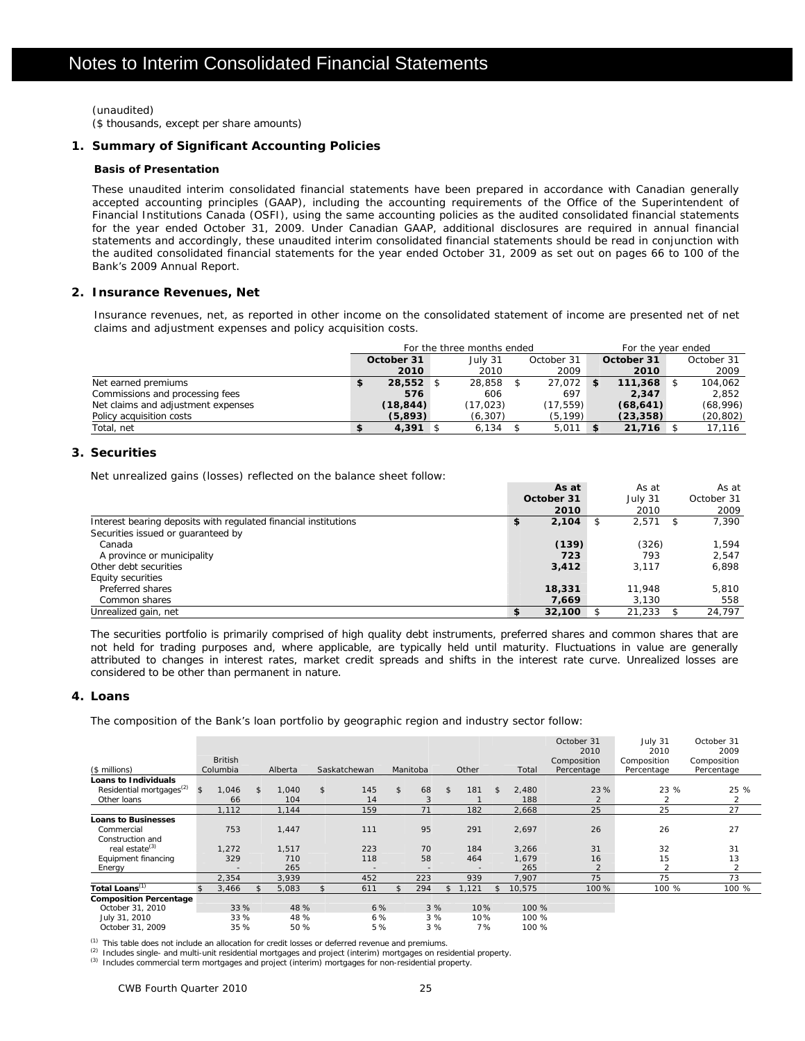# Notes to Interim Consolidated Financial Statements

(unaudited)
($ thousands, except per share amounts)

## 1. Summary of Significant Accounting Policies

### Basis of Presentation

These unaudited interim consolidated financial statements have been prepared in accordance with Canadian generally accepted accounting principles (GAAP), including the accounting requirements of the Office of the Superintendent of Financial Institutions Canada (OSFI), using the same accounting policies as the audited consolidated financial statements for the year ended October 31, 2009. Under Canadian GAAP, additional disclosures are required in annual financial statements and accordingly, these unaudited interim consolidated financial statements should be read in conjunction with the audited consolidated financial statements for the year ended October 31, 2009 as set out on pages 66 to 100 of the Bank's 2009 Annual Report.

## 2. Insurance Revenues, Net

Insurance revenues, net, as reported in other income on the consolidated statement of income are presented net of net claims and adjustment expenses and policy acquisition costs.

| | For the three months ended | | | For the year ended | |
|---|---|---|---|---|---|
| | **October 31 2010** | July 31 2010 | October 31 2009 | **October 31 2010** | October 31 2009 |
| Net earned premiums | **$ 28,552** | $ 28,858 | $ 27,072 | **$ 111,368** | $ 104,062 |
| Commissions and processing fees | **576** | 606 | 697 | **2,347** | 2,852 |
| Net claims and adjustment expenses | **(18,844)** | (17,023) | (17,559) | **(68,641)** | (68,996) |
| Policy acquisition costs | **(5,893)** | (6,307) | (5,199) | **(23,358)** | (20,802) |
| Total, net | **$ 4,391** | $ 6,134 | $ 5,011 | **$ 21,716** | $ 17,116 |

## 3. Securities

Net unrealized gains (losses) reflected on the balance sheet follow:

| | **As at October 31 2010** | As at July 31 2010 | As at October 31 2009 |
|---|---|---|---|
| Interest bearing deposits with regulated financial institutions | **$ 2,104** | $ 2,571 | $ 7,390 |
| Securities issued or guaranteed by | | | |
| Canada | **(139)** | (326) | 1,594 |
| A province or municipality | **723** | 793 | 2,547 |
| Other debt securities | **3,412** | 3,117 | 6,898 |
| Equity securities | | | |
| Preferred shares | **18,331** | 11,948 | 5,810 |
| Common shares | **7,669** | 3,130 | 558 |
| Unrealized gain, net | **$ 32,100** | $ 21,233 | $ 24,797 |

The securities portfolio is primarily comprised of high quality debt instruments, preferred shares and common shares that are not held for trading purposes and, where applicable, are typically held until maturity. Fluctuations in value are generally attributed to changes in interest rates, market credit spreads and shifts in the interest rate curve. Unrealized losses are considered to be other than permanent in nature.

## 4. Loans

The composition of the Bank's loan portfolio by geographic region and industry sector follow:

| ($ millions) | British Columbia | Alberta | Saskatchewan | Manitoba | Other | Total | October 31 2010 Composition Percentage | July 31 2010 Composition Percentage | October 31 2009 Composition Percentage |
|---|---|---|---|---|---|---|---|---|---|
| **Loans to Individuals** | | | | | | | | | |
| Residential mortgages[(2)] | $ 1,046 | $ 1,040 | $ 145 | $ 68 | $ 181 | $ 2,480 | 23 % | 23 % | 25 % |
| Other loans | 66 | 104 | 14 | 3 | 1 | 188 | 2 | 2 | 2 |
| | 1,112 | 1,144 | 159 | 71 | 182 | 2,668 | 25 | 25 | 27 |
| **Loans to Businesses** | | | | | | | | | |
| Commercial | 753 | 1,447 | 111 | 95 | 291 | 2,697 | 26 | 26 | 27 |
| Construction and real estate[(3)] | 1,272 | 1,517 | 223 | 70 | 184 | 3,266 | 31 | 32 | 31 |
| Equipment financing | 329 | 710 | 118 | 58 | 464 | 1,679 | 16 | 15 | 13 |
| Energy | - | 265 | - | - | - | 265 | 2 | 2 | 2 |
| | 2,354 | 3,939 | 452 | 223 | 939 | 7,907 | 75 | 75 | 73 |
| **Total Loans**[(1)] | $ 3,466 | $ 5,083 | $ 611 | $ 294 | $ 1,121 | $ 10,575 | 100 % | 100 % | 100 % |
| **Composition Percentage** | | | | | | | | | |
| October 31, 2010 | 33 % | 48 % | 6 % | 3 % | 10% | 100 % | | | |
| July 31, 2010 | 33 % | 48 % | 6 % | 3 % | 10% | 100 % | | | |
| October 31, 2009 | 35 % | 50 % | 5 % | 3 % | 7% | 100 % | | | |

(1) This table does not include an allocation for credit losses or deferred revenue and premiums.
(2) Includes single- and multi-unit residential mortgages and project (interim) mortgages on residential property.
(3) Includes commercial term mortgages and project (interim) mortgages for non-residential property.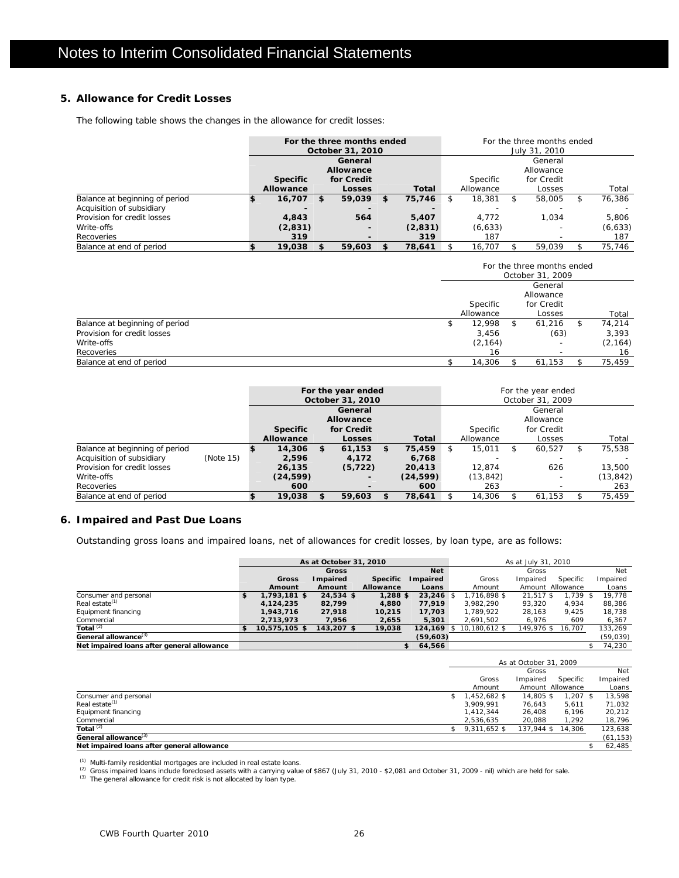# Notes to Interim Consolidated Financial Statements

## 5. Allowance for Credit Losses

The following table shows the changes in the allowance for credit losses:

| | For the three months ended October 31, 2010 | | | For the three months ended July 31, 2010 | | |
|---|---|---|---|---|---|---|
| | Specific Allowance | General Allowance for Credit Losses | Total | Specific Allowance | General Allowance for Credit Losses | Total |
| Balance at beginning of period | $ 16,707 | $ 59,039 | $ 75,746 | $ 18,381 | $ 58,005 | $ 76,386 |
| Acquisition of subsidiary | - | - | - | - | - | - |
| Provision for credit losses | 4,843 | 564 | 5,407 | 4,772 | 1,034 | 5,806 |
| Write-offs | (2,831) | - | (2,831) | (6,633) | - | (6,633) |
| Recoveries | 319 | - | 319 | 187 | - | 187 |
| Balance at end of period | $ 19,038 | $ 59,603 | $ 78,641 | $ 16,707 | $ 59,039 | $ 75,746 |

| | For the three months ended October 31, 2009 | | |
|---|---|---|---|
| | Specific Allowance | General Allowance for Credit Losses | Total |
| Balance at beginning of period | $ 12,998 | $ 61,216 | $ 74,214 |
| Provision for credit losses | 3,456 | (63) | 3,393 |
| Write-offs | (2,164) | - | (2,164) |
| Recoveries | 16 | - | 16 |
| Balance at end of period | $ 14,306 | $ 61,153 | $ 75,459 |

| | | For the year ended October 31, 2010 | | | For the year ended October 31, 2009 | | |
|---|---|---|---|---|---|---|---|
| | | Specific Allowance | General Allowance for Credit Losses | Total | Specific Allowance | General Allowance for Credit Losses | Total |
| Balance at beginning of period | | $ 14,306 | $ 61,153 | $ 75,459 | $ 15,011 | $ 60,527 | $ 75,538 |
| Acquisition of subsidiary | (Note 15) | 2,596 | 4,172 | 6,768 | - | - | - |
| Provision for credit losses | | 26,135 | (5,722) | 20,413 | 12,874 | 626 | 13,500 |
| Write-offs | | (24,599) | - | (24,599) | (13,842) | - | (13,842) |
| Recoveries | | 600 | - | 600 | 263 | - | 263 |
| Balance at end of period | | $ 19,038 | $ 59,603 | $ 78,641 | $ 14,306 | $ 61,153 | $ 75,459 |

## 6. Impaired and Past Due Loans

Outstanding gross loans and impaired loans, net of allowances for credit losses, by loan type, are as follows:

| | As at October 31, 2010 | | | | As at July 31, 2010 | | | |
|---|---|---|---|---|---|---|---|---|
| | Gross Amount | Gross Impaired Amount | Specific Allowance | Net Impaired Loans | Gross Amount | Gross Impaired Amount | Specific Allowance | Net Impaired Loans |
| Consumer and personal | $ 1,793,181 | $ 24,534 | $ 1,288 | $ 23,246 | $ 1,716,898 | $ 21,517 | $ 1,739 | $ 19,778 |
| Real estate[1] | 4,124,235 | 82,799 | 4,880 | 77,919 | 3,982,290 | 93,320 | 4,934 | 88,386 |
| Equipment financing | 1,943,716 | 27,918 | 10,215 | 17,703 | 1,789,922 | 28,163 | 9,425 | 18,738 |
| Commercial | 2,713,973 | 7,956 | 2,655 | 5,301 | 2,691,502 | 6,976 | 609 | 6,367 |
| **Total** [2] | $ 10,575,105 | $ 143,207 | $ 19,038 | 124,169 | $ 10,180,612 | $ 149,976 | $ 16,707 | 133,269 |
| **General allowance**[3] | | | | (59,603) | | | | (59,039) |
| **Net impaired loans after general allowance** | | | | $ 64,566 | | | | $ 74,230 |

| | As at October 31, 2009 | | | |
|---|---|---|---|---|
| | Gross Amount | Gross Impaired Amount | Specific Allowance | Net Impaired Loans |
| Consumer and personal | $ 1,452,682 | $ 14,805 | $ 1,207 | $ 13,598 |
| Real estate[1] | 3,909,991 | 76,643 | 5,611 | 71,032 |
| Equipment financing | 1,412,344 | 26,408 | 6,196 | 20,212 |
| Commercial | 2,536,635 | 20,088 | 1,292 | 18,796 |
| **Total** [2] | $ 9,311,652 | $ 137,944 | $ 14,306 | 123,638 |
| **General allowance**[3] | | | | (61,153) |
| **Net impaired loans after general allowance** | | | | $ 62,485 |

[1] Multi-family residential mortgages are included in real estate loans.
[2] Gross impaired loans include foreclosed assets with a carrying value of $867 (July 31, 2010 - $2,081 and October 31, 2009 - nil) which are held for sale.
[3] The general allowance for credit risk is not allocated by loan type.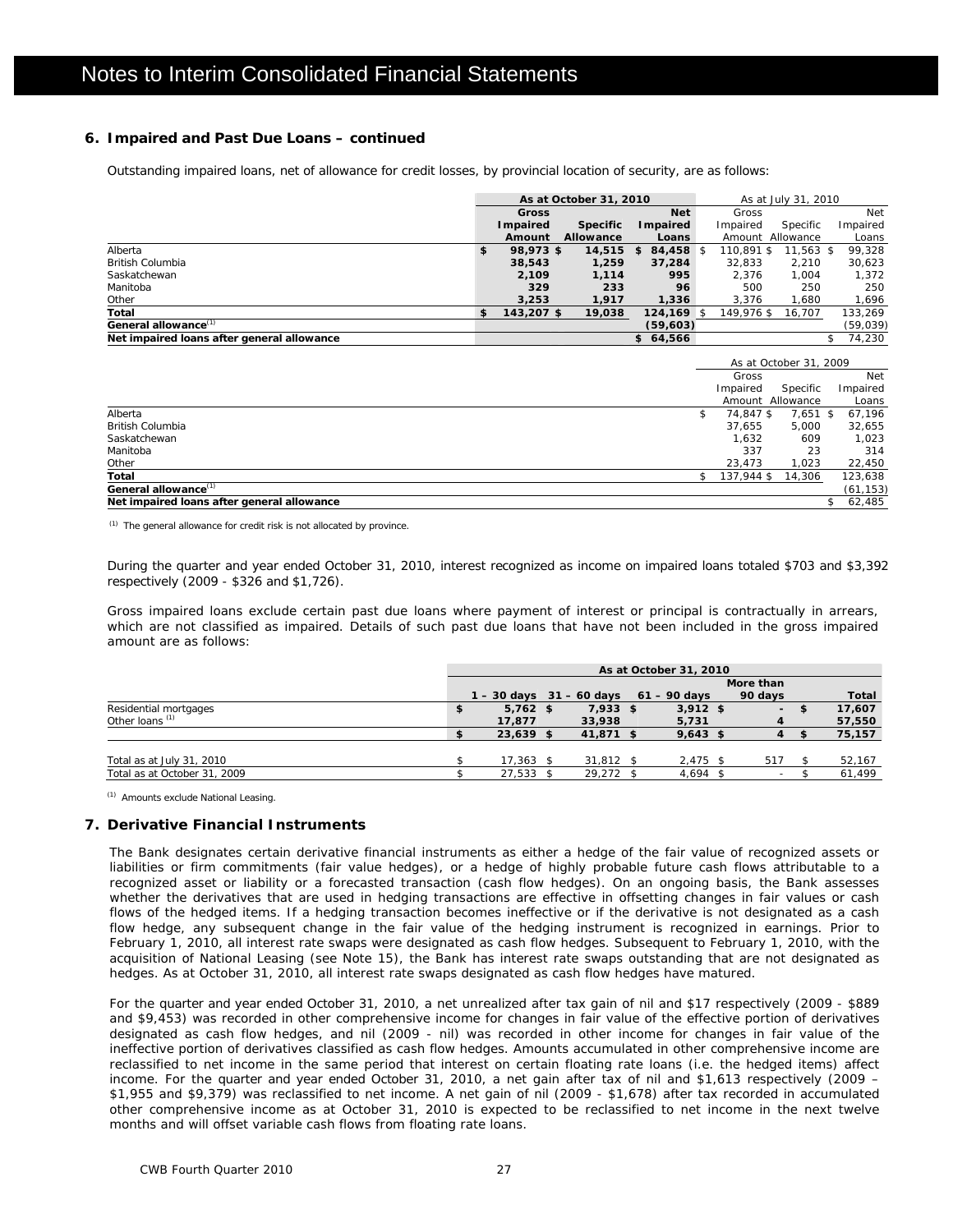# Notes to Interim Consolidated Financial Statements

## 6. Impaired and Past Due Loans – continued

Outstanding impaired loans, net of allowance for credit losses, by provincial location of security, are as follows:

| | As at October 31, 2010 | | | As at July 31, 2010 | | |
|---|---|---|---|---|---|---|
| | Gross Impaired Amount | Specific Allowance | Net Impaired Loans | Gross Impaired Amount | Specific Allowance | Net Impaired Loans |
| Alberta | $ 98,973 | $ 14,515 | $ 84,458 | $ 110,891 | $ 11,563 | $ 99,328 |
| British Columbia | 38,543 | 1,259 | 37,284 | 32,833 | 2,210 | 30,623 |
| Saskatchewan | 2,109 | 1,114 | 995 | 2,376 | 1,004 | 1,372 |
| Manitoba | 329 | 233 | 96 | 500 | 250 | 250 |
| Other | 3,253 | 1,917 | 1,336 | 3,376 | 1,680 | 1,696 |
| **Total** | $ 143,207 | $ 19,038 | 124,169 | $ 149,976 | $ 16,707 | 133,269 |
| **General allowance**[1] | | | (59,603) | | | (59,039) |
| **Net impaired loans after general allowance** | | | $ 64,566 | | | $ 74,230 |

| | As at October 31, 2009 | | |
|---|---|---|---|
| | Gross Impaired Amount | Specific Allowance | Net Impaired Loans |
| Alberta | $ 74,847 | $ 7,651 | $ 67,196 |
| British Columbia | 37,655 | 5,000 | 32,655 |
| Saskatchewan | 1,632 | 609 | 1,023 |
| Manitoba | 337 | 23 | 314 |
| Other | 23,473 | 1,023 | 22,450 |
| **Total** | $ 137,944 | $ 14,306 | 123,638 |
| **General allowance**[1] | | | (61,153) |
| **Net impaired loans after general allowance** | | | $ 62,485 |

[1] The general allowance for credit risk is not allocated by province.

During the quarter and year ended October 31, 2010, interest recognized as income on impaired loans totaled $703 and $3,392 respectively (2009 - $326 and $1,726).

Gross impaired loans exclude certain past due loans where payment of interest or principal is contractually in arrears, which are not classified as impaired. Details of such past due loans that have not been included in the gross impaired amount are as follows:

| | As at October 31, 2010 | | | | |
|---|---|---|---|---|---|
| | 1 – 30 days | 31 – 60 days | 61 – 90 days | More than 90 days | Total |
| Residential mortgages | $ 5,762 | $ 7,933 | $ 3,912 | $ - | $ 17,607 |
| Other loans [1] | 17,877 | 33,938 | 5,731 | 4 | 57,550 |
| | $ 23,639 | $ 41,871 | $ 9,643 | $ 4 | $ 75,157 |
| Total as at July 31, 2010 | $ 17,363 | $ 31,812 | $ 2,475 | $ 517 | $ 52,167 |
| Total as at October 31, 2009 | $ 27,533 | $ 29,272 | $ 4,694 | $ - | $ 61,499 |

[1] Amounts exclude National Leasing.

## 7. Derivative Financial Instruments

The Bank designates certain derivative financial instruments as either a hedge of the fair value of recognized assets or liabilities or firm commitments (fair value hedges), or a hedge of highly probable future cash flows attributable to a recognized asset or liability or a forecasted transaction (cash flow hedges). On an ongoing basis, the Bank assesses whether the derivatives that are used in hedging transactions are effective in offsetting changes in fair values or cash flows of the hedged items. If a hedging transaction becomes ineffective or if the derivative is not designated as a cash flow hedge, any subsequent change in the fair value of the hedging instrument is recognized in earnings. Prior to February 1, 2010, all interest rate swaps were designated as cash flow hedges. Subsequent to February 1, 2010, with the acquisition of National Leasing (see Note 15), the Bank has interest rate swaps outstanding that are not designated as hedges. As at October 31, 2010, all interest rate swaps designated as cash flow hedges have matured.

For the quarter and year ended October 31, 2010, a net unrealized after tax gain of nil and $17 respectively (2009 - $889 and $9,453) was recorded in other comprehensive income for changes in fair value of the effective portion of derivatives designated as cash flow hedges, and nil (2009 - nil) was recorded in other income for changes in fair value of the ineffective portion of derivatives classified as cash flow hedges. Amounts accumulated in other comprehensive income are reclassified to net income in the same period that interest on certain floating rate loans (i.e. the hedged items) affect income. For the quarter and year ended October 31, 2010, a net gain after tax of nil and $1,613 respectively (2009 – $1,955 and $9,379) was reclassified to net income. A net gain of nil (2009 - $1,678) after tax recorded in accumulated other comprehensive income as at October 31, 2010 is expected to be reclassified to net income in the next twelve months and will offset variable cash flows from floating rate loans.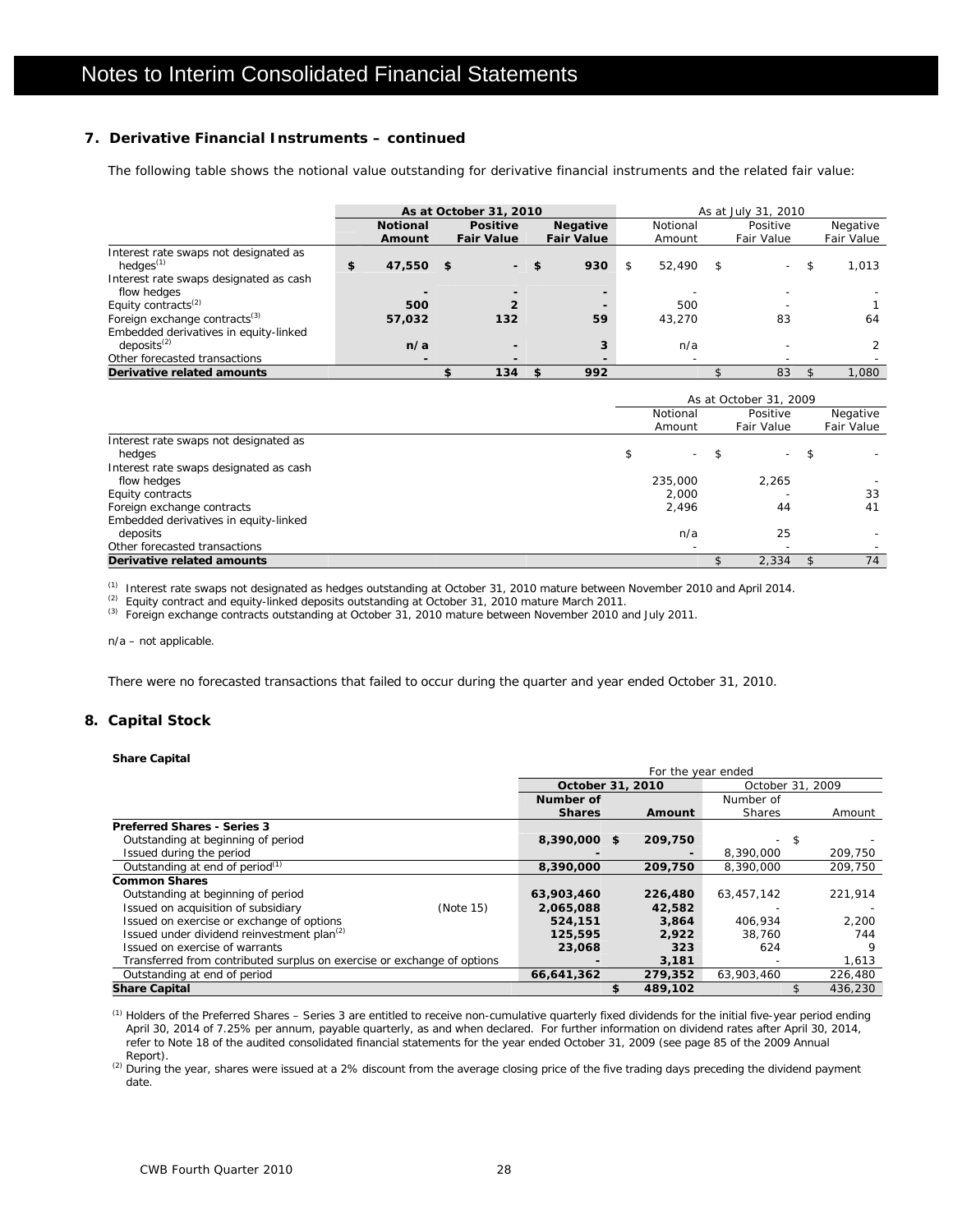## 7. Derivative Financial Instruments – continued

The following table shows the notional value outstanding for derivative financial instruments and the related fair value:

| | As at October 31, 2010 | | | As at July 31, 2010 | | |
|---|---|---|---|---|---|---|
| | **Notional Amount** | **Positive Fair Value** | **Negative Fair Value** | Notional Amount | Positive Fair Value | Negative Fair Value |
| Interest rate swaps not designated as hedges[1] | $ 47,550 | $ - | $ 930 | $ 52,490 | $ - | $ 1,013 |
| Interest rate swaps designated as cash flow hedges | - | - | - | - | - | - |
| Equity contracts[2] | 500 | 2 | - | 500 | - | 1 |
| Foreign exchange contracts[3] | 57,032 | 132 | 59 | 43,270 | 83 | 64 |
| Embedded derivatives in equity-linked deposits[2] | n/a | - | 3 | n/a | - | 2 |
| Other forecasted transactions | - | - | - | - | - | - |
| **Derivative related amounts** | | $ 134 | $ 992 | | $ 83 | $ 1,080 |

| | As at October 31, 2009 | | |
|---|---|---|---|
| | Notional Amount | Positive Fair Value | Negative Fair Value |
| Interest rate swaps not designated as hedges | $ - | $ - | $ - |
| Interest rate swaps designated as cash flow hedges | 235,000 | 2,265 | - |
| Equity contracts | 2,000 | - | 33 |
| Foreign exchange contracts | 2,496 | 44 | 41 |
| Embedded derivatives in equity-linked deposits | n/a | 25 | - |
| Other forecasted transactions | - | - | - |
| **Derivative related amounts** | | $ 2,334 | $ 74 |

[1] Interest rate swaps not designated as hedges outstanding at October 31, 2010 mature between November 2010 and April 2014.
[2] Equity contract and equity-linked deposits outstanding at October 31, 2010 mature March 2011.
[3] Foreign exchange contracts outstanding at October 31, 2010 mature between November 2010 and July 2011.

n/a – not applicable.

There were no forecasted transactions that failed to occur during the quarter and year ended October 31, 2010.

## 8. Capital Stock

**Share Capital**

| | | For the year ended | | | |
|---|---|---|---|---|---|
| | | **October 31, 2010** | | October 31, 2009 | |
| | | **Number of Shares** | **Amount** | Number of Shares | Amount |
| **Preferred Shares - Series 3** | | | | | |
| Outstanding at beginning of period | | 8,390,000 | $ 209,750 | - | $ - |
| Issued during the period | | - | - | 8,390,000 | 209,750 |
| Outstanding at end of period[1] | | 8,390,000 | 209,750 | 8,390,000 | 209,750 |
| **Common Shares** | | | | | |
| Outstanding at beginning of period | | 63,903,460 | 226,480 | 63,457,142 | 221,914 |
| Issued on acquisition of subsidiary | (Note 15) | 2,065,088 | 42,582 | - | - |
| Issued on exercise or exchange of options | | 524,151 | 3,864 | 406,934 | 2,200 |
| Issued under dividend reinvestment plan[2] | | 125,595 | 2,922 | 38,760 | 744 |
| Issued on exercise of warrants | | 23,068 | 323 | 624 | 9 |
| Transferred from contributed surplus on exercise or exchange of options | | - | 3,181 | - | 1,613 |
| Outstanding at end of period | | 66,641,362 | 279,352 | 63,903,460 | 226,480 |
| **Share Capital** | | | $ 489,102 | | $ 436,230 |

[1] Holders of the Preferred Shares – Series 3 are entitled to receive non-cumulative quarterly fixed dividends for the initial five-year period ending April 30, 2014 of 7.25% per annum, payable quarterly, as and when declared. For further information on dividend rates after April 30, 2014, refer to Note 18 of the audited consolidated financial statements for the year ended October 31, 2009 (see page 85 of the 2009 Annual Report).

[2] During the year, shares were issued at a 2% discount from the average closing price of the five trading days preceding the dividend payment date.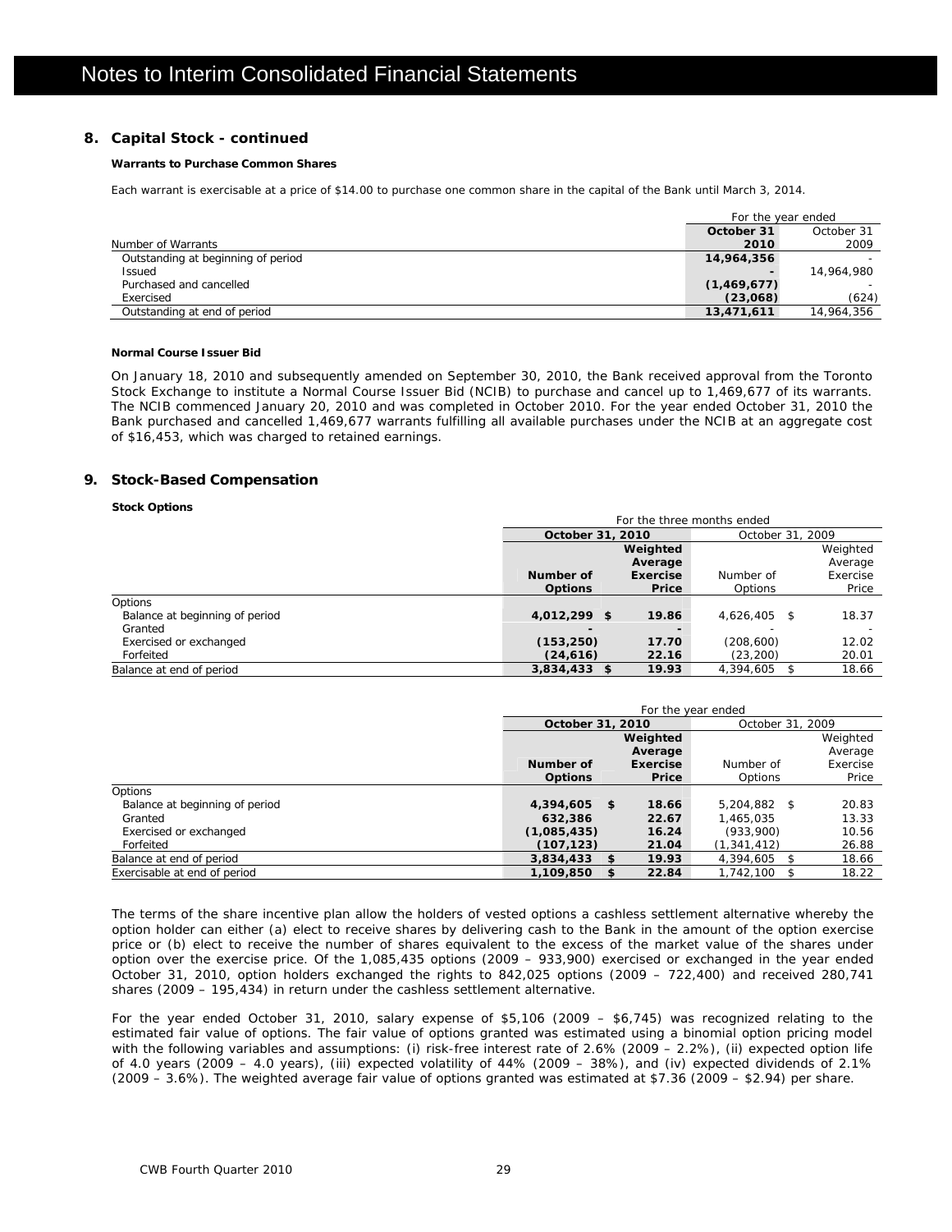# Notes to Interim Consolidated Financial Statements

## 8. Capital Stock - continued

**Warrants to Purchase Common Shares**

Each warrant is exercisable at a price of $14.00 to purchase one common share in the capital of the Bank until March 3, 2014.

| | For the year ended | |
|---|---|---|
| Number of Warrants | **October 31 2010** | October 31 2009 |
| Outstanding at beginning of period | **14,964,356** | - |
| Issued | **-** | 14,964,980 |
| Purchased and cancelled | **(1,469,677)** | - |
| Exercised | **(23,068)** | (624) |
| Outstanding at end of period | **13,471,611** | 14,964,356 |

**Normal Course Issuer Bid**

On January 18, 2010 and subsequently amended on September 30, 2010, the Bank received approval from the Toronto Stock Exchange to institute a Normal Course Issuer Bid (NCIB) to purchase and cancel up to 1,469,677 of its warrants. The NCIB commenced January 20, 2010 and was completed in October 2010. For the year ended October 31, 2010 the Bank purchased and cancelled 1,469,677 warrants fulfilling all available purchases under the NCIB at an aggregate cost of $16,453, which was charged to retained earnings.

## 9. Stock-Based Compensation

**Stock Options**

| | For the three months ended | | | |
|---|---|---|---|---|
| | **October 31, 2010** | | October 31, 2009 | |
| | **Number of Options** | **Weighted Average Exercise Price** | Number of Options | Weighted Average Exercise Price |
| Options | | | | |
| Balance at beginning of period | **4,012,299** | **$ 19.86** | 4,626,405 | $ 18.37 |
| Granted | **-** | **-** | - | - |
| Exercised or exchanged | **(153,250)** | **17.70** | (208,600) | 12.02 |
| Forfeited | **(24,616)** | **22.16** | (23,200) | 20.01 |
| Balance at end of period | **3,834,433** | **$ 19.93** | 4,394,605 | $ 18.66 |

| | For the year ended | | | |
|---|---|---|---|---|
| | **October 31, 2010** | | October 31, 2009 | |
| | **Number of Options** | **Weighted Average Exercise Price** | Number of Options | Weighted Average Exercise Price |
| Options | | | | |
| Balance at beginning of period | **4,394,605** | **$ 18.66** | 5,204,882 | $ 20.83 |
| Granted | **632,386** | **22.67** | 1,465,035 | 13.33 |
| Exercised or exchanged | **(1,085,435)** | **16.24** | (933,900) | 10.56 |
| Forfeited | **(107,123)** | **21.04** | (1,341,412) | 26.88 |
| Balance at end of period | **3,834,433** | **$ 19.93** | 4,394,605 | $ 18.66 |
| Exercisable at end of period | **1,109,850** | **$ 22.84** | 1,742,100 | $ 18.22 |

The terms of the share incentive plan allow the holders of vested options a cashless settlement alternative whereby the option holder can either (a) elect to receive shares by delivering cash to the Bank in the amount of the option exercise price or (b) elect to receive the number of shares equivalent to the excess of the market value of the shares under option over the exercise price. Of the 1,085,435 options (2009 – 933,900) exercised or exchanged in the year ended October 31, 2010, option holders exchanged the rights to 842,025 options (2009 – 722,400) and received 280,741 shares (2009 – 195,434) in return under the cashless settlement alternative.

For the year ended October 31, 2010, salary expense of $5,106 (2009 – $6,745) was recognized relating to the estimated fair value of options. The fair value of options granted was estimated using a binomial option pricing model with the following variables and assumptions: (i) risk-free interest rate of 2.6% (2009 – 2.2%), (ii) expected option life of 4.0 years (2009 – 4.0 years), (iii) expected volatility of 44% (2009 – 38%), and (iv) expected dividends of 2.1% (2009 – 3.6%). The weighted average fair value of options granted was estimated at $7.36 (2009 – $2.94) per share.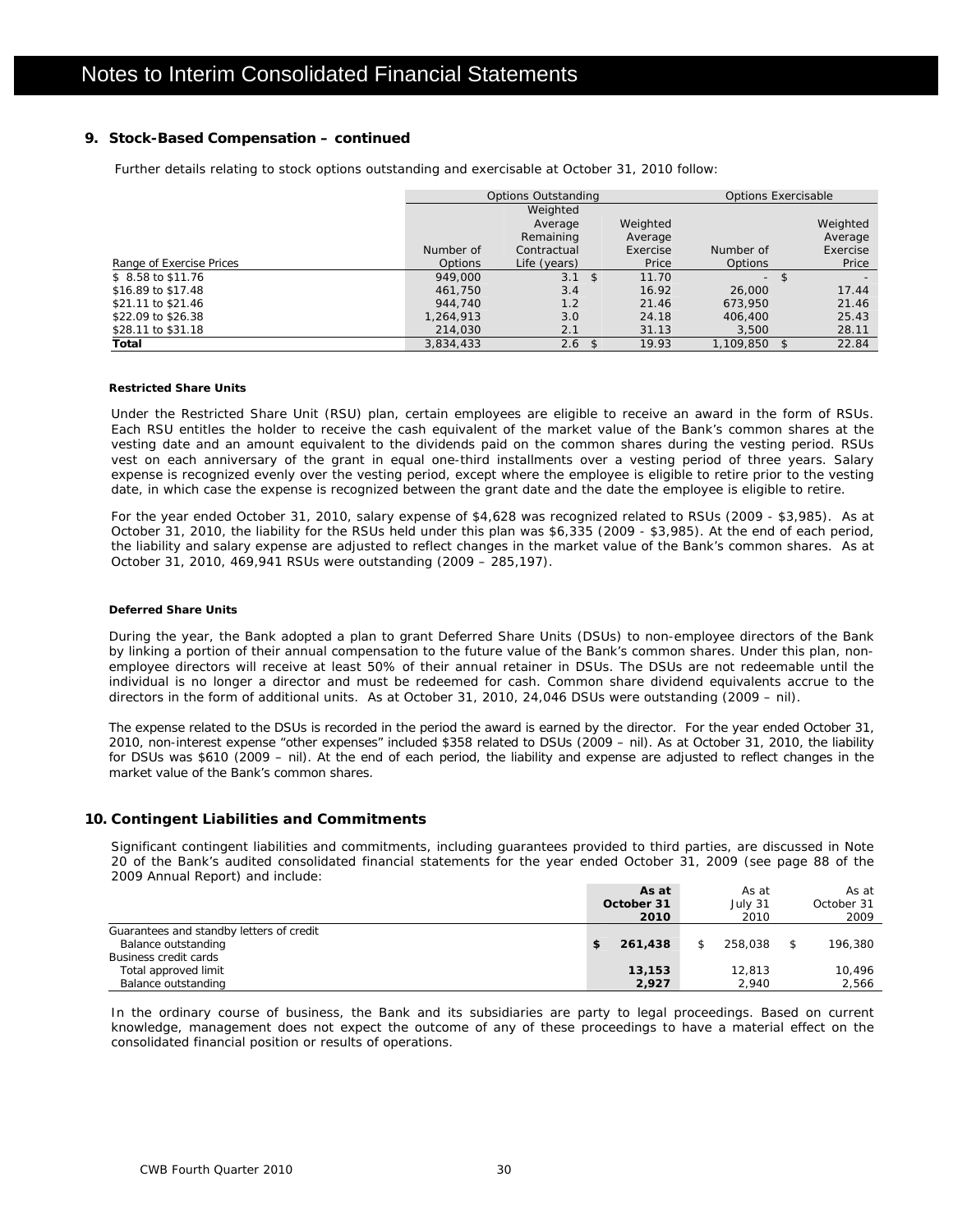## 9. Stock-Based Compensation – continued

Further details relating to stock options outstanding and exercisable at October 31, 2010 follow:

| Range of Exercise Prices | Options Outstanding | | | Options Exercisable | |
|---|---|---|---|---|---|
| | Number of Options | Weighted Average Remaining Contractual Life (years) | Weighted Average Exercise Price | Number of Options | Weighted Average Exercise Price |
| $ 8.58 to $11.76 | 949,000 | 3.1 | $ 11.70 | - | $ - |
| $16.89 to $17.48 | 461,750 | 3.4 | 16.92 | 26,000 | 17.44 |
| $21.11 to $21.46 | 944,740 | 1.2 | 21.46 | 673,950 | 21.46 |
| $22.09 to $26.38 | 1,264,913 | 3.0 | 24.18 | 406,400 | 25.43 |
| $28.11 to $31.18 | 214,030 | 2.1 | 31.13 | 3,500 | 28.11 |
| **Total** | 3,834,433 | 2.6 | $ 19.93 | 1,109,850 | $ 22.84 |

### Restricted Share Units

Under the Restricted Share Unit (RSU) plan, certain employees are eligible to receive an award in the form of RSUs. Each RSU entitles the holder to receive the cash equivalent of the market value of the Bank's common shares at the vesting date and an amount equivalent to the dividends paid on the common shares during the vesting period. RSUs vest on each anniversary of the grant in equal one-third installments over a vesting period of three years. Salary expense is recognized evenly over the vesting period, except where the employee is eligible to retire prior to the vesting date, in which case the expense is recognized between the grant date and the date the employee is eligible to retire.

For the year ended October 31, 2010, salary expense of $4,628 was recognized related to RSUs (2009 - $3,985). As at October 31, 2010, the liability for the RSUs held under this plan was $6,335 (2009 - $3,985). At the end of each period, the liability and salary expense are adjusted to reflect changes in the market value of the Bank's common shares. As at October 31, 2010, 469,941 RSUs were outstanding (2009 – 285,197).

### Deferred Share Units

During the year, the Bank adopted a plan to grant Deferred Share Units (DSUs) to non-employee directors of the Bank by linking a portion of their annual compensation to the future value of the Bank's common shares. Under this plan, non-employee directors will receive at least 50% of their annual retainer in DSUs. The DSUs are not redeemable until the individual is no longer a director and must be redeemed for cash. Common share dividend equivalents accrue to the directors in the form of additional units. As at October 31, 2010, 24,046 DSUs were outstanding (2009 – nil).

The expense related to the DSUs is recorded in the period the award is earned by the director. For the year ended October 31, 2010, non-interest expense "other expenses" included $358 related to DSUs (2009 – nil). As at October 31, 2010, the liability for DSUs was $610 (2009 – nil). At the end of each period, the liability and expense are adjusted to reflect changes in the market value of the Bank's common shares.

## 10. Contingent Liabilities and Commitments

Significant contingent liabilities and commitments, including guarantees provided to third parties, are discussed in Note 20 of the Bank's audited consolidated financial statements for the year ended October 31, 2009 (see page 88 of the 2009 Annual Report) and include:

| | **As at October 31 2010** | As at July 31 2010 | As at October 31 2009 |
|---|---|---|---|
| Guarantees and standby letters of credit | | | |
| Balance outstanding | **$ 261,438** | $ 258,038 | $ 196,380 |
| Business credit cards | | | |
| Total approved limit | **13,153** | 12,813 | 10,496 |
| Balance outstanding | **2,927** | 2,940 | 2,566 |

In the ordinary course of business, the Bank and its subsidiaries are party to legal proceedings. Based on current knowledge, management does not expect the outcome of any of these proceedings to have a material effect on the consolidated financial position or results of operations.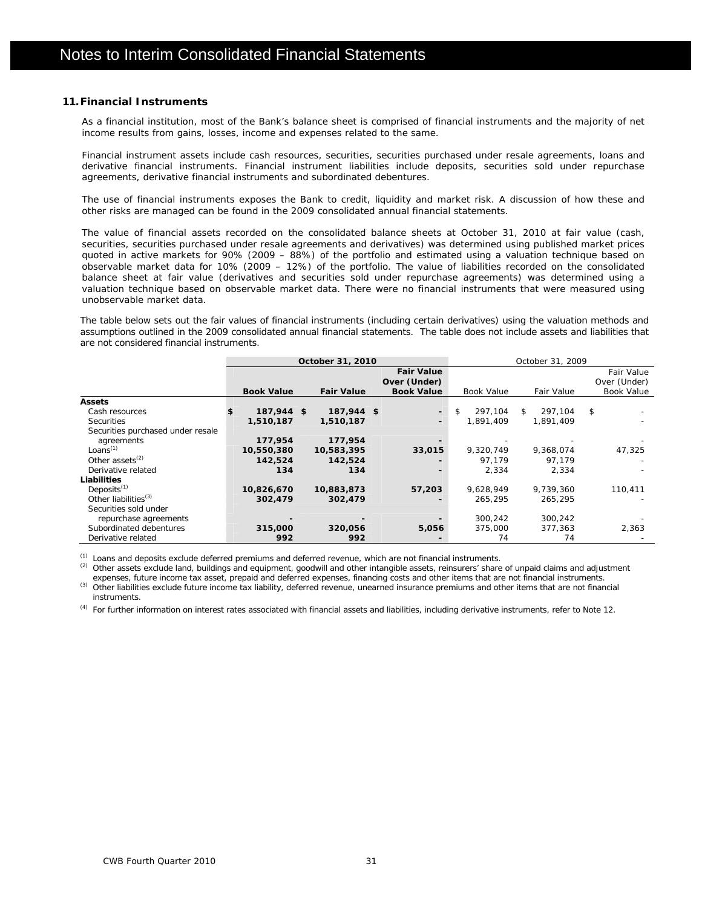# Notes to Interim Consolidated Financial Statements

## 11. Financial Instruments

As a financial institution, most of the Bank's balance sheet is comprised of financial instruments and the majority of net income results from gains, losses, income and expenses related to the same.

Financial instrument assets include cash resources, securities, securities purchased under resale agreements, loans and derivative financial instruments. Financial instrument liabilities include deposits, securities sold under repurchase agreements, derivative financial instruments and subordinated debentures.

The use of financial instruments exposes the Bank to credit, liquidity and market risk. A discussion of how these and other risks are managed can be found in the 2009 consolidated annual financial statements.

The value of financial assets recorded on the consolidated balance sheets at October 31, 2010 at fair value (cash, securities, securities purchased under resale agreements and derivatives) was determined using published market prices quoted in active markets for 90% (2009 – 88%) of the portfolio and estimated using a valuation technique based on observable market data for 10% (2009 – 12%) of the portfolio. The value of liabilities recorded on the consolidated balance sheet at fair value (derivatives and securities sold under repurchase agreements) was determined using a valuation technique based on observable market data. There were no financial instruments that were measured using unobservable market data.

The table below sets out the fair values of financial instruments (including certain derivatives) using the valuation methods and assumptions outlined in the 2009 consolidated annual financial statements. The table does not include assets and liabilities that are not considered financial instruments.

| | **October 31, 2010** | | | October 31, 2009 | | |
|---|---|---|---|---|---|---|
| | **Book Value** | **Fair Value** | **Fair Value Over (Under) Book Value** | Book Value | Fair Value | Fair Value Over (Under) Book Value |
| **Assets** | | | | | | |
| Cash resources | **$ 187,944** | **$ 187,944** | **$ -** | $ 297,104 | $ 297,104 | $ - |
| Securities | **1,510,187** | **1,510,187** | **-** | 1,891,409 | 1,891,409 | - |
| Securities purchased under resale agreements | **177,954** | **177,954** | **-** | - | - | - |
| Loans[1] | **10,550,380** | **10,583,395** | **33,015** | 9,320,749 | 9,368,074 | 47,325 |
| Other assets[2] | **142,524** | **142,524** | **-** | 97,179 | 97,179 | - |
| Derivative related | **134** | **134** | **-** | 2,334 | 2,334 | - |
| **Liabilities** | | | | | | |
| Deposits[1] | **10,826,670** | **10,883,873** | **57,203** | 9,628,949 | 9,739,360 | 110,411 |
| Other liabilities[3] | **302,479** | **302,479** | **-** | 265,295 | 265,295 | - |
| Securities sold under repurchase agreements | **-** | **-** | **-** | 300,242 | 300,242 | - |
| Subordinated debentures | **315,000** | **320,056** | **5,056** | 375,000 | 377,363 | 2,363 |
| Derivative related | **992** | **992** | **-** | 74 | 74 | - |

(1) Loans and deposits exclude deferred premiums and deferred revenue, which are not financial instruments.

(2) Other assets exclude land, buildings and equipment, goodwill and other intangible assets, reinsurers' share of unpaid claims and adjustment expenses, future income tax asset, prepaid and deferred expenses, financing costs and other items that are not financial instruments.

(3) Other liabilities exclude future income tax liability, deferred revenue, unearned insurance premiums and other items that are not financial instruments.

(4) For further information on interest rates associated with financial assets and liabilities, including derivative instruments, refer to Note 12.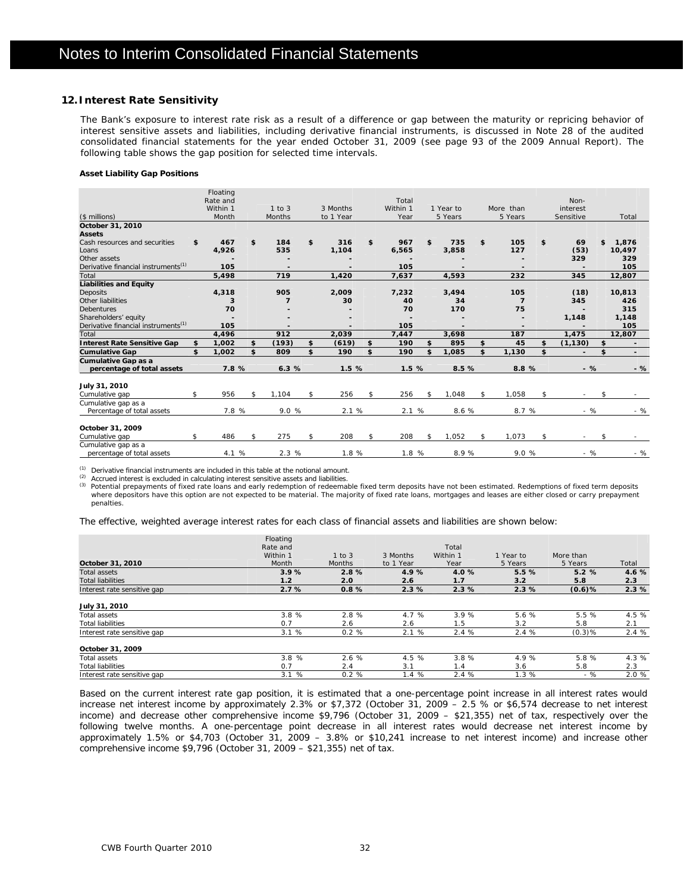# Notes to Interim Consolidated Financial Statements

## 12. Interest Rate Sensitivity

The Bank's exposure to interest rate risk as a result of a difference or gap between the maturity or repricing behavior of interest sensitive assets and liabilities, including derivative financial instruments, is discussed in Note 28 of the audited consolidated financial statements for the year ended October 31, 2009 (see page 93 of the 2009 Annual Report). The following table shows the gap position for selected time intervals.

**Asset Liability Gap Positions**

| ($ millions) | Floating Rate and Within 1 Month | 1 to 3 Months | 3 Months to 1 Year | Total Within 1 Year | 1 Year to 5 Years | More than 5 Years | Non-interest Sensitive | Total |
|---|---|---|---|---|---|---|---|---|
| **October 31, 2010** | | | | | | | | |
| **Assets** | | | | | | | | |
| Cash resources and securities | **$ 467** | **$ 184** | **$ 316** | **$ 967** | **$ 735** | **$ 105** | **$ 69** | **$ 1,876** |
| Loans | **4,926** | **535** | **1,104** | **6,565** | **3,858** | **127** | **(53)** | **10,497** |
| Other assets | **-** | **-** | **-** | **-** | **-** | **-** | **329** | **329** |
| Derivative financial instruments[1] | **105** | **-** | **-** | **105** | **-** | **-** | **-** | **105** |
| Total | **5,498** | **719** | **1,420** | **7,637** | **4,593** | **232** | **345** | **12,807** |
| **Liabilities and Equity** | | | | | | | | |
| Deposits | **4,318** | **905** | **2,009** | **7,232** | **3,494** | **105** | **(18)** | **10,813** |
| Other liabilities | **3** | **7** | **30** | **40** | **34** | **7** | **345** | **426** |
| Debentures | **70** | **-** | **-** | **70** | **170** | **75** | **-** | **315** |
| Shareholders' equity | **-** | **-** | **-** | **-** | **-** | **-** | **1,148** | **1,148** |
| Derivative financial instruments[1] | **105** | **-** | **-** | **105** | **-** | **-** | **-** | **105** |
| Total | **4,496** | **912** | **2,039** | **7,447** | **3,698** | **187** | **1,475** | **12,807** |
| **Interest Rate Sensitive Gap** | **$ 1,002** | **$ (193)** | **$ (619)** | **$ 190** | **$ 895** | **$ 45** | **$ (1,130)** | **$ -** |
| **Cumulative Gap** | **$ 1,002** | **$ 809** | **$ 190** | **$ 190** | **$ 1,085** | **$ 1,130** | **$ -** | **$ -** |
| **Cumulative Gap as a percentage of total assets** | **7.8 %** | **6.3 %** | **1.5 %** | **1.5 %** | **8.5 %** | **8.8 %** | **- %** | **- %** |
| **July 31, 2010** | | | | | | | | |
| Cumulative gap | $ 956 | $ 1,104 | $ 256 | $ 256 | $ 1,048 | $ 1,058 | $ - | $ - |
| Cumulative gap as a Percentage of total assets | 7.8 % | 9.0 % | 2.1 % | 2.1 % | 8.6 % | 8.7 % | - % | - % |
| **October 31, 2009** | | | | | | | | |
| Cumulative gap | $ 486 | $ 275 | $ 208 | $ 208 | $ 1,052 | $ 1,073 | $ - | $ - |
| Cumulative gap as a percentage of total assets | 4.1 % | 2.3 % | 1.8 % | 1.8 % | 8.9 % | 9.0 % | - % | - % |

(1) Derivative financial instruments are included in this table at the notional amount.
(2) Accrued interest is excluded in calculating interest sensitive assets and liabilities.
(3) Potential prepayments of fixed rate loans and early redemption of redeemable fixed term deposits have not been estimated. Redemptions of fixed term deposits where depositors have this option are not expected to be material. The majority of fixed rate loans, mortgages and leases are either closed or carry prepayment penalties.

The effective, weighted average interest rates for each class of financial assets and liabilities are shown below:

| October 31, 2010 | Floating Rate and Within 1 Month | 1 to 3 Months | 3 Months to 1 Year | Total Within 1 Year | 1 Year to 5 Years | More than 5 Years | Total |
|---|---|---|---|---|---|---|---|
| Total assets | **3.9 %** | **2.8 %** | **4.9 %** | **4.0 %** | **5.5 %** | **5.2 %** | **4.6 %** |
| Total liabilities | **1.2** | **2.0** | **2.6** | **1.7** | **3.2** | **5.8** | **2.3** |
| Interest rate sensitive gap | **2.7 %** | **0.8 %** | **2.3 %** | **2.3 %** | **2.3 %** | **(0.6)%** | **2.3 %** |
| **July 31, 2010** | | | | | | | |
| Total assets | 3.8 % | 2.8 % | 4.7 % | 3.9 % | 5.6 % | 5.5 % | 4.5 % |
| Total liabilities | 0.7 | 2.6 | 2.6 | 1.5 | 3.2 | 5.8 | 2.1 |
| Interest rate sensitive gap | 3.1 % | 0.2 % | 2.1 % | 2.4 % | 2.4 % | (0.3)% | 2.4 % |
| **October 31, 2009** | | | | | | | |
| Total assets | 3.8 % | 2.6 % | 4.5 % | 3.8 % | 4.9 % | 5.8 % | 4.3 % |
| Total liabilities | 0.7 | 2.4 | 3.1 | 1.4 | 3.6 | 5.8 | 2.3 |
| Interest rate sensitive gap | 3.1 % | 0.2 % | 1.4 % | 2.4 % | 1.3 % | - % | 2.0 % |

Based on the current interest rate gap position, it is estimated that a one-percentage point increase in all interest rates would increase net interest income by approximately 2.3% or $7,372 (October 31, 2009 – 2.5 % or $6,574 decrease to net interest income) and decrease other comprehensive income $9,796 (October 31, 2009 – $21,355) net of tax, respectively over the following twelve months. A one-percentage point decrease in all interest rates would decrease net interest income by approximately 1.5% or $4,703 (October 31, 2009 – 3.8% or $10,241 increase to net interest income) and increase other comprehensive income $9,796 (October 31, 2009 – $21,355) net of tax.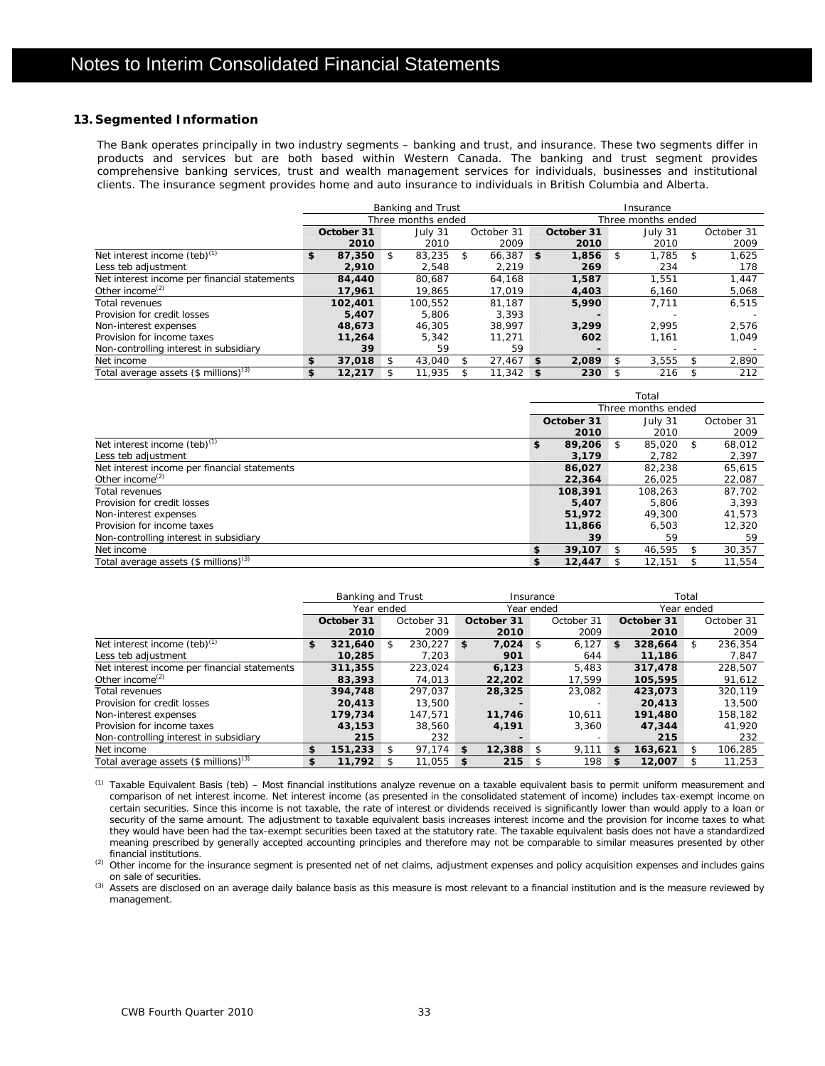# Notes to Interim Consolidated Financial Statements

## 13. Segmented Information

The Bank operates principally in two industry segments – banking and trust, and insurance. These two segments differ in products and services but are both based within Western Canada. The banking and trust segment provides comprehensive banking services, trust and wealth management services for individuals, businesses and institutional clients. The insurance segment provides home and auto insurance to individuals in British Columbia and Alberta.

| | Banking and Trust | | | Insurance | | |
|---|---|---|---|---|---|---|
| | Three months ended | | | Three months ended | | |
| | **October 31 2010** | July 31 2010 | October 31 2009 | **October 31 2010** | July 31 2010 | October 31 2009 |
| Net interest income (teb)[(1)] | **$ 87,350** | $ 83,235 | $ 66,387 | **$ 1,856** | $ 1,785 | $ 1,625 |
| Less teb adjustment | **2,910** | 2,548 | 2,219 | **269** | 234 | 178 |
| Net interest income per financial statements | **84,440** | 80,687 | 64,168 | **1,587** | 1,551 | 1,447 |
| Other income[(2)] | **17,961** | 19,865 | 17,019 | **4,403** | 6,160 | 5,068 |
| Total revenues | **102,401** | 100,552 | 81,187 | **5,990** | 7,711 | 6,515 |
| Provision for credit losses | **5,407** | 5,806 | 3,393 | **-** | - | - |
| Non-interest expenses | **48,673** | 46,305 | 38,997 | **3,299** | 2,995 | 2,576 |
| Provision for income taxes | **11,264** | 5,342 | 11,271 | **602** | 1,161 | 1,049 |
| Non-controlling interest in subsidiary | **39** | 59 | 59 | **-** | - | - |
| Net income | **$ 37,018** | $ 43,040 | $ 27,467 | **$ 2,089** | $ 3,555 | $ 2,890 |
| Total average assets ($ millions)[(3)] | **$ 12,217** | $ 11,935 | $ 11,342 | **$ 230** | $ 216 | $ 212 |

| | Total | | |
|---|---|---|---|
| | Three months ended | | |
| | **October 31 2010** | July 31 2010 | October 31 2009 |
| Net interest income (teb)[(1)] | **$ 89,206** | $ 85,020 | $ 68,012 |
| Less teb adjustment | **3,179** | 2,782 | 2,397 |
| Net interest income per financial statements | **86,027** | 82,238 | 65,615 |
| Other income[(2)] | **22,364** | 26,025 | 22,087 |
| Total revenues | **108,391** | 108,263 | 87,702 |
| Provision for credit losses | **5,407** | 5,806 | 3,393 |
| Non-interest expenses | **51,972** | 49,300 | 41,573 |
| Provision for income taxes | **11,866** | 6,503 | 12,320 |
| Non-controlling interest in subsidiary | **39** | 59 | 59 |
| Net income | **$ 39,107** | $ 46,595 | $ 30,357 |
| Total average assets ($ millions)[(3)] | **$ 12,447** | $ 12,151 | $ 11,554 |

| | Banking and Trust | | Insurance | | Total | |
|---|---|---|---|---|---|---|
| | Year ended | | Year ended | | Year ended | |
| | **October 31 2010** | October 31 2009 | **October 31 2010** | October 31 2009 | **October 31 2010** | October 31 2009 |
| Net interest income (teb)[(1)] | **$ 321,640** | $ 230,227 | **$ 7,024** | $ 6,127 | **$ 328,664** | $ 236,354 |
| Less teb adjustment | **10,285** | 7,203 | **901** | 644 | **11,186** | 7,847 |
| Net interest income per financial statements | **311,355** | 223,024 | **6,123** | 5,483 | **317,478** | 228,507 |
| Other income[(2)] | **83,393** | 74,013 | **22,202** | 17,599 | **105,595** | 91,612 |
| Total revenues | **394,748** | 297,037 | **28,325** | 23,082 | **423,073** | 320,119 |
| Provision for credit losses | **20,413** | 13,500 | **-** | - | **20,413** | 13,500 |
| Non-interest expenses | **179,734** | 147,571 | **11,746** | 10,611 | **191,480** | 158,182 |
| Provision for income taxes | **43,153** | 38,560 | **4,191** | 3,360 | **47,344** | 41,920 |
| Non-controlling interest in subsidiary | **215** | 232 | **-** | - | **215** | 232 |
| Net income | **$ 151,233** | $ 97,174 | **$ 12,388** | $ 9,111 | **$ 163,621** | $ 106,285 |
| Total average assets ($ millions)[(3)] | **$ 11,792** | $ 11,055 | **$ 215** | $ 198 | **$ 12,007** | $ 11,253 |

(1) Taxable Equivalent Basis (teb) – Most financial institutions analyze revenue on a taxable equivalent basis to permit uniform measurement and comparison of net interest income. Net interest income (as presented in the consolidated statement of income) includes tax-exempt income on certain securities. Since this income is not taxable, the rate of interest or dividends received is significantly lower than would apply to a loan or security of the same amount. The adjustment to taxable equivalent basis increases interest income and the provision for income taxes to what they would have been had the tax-exempt securities been taxed at the statutory rate. The taxable equivalent basis does not have a standardized meaning prescribed by generally accepted accounting principles and therefore may not be comparable to similar measures presented by other financial institutions.

(2) Other income for the insurance segment is presented net of net claims, adjustment expenses and policy acquisition expenses and includes gains on sale of securities.

(3) Assets are disclosed on an average daily balance basis as this measure is most relevant to a financial institution and is the measure reviewed by management.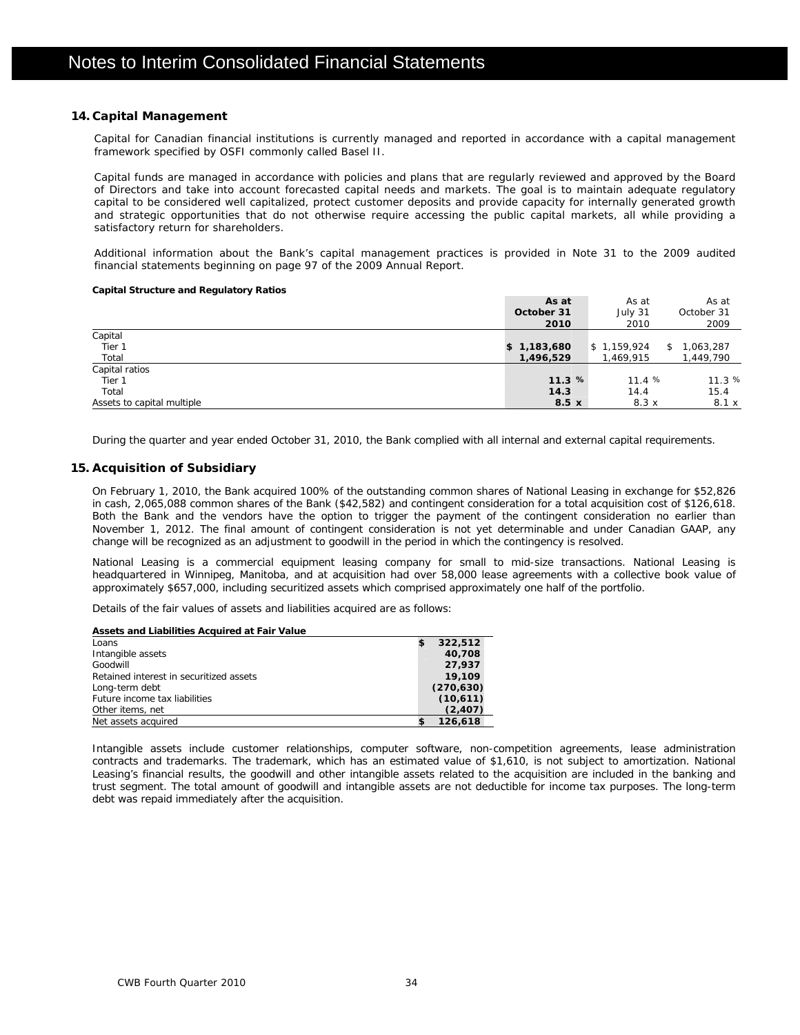# Notes to Interim Consolidated Financial Statements

## 14. Capital Management

Capital for Canadian financial institutions is currently managed and reported in accordance with a capital management framework specified by OSFI commonly called Basel II.

Capital funds are managed in accordance with policies and plans that are regularly reviewed and approved by the Board of Directors and take into account forecasted capital needs and markets. The goal is to maintain adequate regulatory capital to be considered well capitalized, protect customer deposits and provide capacity for internally generated growth and strategic opportunities that do not otherwise require accessing the public capital markets, all while providing a satisfactory return for shareholders.

Additional information about the Bank's capital management practices is provided in Note 31 to the 2009 audited financial statements beginning on page 97 of the 2009 Annual Report.

**Capital Structure and Regulatory Ratios**

| | **As at October 31 2010** | As at July 31 2010 | As at October 31 2009 |
|---|---|---|---|
| Capital | | | |
| Tier 1 | **$ 1,183,680** | $ 1,159,924 | $ 1,063,287 |
| Total | **1,496,529** | 1,469,915 | 1,449,790 |
| Capital ratios | | | |
| Tier 1 | **11.3 %** | 11.4 % | 11.3 % |
| Total | **14.3** | 14.4 | 15.4 |
| Assets to capital multiple | **8.5 x** | 8.3 x | 8.1 x |

During the quarter and year ended October 31, 2010, the Bank complied with all internal and external capital requirements.

## 15. Acquisition of Subsidiary

On February 1, 2010, the Bank acquired 100% of the outstanding common shares of National Leasing in exchange for $52,826 in cash, 2,065,088 common shares of the Bank ($42,582) and contingent consideration for a total acquisition cost of $126,618. Both the Bank and the vendors have the option to trigger the payment of the contingent consideration no earlier than November 1, 2012. The final amount of contingent consideration is not yet determinable and under Canadian GAAP, any change will be recognized as an adjustment to goodwill in the period in which the contingency is resolved.

National Leasing is a commercial equipment leasing company for small to mid-size transactions. National Leasing is headquartered in Winnipeg, Manitoba, and at acquisition had over 58,000 lease agreements with a collective book value of approximately $657,000, including securitized assets which comprised approximately one half of the portfolio.

Details of the fair values of assets and liabilities acquired are as follows:

| **Assets and Liabilities Acquired at Fair Value** | |
|---|---|
| Loans | **$ 322,512** |
| Intangible assets | **40,708** |
| Goodwill | **27,937** |
| Retained interest in securitized assets | **19,109** |
| Long-term debt | **(270,630)** |
| Future income tax liabilities | **(10,611)** |
| Other items, net | **(2,407)** |
| Net assets acquired | **$ 126,618** |

Intangible assets include customer relationships, computer software, non-competition agreements, lease administration contracts and trademarks. The trademark, which has an estimated value of $1,610, is not subject to amortization. National Leasing's financial results, the goodwill and other intangible assets related to the acquisition are included in the banking and trust segment. The total amount of goodwill and intangible assets are not deductible for income tax purposes. The long-term debt was repaid immediately after the acquisition.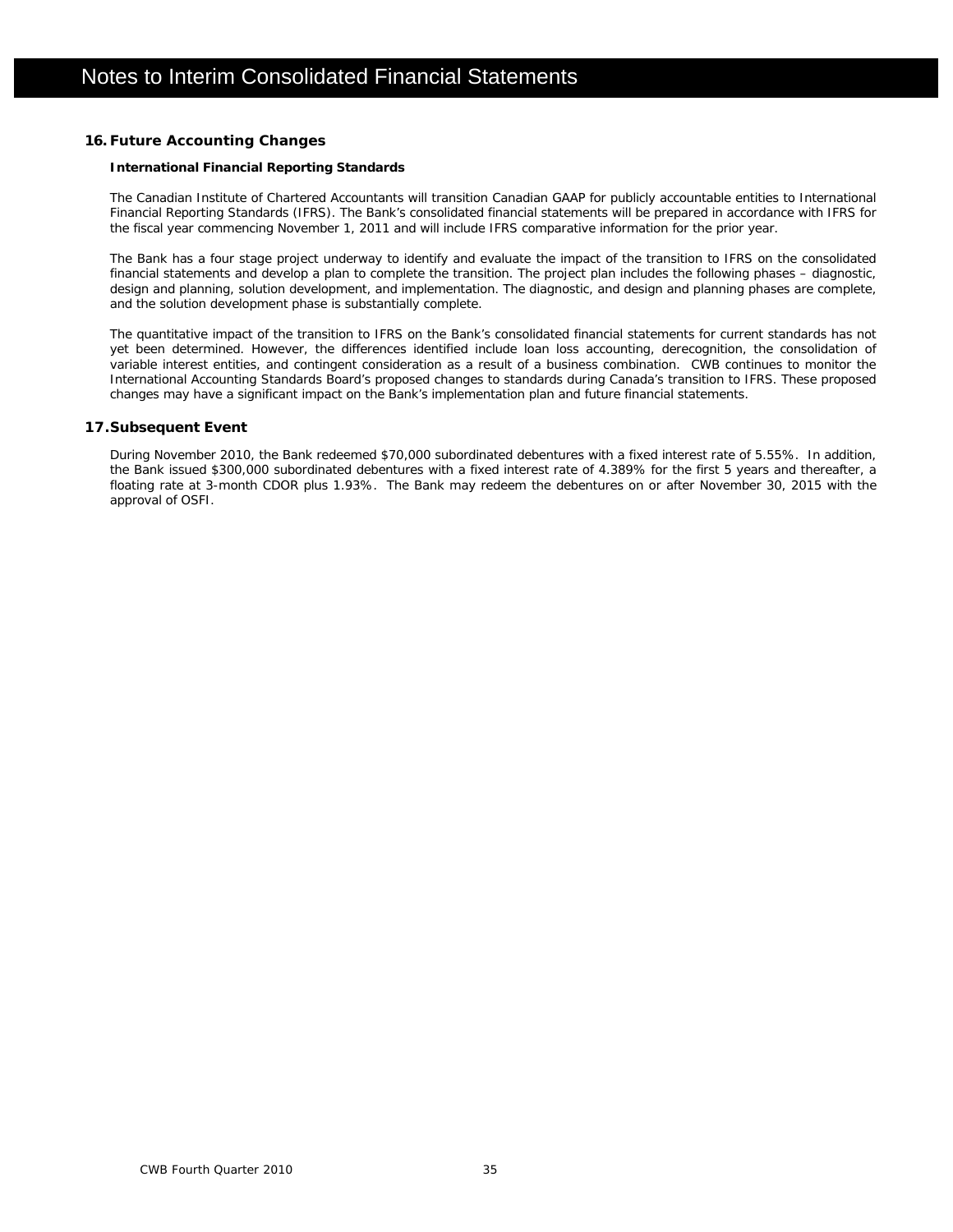# Notes to Interim Consolidated Financial Statements

## 16. Future Accounting Changes

### International Financial Reporting Standards

The Canadian Institute of Chartered Accountants will transition Canadian GAAP for publicly accountable entities to International Financial Reporting Standards (IFRS). The Bank's consolidated financial statements will be prepared in accordance with IFRS for the fiscal year commencing November 1, 2011 and will include IFRS comparative information for the prior year.

The Bank has a four stage project underway to identify and evaluate the impact of the transition to IFRS on the consolidated financial statements and develop a plan to complete the transition. The project plan includes the following phases – diagnostic, design and planning, solution development, and implementation. The diagnostic, and design and planning phases are complete, and the solution development phase is substantially complete.

The quantitative impact of the transition to IFRS on the Bank's consolidated financial statements for current standards has not yet been determined. However, the differences identified include loan loss accounting, derecognition, the consolidation of variable interest entities, and contingent consideration as a result of a business combination. CWB continues to monitor the International Accounting Standards Board's proposed changes to standards during Canada's transition to IFRS. These proposed changes may have a significant impact on the Bank's implementation plan and future financial statements.

## 17. Subsequent Event

During November 2010, the Bank redeemed $70,000 subordinated debentures with a fixed interest rate of 5.55%. In addition, the Bank issued $300,000 subordinated debentures with a fixed interest rate of 4.389% for the first 5 years and thereafter, a floating rate at 3-month CDOR plus 1.93%. The Bank may redeem the debentures on or after November 30, 2015 with the approval of OSFI.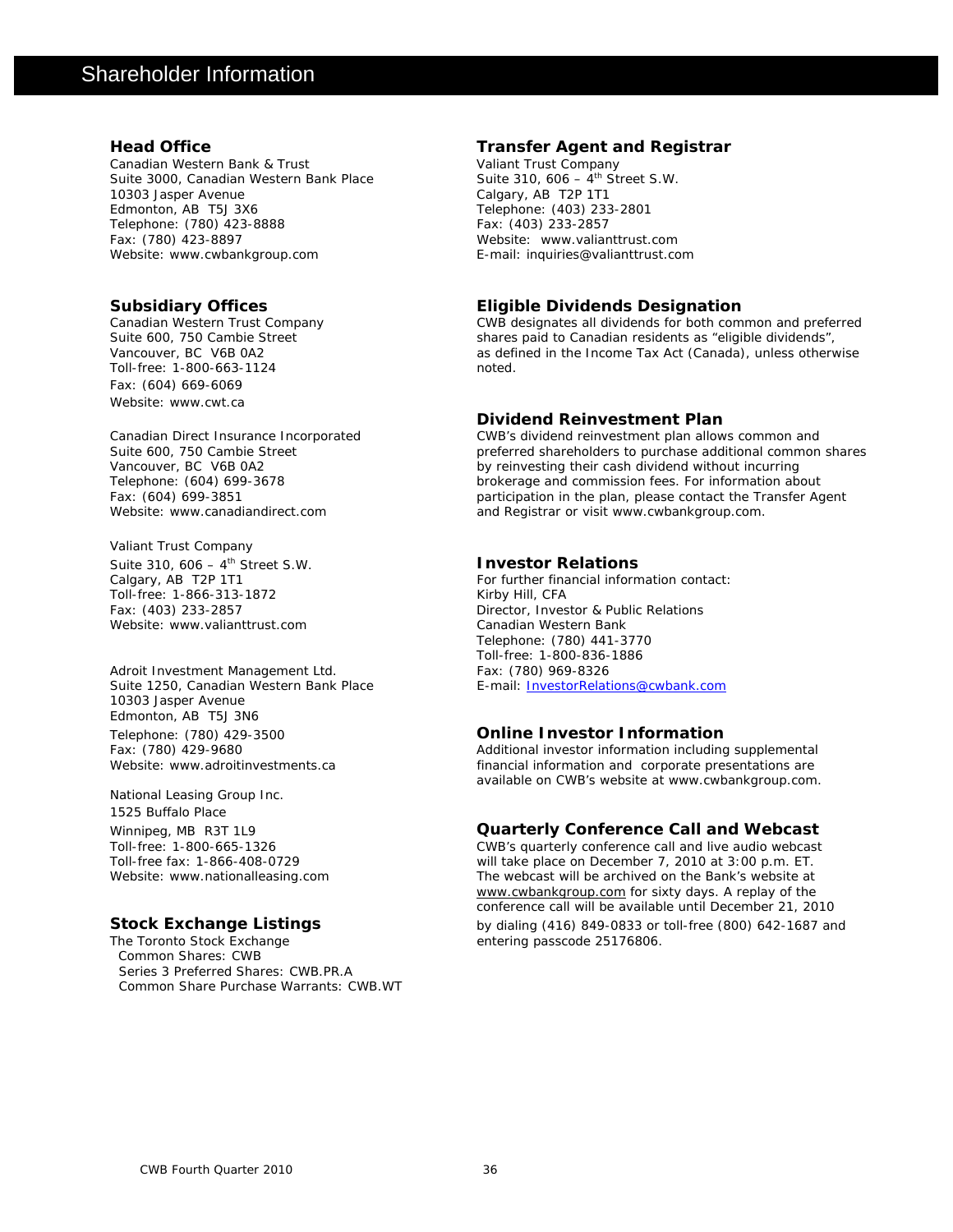# Shareholder Information

### Head Office

Canadian Western Bank & Trust
Suite 3000, Canadian Western Bank Place
10303 Jasper Avenue
Edmonton, AB T5J 3X6
Telephone: (780) 423-8888
Fax: (780) 423-8897
Website: www.cwbankgroup.com

### Subsidiary Offices

Canadian Western Trust Company
Suite 600, 750 Cambie Street
Vancouver, BC V6B 0A2
Toll-free: 1-800-663-1124
Fax: (604) 669-6069
Website: www.cwt.ca

Canadian Direct Insurance Incorporated
Suite 600, 750 Cambie Street
Vancouver, BC V6B 0A2
Telephone: (604) 699-3678
Fax: (604) 699-3851
Website: www.canadiandirect.com

Valiant Trust Company
Suite 310, 606 – 4th Street S.W.
Calgary, AB T2P 1T1
Toll-free: 1-866-313-1872
Fax: (403) 233-2857
Website: www.valianttrust.com

Adroit Investment Management Ltd.
Suite 1250, Canadian Western Bank Place
10303 Jasper Avenue
Edmonton, AB T5J 3N6
Telephone: (780) 429-3500
Fax: (780) 429-9680
Website: www.adroitinvestments.ca

National Leasing Group Inc.
1525 Buffalo Place
Winnipeg, MB R3T 1L9
Toll-free: 1-800-665-1326
Toll-free fax: 1-866-408-0729
Website: www.nationalleasing.com

### Stock Exchange Listings

The Toronto Stock Exchange
Common Shares: CWB
Series 3 Preferred Shares: CWB.PR.A
Common Share Purchase Warrants: CWB.WT

### Transfer Agent and Registrar

Valiant Trust Company
Suite 310, 606 – 4th Street S.W.
Calgary, AB T2P 1T1
Telephone: (403) 233-2801
Fax: (403) 233-2857
Website: www.valianttrust.com
E-mail: inquiries@valianttrust.com

### Eligible Dividends Designation

CWB designates all dividends for both common and preferred shares paid to Canadian residents as "eligible dividends", as defined in the Income Tax Act (Canada), unless otherwise noted.

### Dividend Reinvestment Plan

CWB's dividend reinvestment plan allows common and preferred shareholders to purchase additional common shares by reinvesting their cash dividend without incurring brokerage and commission fees. For information about participation in the plan, please contact the Transfer Agent and Registrar or visit www.cwbankgroup.com.

### Investor Relations

For further financial information contact:
Kirby Hill, CFA
Director, Investor & Public Relations
Canadian Western Bank
Telephone: (780) 441-3770
Toll-free: 1-800-836-1886
Fax: (780) 969-8326
E-mail: InvestorRelations@cwbank.com

### Online Investor Information

Additional investor information including supplemental financial information and corporate presentations are available on CWB's website at www.cwbankgroup.com.

### Quarterly Conference Call and Webcast

CWB's quarterly conference call and live audio webcast will take place on December 7, 2010 at 3:00 p.m. ET. The webcast will be archived on the Bank's website at www.cwbankgroup.com for sixty days. A replay of the conference call will be available until December 21, 2010 by dialing (416) 849-0833 or toll-free (800) 642-1687 and entering passcode 25176806.